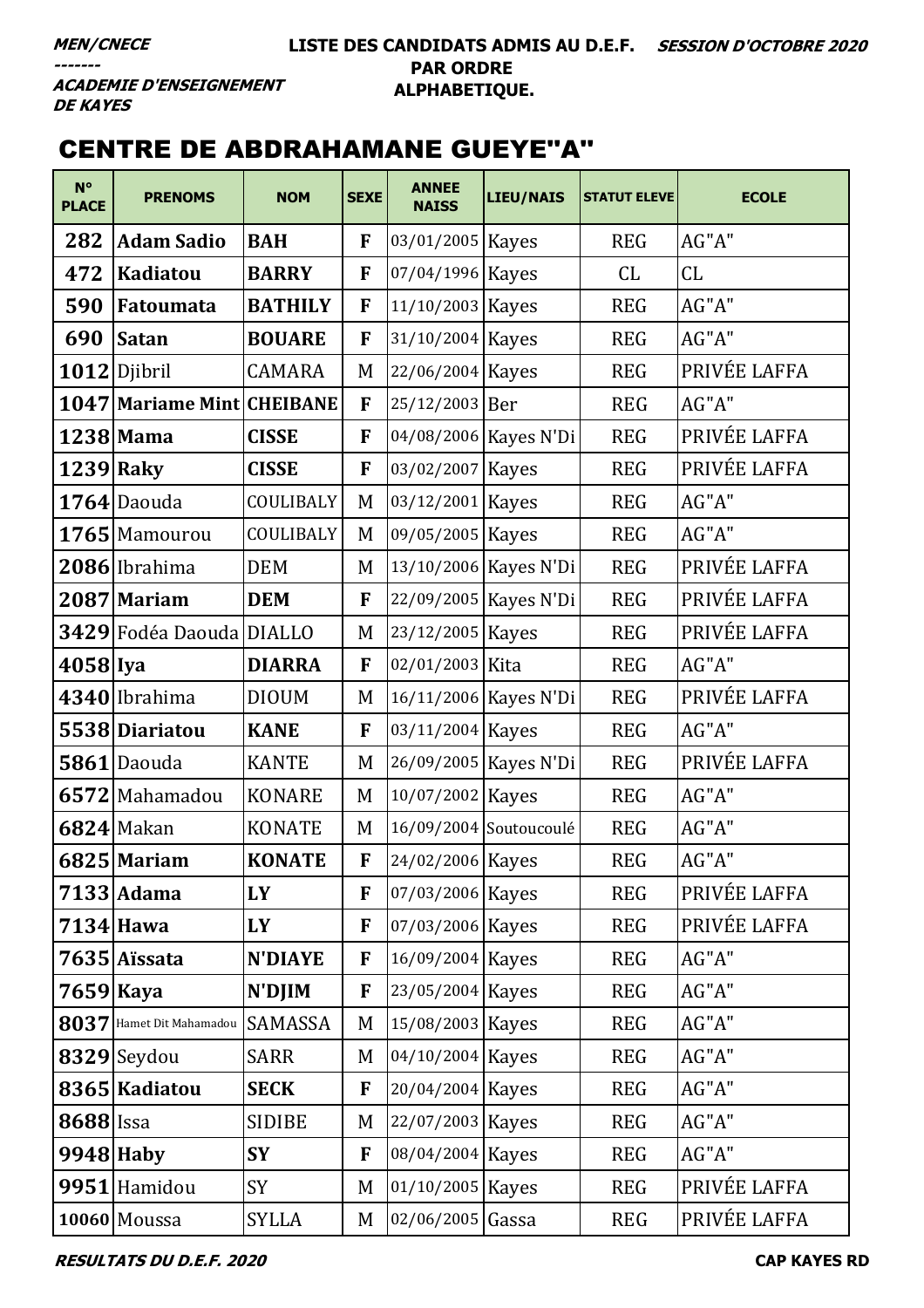**MEN/CNECE**
-------
**ACADEMIE D'ENSEIGNEMENT DE KAYES**

**LISTE DES CANDIDATS ADMIS AU D.E.F. PAR ORDRE ALPHABETIQUE.**

**SESSION D'OCTOBRE 2020**

# CENTRE DE ABDRAHAMANE GUEYE"A"

| N° PLACE | PRENOMS | NOM | SEXE | ANNEE NAISS | LIEU/NAIS | STATUT ELEVE | ECOLE |
|---|---|---|---|---|---|---|---|
| 282 | **Adam Sadio** | **BAH** | **F** | 03/01/2005 | Kayes | REG | AG"A" |
| 472 | **Kadiatou** | **BARRY** | **F** | 07/04/1996 | Kayes | CL | CL |
| 590 | **Fatoumata** | **BATHILY** | **F** | 11/10/2003 | Kayes | REG | AG"A" |
| 690 | **Satan** | **BOUARE** | **F** | 31/10/2004 | Kayes | REG | AG"A" |
| 1012 | Djibril | CAMARA | M | 22/06/2004 | Kayes | REG | PRIVÉE LAFFA |
| 1047 | **Mariame Mint** | **CHEIBANE** | **F** | 25/12/2003 | Ber | REG | AG"A" |
| 1238 | **Mama** | **CISSE** | **F** | 04/08/2006 | Kayes N'Di | REG | PRIVÉE LAFFA |
| 1239 | **Raky** | **CISSE** | **F** | 03/02/2007 | Kayes | REG | PRIVÉE LAFFA |
| 1764 | Daouda | COULIBALY | M | 03/12/2001 | Kayes | REG | AG"A" |
| 1765 | Mamourou | COULIBALY | M | 09/05/2005 | Kayes | REG | AG"A" |
| 2086 | Ibrahima | DEM | M | 13/10/2006 | Kayes N'Di | REG | PRIVÉE LAFFA |
| 2087 | **Mariam** | **DEM** | **F** | 22/09/2005 | Kayes N'Di | REG | PRIVÉE LAFFA |
| 3429 | Fodéa Daouda | DIALLO | M | 23/12/2005 | Kayes | REG | PRIVÉE LAFFA |
| 4058 | **Iya** | **DIARRA** | **F** | 02/01/2003 | Kita | REG | AG"A" |
| 4340 | Ibrahima | DIOUM | M | 16/11/2006 | Kayes N'Di | REG | PRIVÉE LAFFA |
| 5538 | **Diariatou** | **KANE** | **F** | 03/11/2004 | Kayes | REG | AG"A" |
| 5861 | Daouda | KANTE | M | 26/09/2005 | Kayes N'Di | REG | PRIVÉE LAFFA |
| 6572 | Mahamadou | KONARE | M | 10/07/2002 | Kayes | REG | AG"A" |
| 6824 | Makan | KONATE | M | 16/09/2004 | Soutoucoulé | REG | AG"A" |
| 6825 | **Mariam** | **KONATE** | **F** | 24/02/2006 | Kayes | REG | AG"A" |
| 7133 | **Adama** | **LY** | **F** | 07/03/2006 | Kayes | REG | PRIVÉE LAFFA |
| 7134 | **Hawa** | **LY** | **F** | 07/03/2006 | Kayes | REG | PRIVÉE LAFFA |
| 7635 | **Aïssata** | **N'DIAYE** | **F** | 16/09/2004 | Kayes | REG | AG"A" |
| 7659 | **Kaya** | **N'DJIM** | **F** | 23/05/2004 | Kayes | REG | AG"A" |
| 8037 | Hamet Dit Mahamadou | SAMASSA | M | 15/08/2003 | Kayes | REG | AG"A" |
| 8329 | Seydou | SARR | M | 04/10/2004 | Kayes | REG | AG"A" |
| 8365 | **Kadiatou** | **SECK** | **F** | 20/04/2004 | Kayes | REG | AG"A" |
| 8688 | Issa | SIDIBE | M | 22/07/2003 | Kayes | REG | AG"A" |
| 9948 | **Haby** | **SY** | **F** | 08/04/2004 | Kayes | REG | AG"A" |
| 9951 | Hamidou | SY | M | 01/10/2005 | Kayes | REG | PRIVÉE LAFFA |
| 10060 | Moussa | SYLLA | M | 02/06/2005 | Gassa | REG | PRIVÉE LAFFA |

**RESULTATS DU D.E.F. 2020** — **CAP KAYES RD**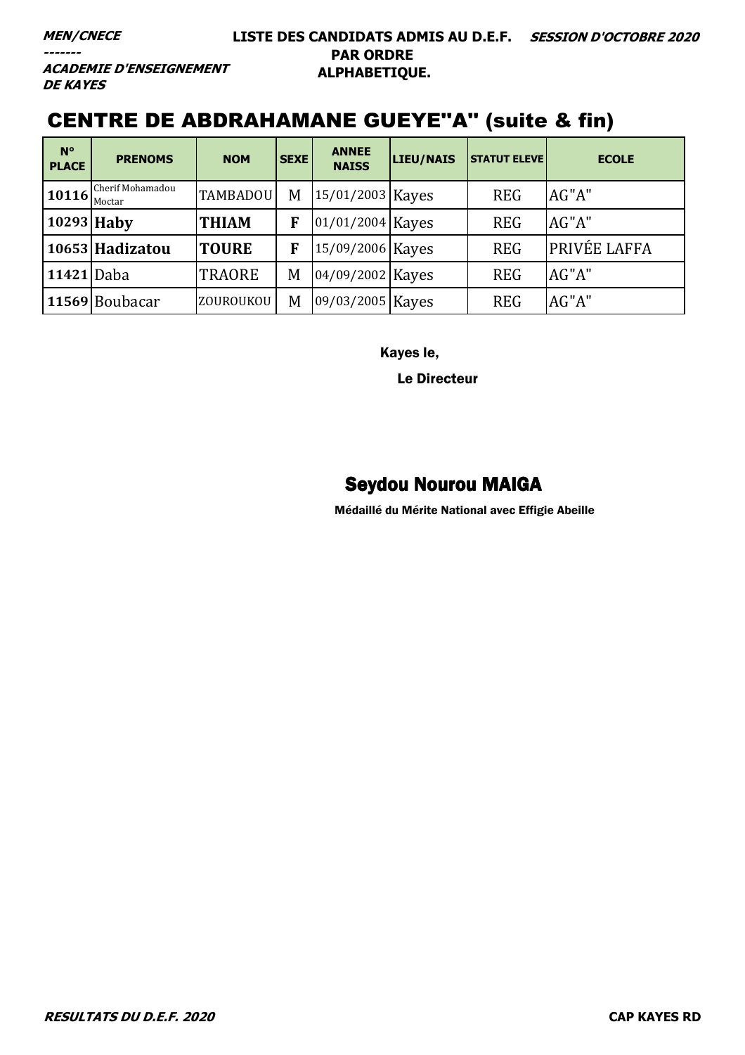***MEN/CNECE***
***-------***
***ACADEMIE D'ENSEIGNEMENT DE KAYES***

**LISTE DES CANDIDATS ADMIS AU D.E.F. PAR ORDRE ALPHABETIQUE.** ***SESSION D'OCTOBRE 2020***

## CENTRE DE ABDRAHAMANE GUEYE"A" (suite & fin)

| N° PLACE | PRENOMS | NOM | SEXE | ANNEE NAISS | LIEU/NAIS | STATUT ELEVE | ECOLE |
|---|---|---|---|---|---|---|---|
| **10116** | Cherif Mohamadou Moctar | TAMBADOU | M | 15/01/2003 | Kayes | REG | AG"A" |
| **10293** | **Haby** | **THIAM** | **F** | 01/01/2004 | Kayes | REG | AG"A" |
| **10653** | **Hadizatou** | **TOURE** | **F** | 15/09/2006 | Kayes | REG | PRIVÉE LAFFA |
| **11421** | Daba | TRAORE | M | 04/09/2002 | Kayes | REG | AG"A" |
| **11569** | Boubacar | ZOUROUKOU | M | 09/03/2005 | Kayes | REG | AG"A" |

Kayes le,

Le Directeur

**Seydou Nourou MAIGA**

**Médaillé du Mérite National avec Effigie Abeille**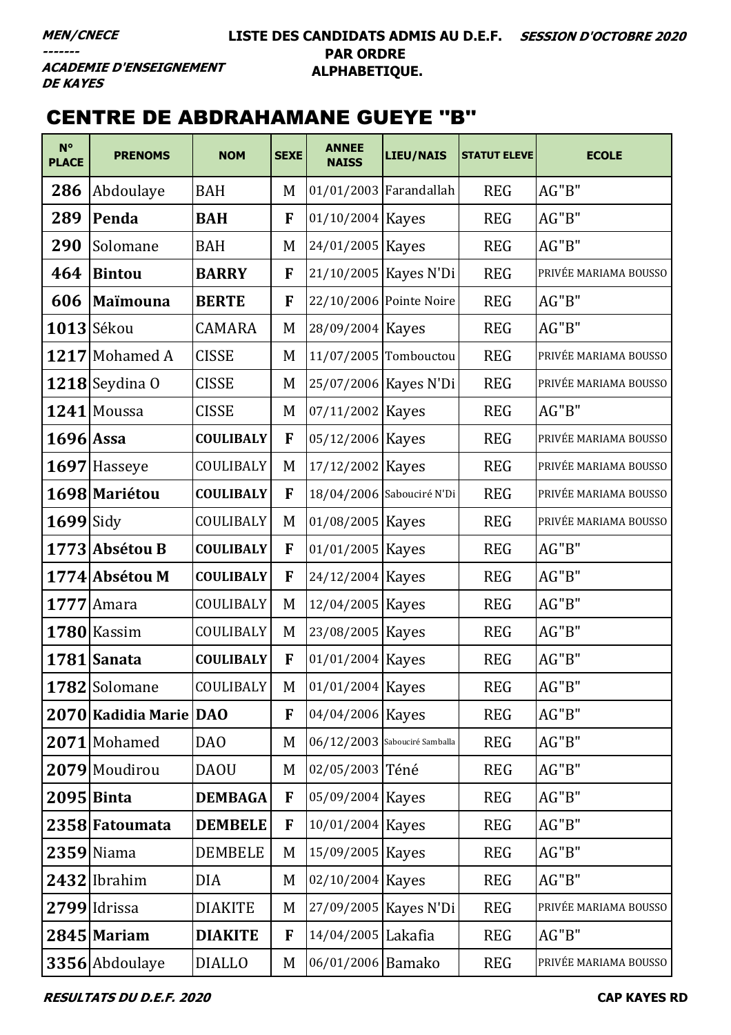**MEN/CNECE**
-------
**ACADEMIE D'ENSEIGNEMENT DE KAYES**

**LISTE DES CANDIDATS ADMIS AU D.E.F. PAR ORDRE ALPHABETIQUE.**

**SESSION D'OCTOBRE 2020**

# CENTRE DE ABDRAHAMANE GUEYE "B"

| N° PLACE | PRENOMS | NOM | SEXE | ANNEE NAISS | LIEU/NAIS | STATUT ELEVE | ECOLE |
|---|---|---|---|---|---|---|---|
| 286 | Abdoulaye | BAH | M | 01/01/2003 | Farandallah | REG | AG"B" |
| 289 | **Penda** | **BAH** | **F** | 01/10/2004 | Kayes | REG | AG"B" |
| 290 | Solomane | BAH | M | 24/01/2005 | Kayes | REG | AG"B" |
| 464 | **Bintou** | **BARRY** | **F** | 21/10/2005 | Kayes N'Di | REG | PRIVÉE MARIAMA BOUSSO |
| 606 | **Maïmouna** | **BERTE** | **F** | 22/10/2006 | Pointe Noire | REG | AG"B" |
| 1013 | Sékou | CAMARA | M | 28/09/2004 | Kayes | REG | AG"B" |
| 1217 | Mohamed A | CISSE | M | 11/07/2005 | Tombouctou | REG | PRIVÉE MARIAMA BOUSSO |
| 1218 | Seydina O | CISSE | M | 25/07/2006 | Kayes N'Di | REG | PRIVÉE MARIAMA BOUSSO |
| 1241 | Moussa | CISSE | M | 07/11/2002 | Kayes | REG | AG"B" |
| 1696 | **Assa** | **COULIBALY** | **F** | 05/12/2006 | Kayes | REG | PRIVÉE MARIAMA BOUSSO |
| 1697 | Hasseye | COULIBALY | M | 17/12/2002 | Kayes | REG | PRIVÉE MARIAMA BOUSSO |
| 1698 | **Mariétou** | **COULIBALY** | **F** | 18/04/2006 | Sabouciré N'Di | REG | PRIVÉE MARIAMA BOUSSO |
| 1699 | Sidy | COULIBALY | M | 01/08/2005 | Kayes | REG | PRIVÉE MARIAMA BOUSSO |
| 1773 | **Absétou B** | **COULIBALY** | **F** | 01/01/2005 | Kayes | REG | AG"B" |
| 1774 | **Absétou M** | **COULIBALY** | **F** | 24/12/2004 | Kayes | REG | AG"B" |
| 1777 | Amara | COULIBALY | M | 12/04/2005 | Kayes | REG | AG"B" |
| 1780 | Kassim | COULIBALY | M | 23/08/2005 | Kayes | REG | AG"B" |
| 1781 | **Sanata** | **COULIBALY** | **F** | 01/01/2004 | Kayes | REG | AG"B" |
| 1782 | Solomane | COULIBALY | M | 01/01/2004 | Kayes | REG | AG"B" |
| 2070 | **Kadidia Marie** | **DAO** | **F** | 04/04/2006 | Kayes | REG | AG"B" |
| 2071 | Mohamed | DAO | M | 06/12/2003 | Sabouciré Samballa | REG | AG"B" |
| 2079 | Moudirou | DAOU | M | 02/05/2003 | Téné | REG | AG"B" |
| 2095 | **Binta** | **DEMBAGA** | **F** | 05/09/2004 | Kayes | REG | AG"B" |
| 2358 | **Fatoumata** | **DEMBELE** | **F** | 10/01/2004 | Kayes | REG | AG"B" |
| 2359 | Niama | DEMBELE | M | 15/09/2005 | Kayes | REG | AG"B" |
| 2432 | Ibrahim | DIA | M | 02/10/2004 | Kayes | REG | AG"B" |
| 2799 | Idrissa | DIAKITE | M | 27/09/2005 | Kayes N'Di | REG | PRIVÉE MARIAMA BOUSSO |
| 2845 | **Mariam** | **DIAKITE** | **F** | 14/04/2005 | Lakafia | REG | AG"B" |
| 3356 | Abdoulaye | DIALLO | M | 06/01/2006 | Bamako | REG | PRIVÉE MARIAMA BOUSSO |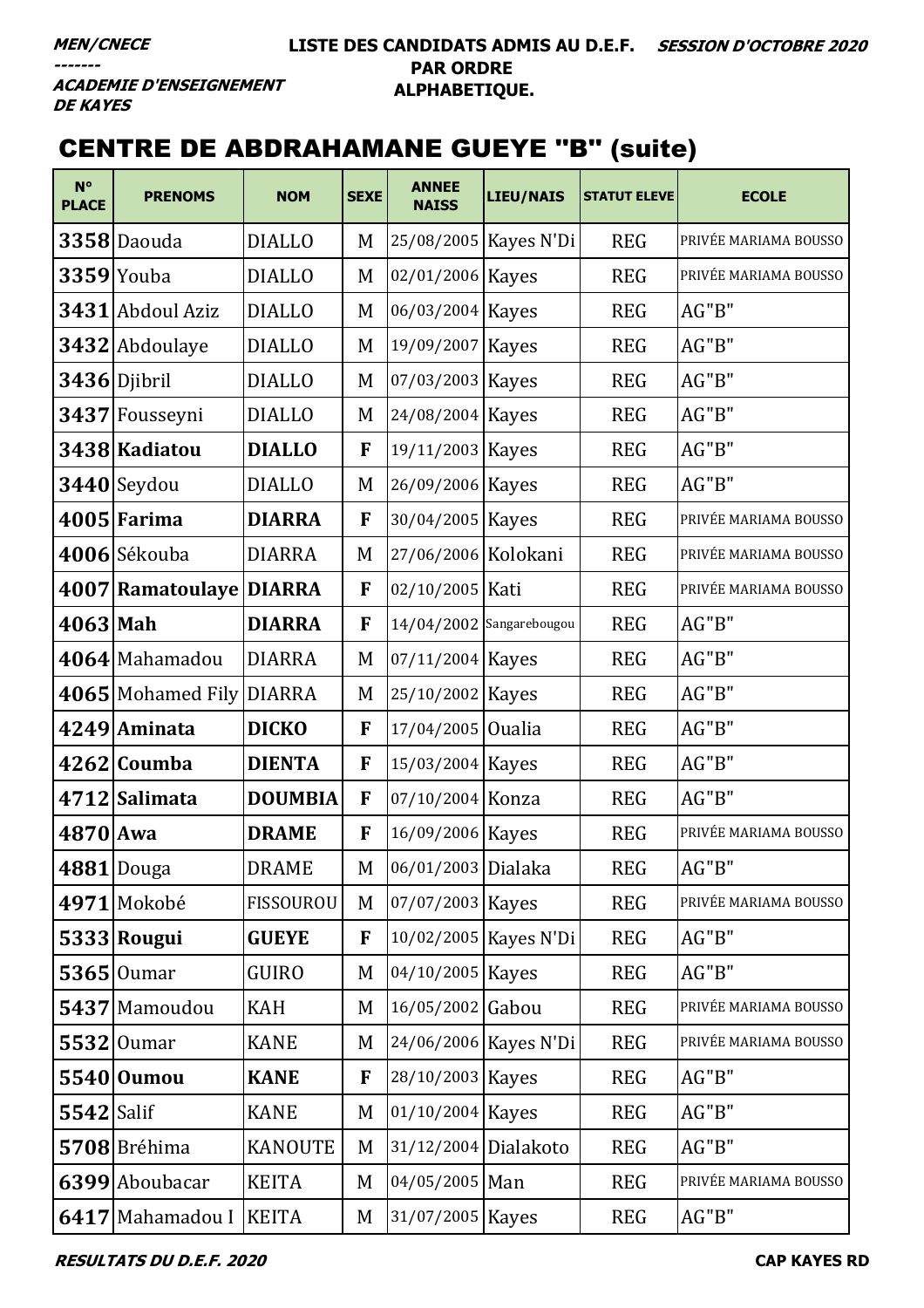MEN/CNECE
-------
ACADEMIE D'ENSEIGNEMENT DE KAYES

**LISTE DES CANDIDATS ADMIS AU D.E.F. PAR ORDRE ALPHABETIQUE.**

**SESSION D'OCTOBRE 2020**

# CENTRE DE ABDRAHAMANE GUEYE "B" (suite)

| N° PLACE | PRENOMS | NOM | SEXE | ANNEE NAISS | LIEU/NAIS | STATUT ELEVE | ECOLE |
|---|---|---|---|---|---|---|---|
| 3358 | Daouda | DIALLO | M | 25/08/2005 | Kayes N'Di | REG | PRIVÉE MARIAMA BOUSSO |
| 3359 | Youba | DIALLO | M | 02/01/2006 | Kayes | REG | PRIVÉE MARIAMA BOUSSO |
| 3431 | Abdoul Aziz | DIALLO | M | 06/03/2004 | Kayes | REG | AG"B" |
| 3432 | Abdoulaye | DIALLO | M | 19/09/2007 | Kayes | REG | AG"B" |
| 3436 | Djibril | DIALLO | M | 07/03/2003 | Kayes | REG | AG"B" |
| 3437 | Fousseyni | DIALLO | M | 24/08/2004 | Kayes | REG | AG"B" |
| 3438 | **Kadiatou** | **DIALLO** | **F** | 19/11/2003 | Kayes | REG | AG"B" |
| 3440 | Seydou | DIALLO | M | 26/09/2006 | Kayes | REG | AG"B" |
| 4005 | **Farima** | **DIARRA** | **F** | 30/04/2005 | Kayes | REG | PRIVÉE MARIAMA BOUSSO |
| 4006 | Sékouba | DIARRA | M | 27/06/2006 | Kolokani | REG | PRIVÉE MARIAMA BOUSSO |
| 4007 | **Ramatoulaye** | **DIARRA** | **F** | 02/10/2005 | Kati | REG | PRIVÉE MARIAMA BOUSSO |
| 4063 | **Mah** | **DIARRA** | **F** | 14/04/2002 | Sangarebougou | REG | AG"B" |
| 4064 | Mahamadou | DIARRA | M | 07/11/2004 | Kayes | REG | AG"B" |
| 4065 | Mohamed Fily | DIARRA | M | 25/10/2002 | Kayes | REG | AG"B" |
| 4249 | **Aminata** | **DICKO** | **F** | 17/04/2005 | Oualia | REG | AG"B" |
| 4262 | **Coumba** | **DIENTA** | **F** | 15/03/2004 | Kayes | REG | AG"B" |
| 4712 | **Salimata** | **DOUMBIA** | **F** | 07/10/2004 | Konza | REG | AG"B" |
| 4870 | **Awa** | **DRAME** | **F** | 16/09/2006 | Kayes | REG | PRIVÉE MARIAMA BOUSSO |
| 4881 | Douga | DRAME | M | 06/01/2003 | Dialaka | REG | AG"B" |
| 4971 | Mokobé | FISSOUROU | M | 07/07/2003 | Kayes | REG | PRIVÉE MARIAMA BOUSSO |
| 5333 | **Rougui** | **GUEYE** | **F** | 10/02/2005 | Kayes N'Di | REG | AG"B" |
| 5365 | Oumar | GUIRO | M | 04/10/2005 | Kayes | REG | AG"B" |
| 5437 | Mamoudou | KAH | M | 16/05/2002 | Gabou | REG | PRIVÉE MARIAMA BOUSSO |
| 5532 | Oumar | KANE | M | 24/06/2006 | Kayes N'Di | REG | PRIVÉE MARIAMA BOUSSO |
| 5540 | **Oumou** | **KANE** | **F** | 28/10/2003 | Kayes | REG | AG"B" |
| 5542 | Salif | KANE | M | 01/10/2004 | Kayes | REG | AG"B" |
| 5708 | Bréhima | KANOUTE | M | 31/12/2004 | Dialakoto | REG | AG"B" |
| 6399 | Aboubacar | KEITA | M | 04/05/2005 | Man | REG | PRIVÉE MARIAMA BOUSSO |
| 6417 | Mahamadou I | KEITA | M | 31/07/2005 | Kayes | REG | AG"B" |

RESULTATS DU D.E.F. 2020

CAP KAYES RD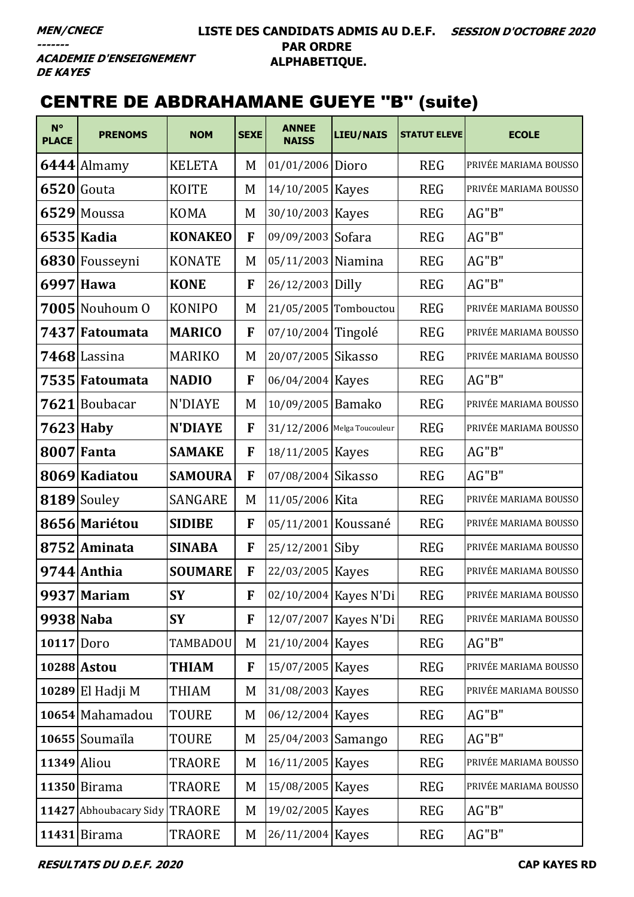MEN/CNECE
-------
ACADEMIE D'ENSEIGNEMENT DE KAYES

**LISTE DES CANDIDATS ADMIS AU D.E.F. PAR ORDRE ALPHABETIQUE.**

**SESSION D'OCTOBRE 2020**

## CENTRE DE ABDRAHAMANE GUEYE "B" (suite)

| N° PLACE | PRENOMS | NOM | SEXE | ANNEE NAISS | LIEU/NAIS | STATUT ELEVE | ECOLE |
|---|---|---|---|---|---|---|---|
| **6444** | Almamy | KELETA | M | 01/01/2006 | Dioro | REG | PRIVÉE MARIAMA BOUSSO |
| **6520** | Gouta | KOITE | M | 14/10/2005 | Kayes | REG | PRIVÉE MARIAMA BOUSSO |
| **6529** | Moussa | KOMA | M | 30/10/2003 | Kayes | REG | AG"B" |
| **6535** | **Kadia** | **KONAKEO** | **F** | 09/09/2003 | Sofara | REG | AG"B" |
| **6830** | Fousseyni | KONATE | M | 05/11/2003 | Niamina | REG | AG"B" |
| **6997** | **Hawa** | **KONE** | **F** | 26/12/2003 | Dilly | REG | AG"B" |
| **7005** | Nouhoum O | KONIPO | M | 21/05/2005 | Tombouctou | REG | PRIVÉE MARIAMA BOUSSO |
| **7437** | **Fatoumata** | **MARICO** | **F** | 07/10/2004 | Tingolé | REG | PRIVÉE MARIAMA BOUSSO |
| **7468** | Lassina | MARIKO | M | 20/07/2005 | Sikasso | REG | PRIVÉE MARIAMA BOUSSO |
| **7535** | **Fatoumata** | **NADIO** | **F** | 06/04/2004 | Kayes | REG | AG"B" |
| **7621** | Boubacar | N'DIAYE | M | 10/09/2005 | Bamako | REG | PRIVÉE MARIAMA BOUSSO |
| **7623** | **Haby** | **N'DIAYE** | **F** | 31/12/2006 | Melga Toucouleur | REG | PRIVÉE MARIAMA BOUSSO |
| **8007** | **Fanta** | **SAMAKE** | **F** | 18/11/2005 | Kayes | REG | AG"B" |
| **8069** | **Kadiatou** | **SAMOURA** | **F** | 07/08/2004 | Sikasso | REG | AG"B" |
| **8189** | Souley | SANGARE | M | 11/05/2006 | Kita | REG | PRIVÉE MARIAMA BOUSSO |
| **8656** | **Mariétou** | **SIDIBE** | **F** | 05/11/2001 | Koussané | REG | PRIVÉE MARIAMA BOUSSO |
| **8752** | **Aminata** | **SINABA** | **F** | 25/12/2001 | Siby | REG | PRIVÉE MARIAMA BOUSSO |
| **9744** | **Anthia** | **SOUMARE** | **F** | 22/03/2005 | Kayes | REG | PRIVÉE MARIAMA BOUSSO |
| **9937** | **Mariam** | **SY** | **F** | 02/10/2004 | Kayes N'Di | REG | PRIVÉE MARIAMA BOUSSO |
| **9938** | **Naba** | **SY** | **F** | 12/07/2007 | Kayes N'Di | REG | PRIVÉE MARIAMA BOUSSO |
| **10117** | Doro | TAMBADOU | M | 21/10/2004 | Kayes | REG | AG"B" |
| **10288** | **Astou** | **THIAM** | **F** | 15/07/2005 | Kayes | REG | PRIVÉE MARIAMA BOUSSO |
| **10289** | El Hadji M | THIAM | M | 31/08/2003 | Kayes | REG | PRIVÉE MARIAMA BOUSSO |
| **10654** | Mahamadou | TOURE | M | 06/12/2004 | Kayes | REG | AG"B" |
| **10655** | Soumaïla | TOURE | M | 25/04/2003 | Samango | REG | AG"B" |
| **11349** | Aliou | TRAORE | M | 16/11/2005 | Kayes | REG | PRIVÉE MARIAMA BOUSSO |
| **11350** | Birama | TRAORE | M | 15/08/2005 | Kayes | REG | PRIVÉE MARIAMA BOUSSO |
| **11427** | Abhoubacary Sidy | TRAORE | M | 19/02/2005 | Kayes | REG | AG"B" |
| **11431** | Birama | TRAORE | M | 26/11/2004 | Kayes | REG | AG"B" |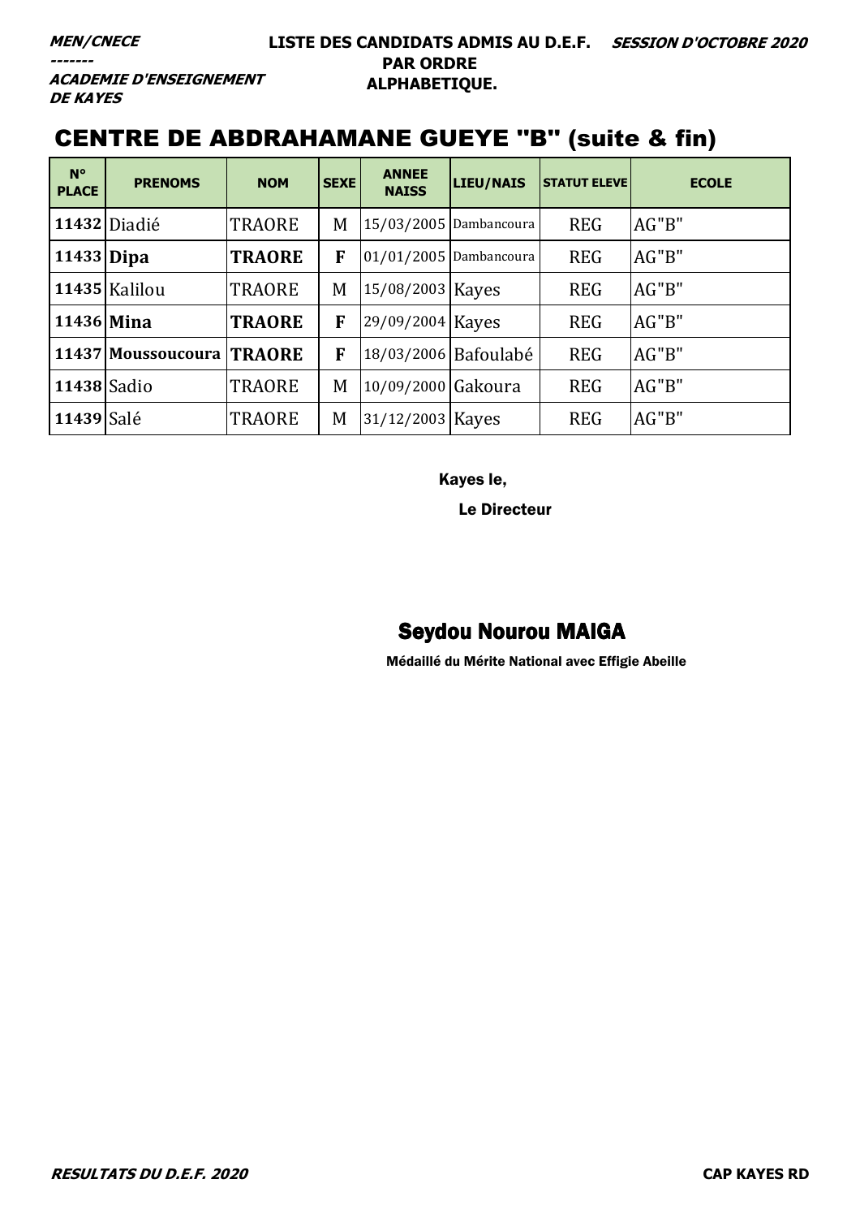***MEN/CNECE***
***-------***
***ACADEMIE D'ENSEIGNEMENT DE KAYES***

**LISTE DES CANDIDATS ADMIS AU D.E.F. PAR ORDRE ALPHABETIQUE.** ***SESSION D'OCTOBRE 2020***

# CENTRE DE ABDRAHAMANE GUEYE "B" (suite & fin)

| N° PLACE | PRENOMS | NOM | SEXE | ANNEE NAISS | LIEU/NAIS | STATUT ELEVE | ECOLE |
|---|---|---|---|---|---|---|---|
| **11432** | Diadié | TRAORE | M | 15/03/2005 | Dambancoura | REG | AG"B" |
| **11433** | **Dipa** | **TRAORE** | **F** | 01/01/2005 | Dambancoura | REG | AG"B" |
| **11435** | Kalilou | TRAORE | M | 15/08/2003 | Kayes | REG | AG"B" |
| **11436** | **Mina** | **TRAORE** | **F** | 29/09/2004 | Kayes | REG | AG"B" |
| **11437** | **Moussoucoura** | **TRAORE** | **F** | 18/03/2006 | Bafoulabé | REG | AG"B" |
| **11438** | Sadio | TRAORE | M | 10/09/2000 | Gakoura | REG | AG"B" |
| **11439** | Salé | TRAORE | M | 31/12/2003 | Kayes | REG | AG"B" |

Kayes le,

**Le Directeur**

**Seydou Nourou MAIGA**

**Médaillé du Mérite National avec Effigie Abeille**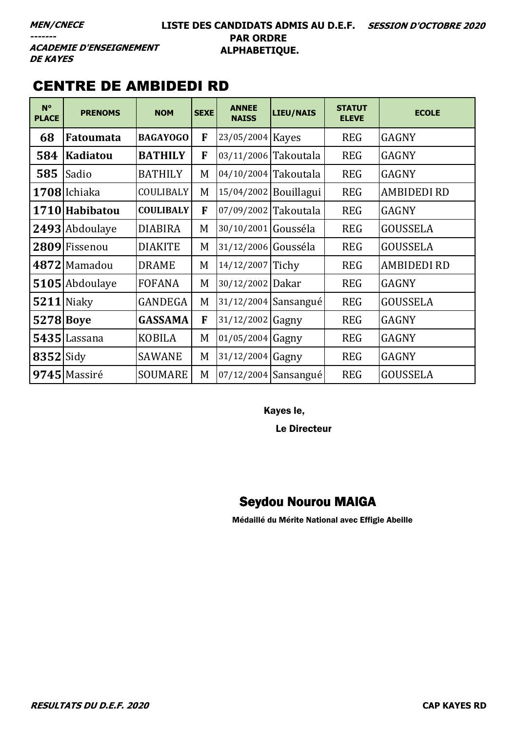***MEN/CNECE***
***-------***
***ACADEMIE D'ENSEIGNEMENT DE KAYES***

**LISTE DES CANDIDATS ADMIS AU D.E.F. PAR ORDRE ALPHABETIQUE.**

***SESSION D'OCTOBRE 2020***

## CENTRE DE AMBIDEDI RD

| N° PLACE | PRENOMS | NOM | SEXE | ANNEE NAISS | LIEU/NAIS | STATUT ELEVE | ECOLE |
|---|---|---|---|---|---|---|---|
| **68** | **Fatoumata** | **BAGAYOGO** | **F** | 23/05/2004 | Kayes | REG | GAGNY |
| **584** | **Kadiatou** | **BATHILY** | **F** | 03/11/2006 | Takoutala | REG | GAGNY |
| **585** | Sadio | BATHILY | M | 04/10/2004 | Takoutala | REG | GAGNY |
| **1708** | Ichiaka | COULIBALY | M | 15/04/2002 | Bouillagui | REG | AMBIDEDI RD |
| **1710** | **Habibatou** | **COULIBALY** | **F** | 07/09/2002 | Takoutala | REG | GAGNY |
| **2493** | Abdoulaye | DIABIRA | M | 30/10/2001 | Gousséla | REG | GOUSSELA |
| **2809** | Fissenou | DIAKITE | M | 31/12/2006 | Gousséla | REG | GOUSSELA |
| **4872** | Mamadou | DRAME | M | 14/12/2007 | Tichy | REG | AMBIDEDI RD |
| **5105** | Abdoulaye | FOFANA | M | 30/12/2002 | Dakar | REG | GAGNY |
| **5211** | Niaky | GANDEGA | M | 31/12/2004 | Sansangué | REG | GOUSSELA |
| **5278** | **Boye** | **GASSAMA** | **F** | 31/12/2002 | Gagny | REG | GAGNY |
| **5435** | Lassana | KOBILA | M | 01/05/2004 | Gagny | REG | GAGNY |
| **8352** | Sidy | SAWANE | M | 31/12/2004 | Gagny | REG | GAGNY |
| **9745** | Massiré | SOUMARE | M | 07/12/2004 | Sansangué | REG | GOUSSELA |

Kayes le,

Le Directeur

**Seydou Nourou MAIGA**

Médaillé du Mérite National avec Effigie Abeille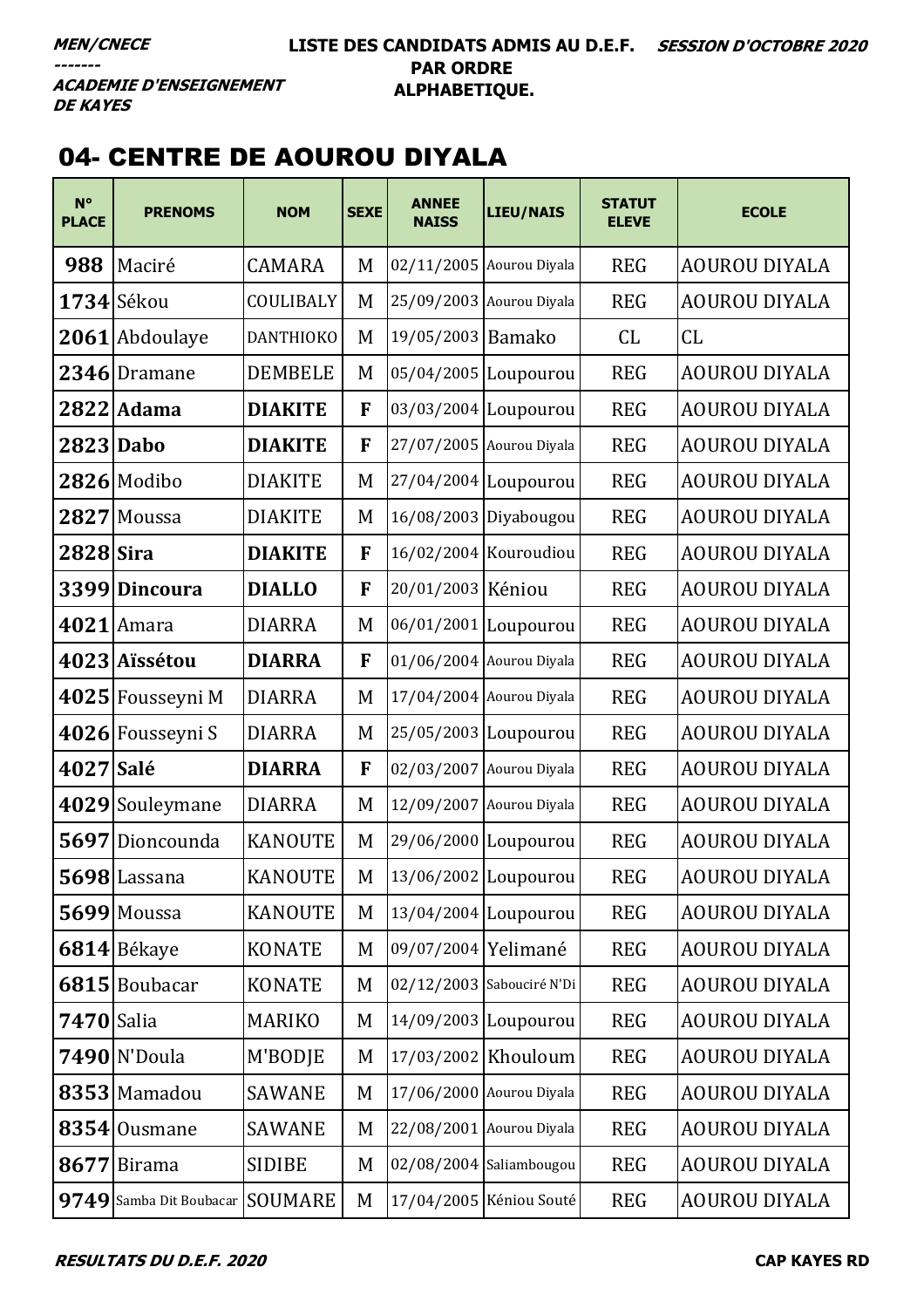**MEN/CNECE**
**-------**
**ACADEMIE D'ENSEIGNEMENT DE KAYES**

**LISTE DES CANDIDATS ADMIS AU D.E.F. PAR ORDRE ALPHABETIQUE.**

**SESSION D'OCTOBRE 2020**

## 04- CENTRE DE AOUROU DIYALA

| N° PLACE | PRENOMS | NOM | SEXE | ANNEE NAISS | LIEU/NAIS | STATUT ELEVE | ECOLE |
|---|---|---|---|---|---|---|---|
| 988 | Maciré | CAMARA | M | 02/11/2005 | Aourou Diyala | REG | AOUROU DIYALA |
| 1734 | Sékou | COULIBALY | M | 25/09/2003 | Aourou Diyala | REG | AOUROU DIYALA |
| 2061 | Abdoulaye | DANTHIOKO | M | 19/05/2003 | Bamako | CL | CL |
| 2346 | Dramane | DEMBELE | M | 05/04/2005 | Loupourou | REG | AOUROU DIYALA |
| 2822 | **Adama** | **DIAKITE** | **F** | 03/03/2004 | Loupourou | REG | AOUROU DIYALA |
| 2823 | **Dabo** | **DIAKITE** | **F** | 27/07/2005 | Aourou Diyala | REG | AOUROU DIYALA |
| 2826 | Modibo | DIAKITE | M | 27/04/2004 | Loupourou | REG | AOUROU DIYALA |
| 2827 | Moussa | DIAKITE | M | 16/08/2003 | Diyabougou | REG | AOUROU DIYALA |
| 2828 | **Sira** | **DIAKITE** | **F** | 16/02/2004 | Kouroudiou | REG | AOUROU DIYALA |
| 3399 | **Dincoura** | **DIALLO** | **F** | 20/01/2003 | Kéniou | REG | AOUROU DIYALA |
| 4021 | Amara | DIARRA | M | 06/01/2001 | Loupourou | REG | AOUROU DIYALA |
| 4023 | **Aïssétou** | **DIARRA** | **F** | 01/06/2004 | Aourou Diyala | REG | AOUROU DIYALA |
| 4025 | Fousseyni M | DIARRA | M | 17/04/2004 | Aourou Diyala | REG | AOUROU DIYALA |
| 4026 | Fousseyni S | DIARRA | M | 25/05/2003 | Loupourou | REG | AOUROU DIYALA |
| 4027 | **Salé** | **DIARRA** | **F** | 02/03/2007 | Aourou Diyala | REG | AOUROU DIYALA |
| 4029 | Souleymane | DIARRA | M | 12/09/2007 | Aourou Diyala | REG | AOUROU DIYALA |
| 5697 | Dioncounda | KANOUTE | M | 29/06/2000 | Loupourou | REG | AOUROU DIYALA |
| 5698 | Lassana | KANOUTE | M | 13/06/2002 | Loupourou | REG | AOUROU DIYALA |
| 5699 | Moussa | KANOUTE | M | 13/04/2004 | Loupourou | REG | AOUROU DIYALA |
| 6814 | Békaye | KONATE | M | 09/07/2004 | Yelimané | REG | AOUROU DIYALA |
| 6815 | Boubacar | KONATE | M | 02/12/2003 | Sabouciré N'Di | REG | AOUROU DIYALA |
| 7470 | Salia | MARIKO | M | 14/09/2003 | Loupourou | REG | AOUROU DIYALA |
| 7490 | N'Doula | M'BODJE | M | 17/03/2002 | Khouloum | REG | AOUROU DIYALA |
| 8353 | Mamadou | SAWANE | M | 17/06/2000 | Aourou Diyala | REG | AOUROU DIYALA |
| 8354 | Ousmane | SAWANE | M | 22/08/2001 | Aourou Diyala | REG | AOUROU DIYALA |
| 8677 | Birama | SIDIBE | M | 02/08/2004 | Saliambougou | REG | AOUROU DIYALA |
| 9749 | Samba Dit Boubacar | SOUMARE | M | 17/04/2005 | Kéniou Souté | REG | AOUROU DIYALA |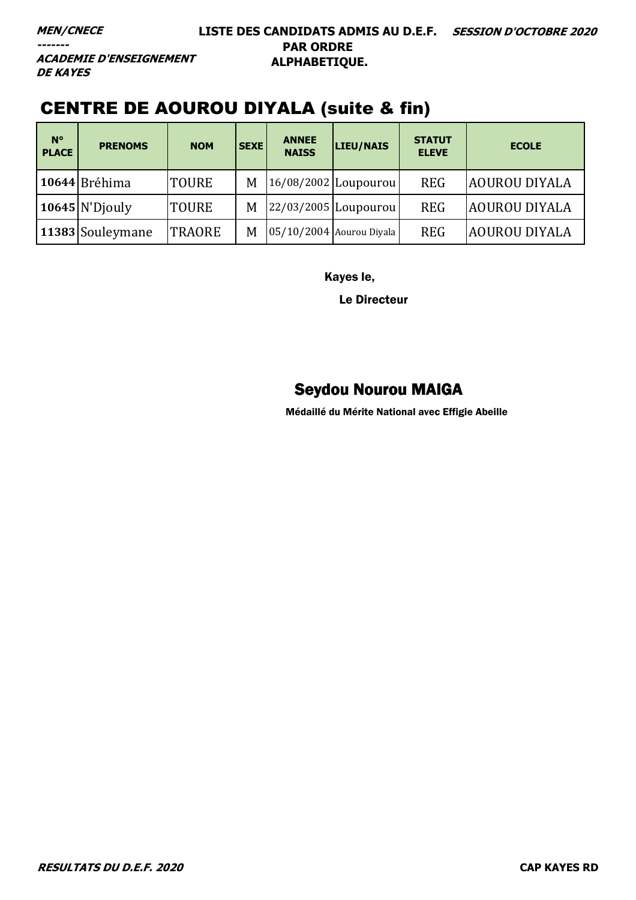**_MEN/CNECE_**
**_-------_**
**_ACADEMIE D'ENSEIGNEMENT DE KAYES_**

**LISTE DES CANDIDATS ADMIS AU D.E.F. PAR ORDRE ALPHABETIQUE.**

**_SESSION D'OCTOBRE 2020_**

## CENTRE DE AOUROU DIYALA (suite & fin)

| N° PLACE | PRENOMS | NOM | SEXE | ANNEE NAISS | LIEU/NAIS | STATUT ELEVE | ECOLE |
|---|---|---|---|---|---|---|---|
| **10644** | Bréhima | TOURE | M | 16/08/2002 | Loupourou | REG | AOUROU DIYALA |
| **10645** | N'Djouly | TOURE | M | 22/03/2005 | Loupourou | REG | AOUROU DIYALA |
| **11383** | Souleymane | TRAORE | M | 05/10/2004 | Aourou Diyala | REG | AOUROU DIYALA |

**Kayes le,**

**Le Directeur**

**Seydou Nourou MAIGA**

**Médaillé du Mérite National avec Effigie Abeille**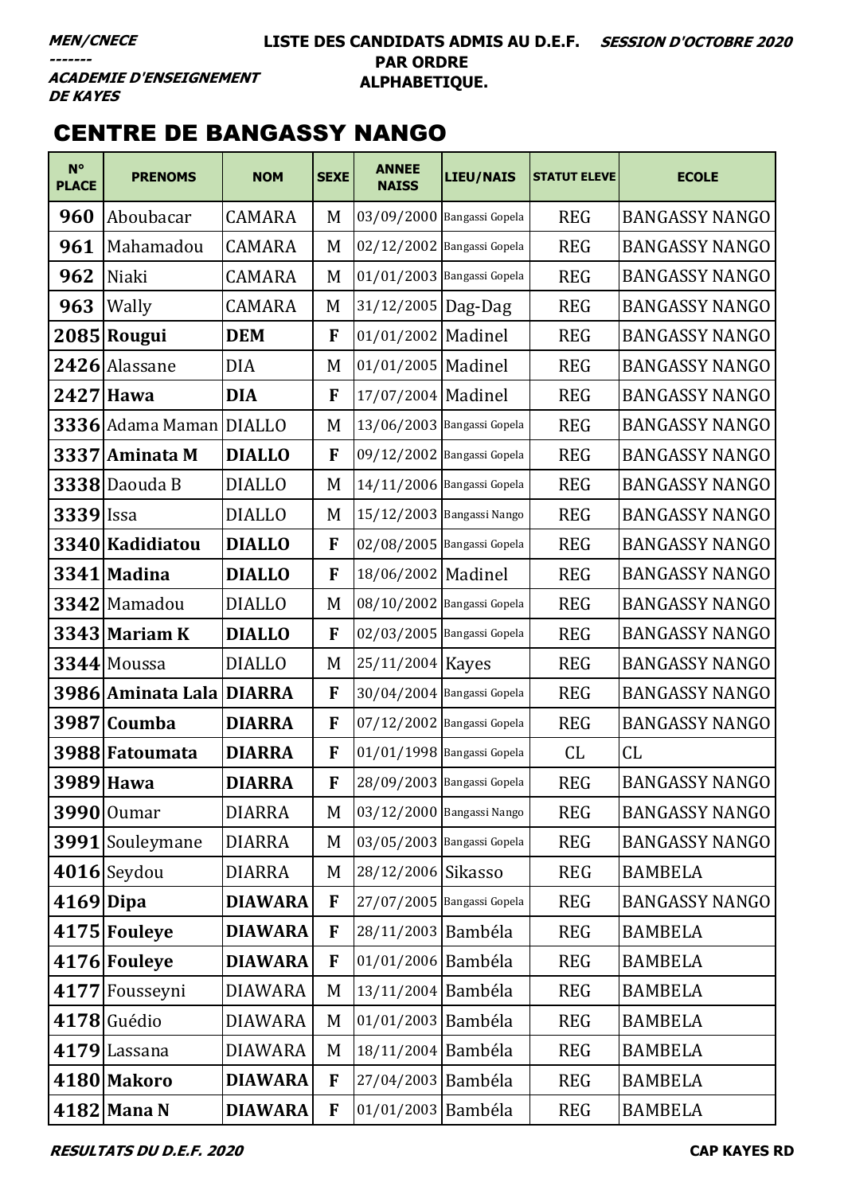**MEN/CNECE**
**-------**
**ACADEMIE D'ENSEIGNEMENT DE KAYES**

**LISTE DES CANDIDATS ADMIS AU D.E.F. PAR ORDRE ALPHABETIQUE.**

***SESSION D'OCTOBRE 2020***

## CENTRE DE BANGASSY NANGO

| N° PLACE | PRENOMS | NOM | SEXE | ANNEE NAISS | LIEU/NAIS | STATUT ELEVE | ECOLE |
|---|---|---|---|---|---|---|---|
| 960 | Aboubacar | CAMARA | M | 03/09/2000 | Bangassi Gopela | REG | BANGASSY NANGO |
| 961 | Mahamadou | CAMARA | M | 02/12/2002 | Bangassi Gopela | REG | BANGASSY NANGO |
| 962 | Niaki | CAMARA | M | 01/01/2003 | Bangassi Gopela | REG | BANGASSY NANGO |
| 963 | Wally | CAMARA | M | 31/12/2005 | Dag-Dag | REG | BANGASSY NANGO |
| 2085 | **Rougui** | **DEM** | **F** | 01/01/2002 | Madinel | REG | BANGASSY NANGO |
| 2426 | Alassane | DIA | M | 01/01/2005 | Madinel | REG | BANGASSY NANGO |
| 2427 | **Hawa** | **DIA** | **F** | 17/07/2004 | Madinel | REG | BANGASSY NANGO |
| 3336 | Adama Maman | DIALLO | M | 13/06/2003 | Bangassi Gopela | REG | BANGASSY NANGO |
| 3337 | **Aminata M** | **DIALLO** | **F** | 09/12/2002 | Bangassi Gopela | REG | BANGASSY NANGO |
| 3338 | Daouda B | DIALLO | M | 14/11/2006 | Bangassi Gopela | REG | BANGASSY NANGO |
| 3339 | Issa | DIALLO | M | 15/12/2003 | Bangassi Nango | REG | BANGASSY NANGO |
| 3340 | **Kadidiatou** | **DIALLO** | **F** | 02/08/2005 | Bangassi Gopela | REG | BANGASSY NANGO |
| 3341 | **Madina** | **DIALLO** | **F** | 18/06/2002 | Madinel | REG | BANGASSY NANGO |
| 3342 | Mamadou | DIALLO | M | 08/10/2002 | Bangassi Gopela | REG | BANGASSY NANGO |
| 3343 | **Mariam K** | **DIALLO** | **F** | 02/03/2005 | Bangassi Gopela | REG | BANGASSY NANGO |
| 3344 | Moussa | DIALLO | M | 25/11/2004 | Kayes | REG | BANGASSY NANGO |
| 3986 | **Aminata Lala** | **DIARRA** | **F** | 30/04/2004 | Bangassi Gopela | REG | BANGASSY NANGO |
| 3987 | **Coumba** | **DIARRA** | **F** | 07/12/2002 | Bangassi Gopela | REG | BANGASSY NANGO |
| 3988 | **Fatoumata** | **DIARRA** | **F** | 01/01/1998 | Bangassi Gopela | CL | CL |
| 3989 | **Hawa** | **DIARRA** | **F** | 28/09/2003 | Bangassi Gopela | REG | BANGASSY NANGO |
| 3990 | Oumar | DIARRA | M | 03/12/2000 | Bangassi Nango | REG | BANGASSY NANGO |
| 3991 | Souleymane | DIARRA | M | 03/05/2003 | Bangassi Gopela | REG | BANGASSY NANGO |
| 4016 | Seydou | DIARRA | M | 28/12/2006 | Sikasso | REG | BAMBELA |
| 4169 | **Dipa** | **DIAWARA** | **F** | 27/07/2005 | Bangassi Gopela | REG | BANGASSY NANGO |
| 4175 | **Fouleye** | **DIAWARA** | **F** | 28/11/2003 | Bambéla | REG | BAMBELA |
| 4176 | **Fouleye** | **DIAWARA** | **F** | 01/01/2006 | Bambéla | REG | BAMBELA |
| 4177 | Fousseyni | DIAWARA | M | 13/11/2004 | Bambéla | REG | BAMBELA |
| 4178 | Guédio | DIAWARA | M | 01/01/2003 | Bambéla | REG | BAMBELA |
| 4179 | Lassana | DIAWARA | M | 18/11/2004 | Bambéla | REG | BAMBELA |
| 4180 | **Makoro** | **DIAWARA** | **F** | 27/04/2003 | Bambéla | REG | BAMBELA |
| 4182 | **Mana N** | **DIAWARA** | **F** | 01/01/2003 | Bambéla | REG | BAMBELA |

***RESULTATS DU D.E.F. 2020*** **CAP KAYES RD**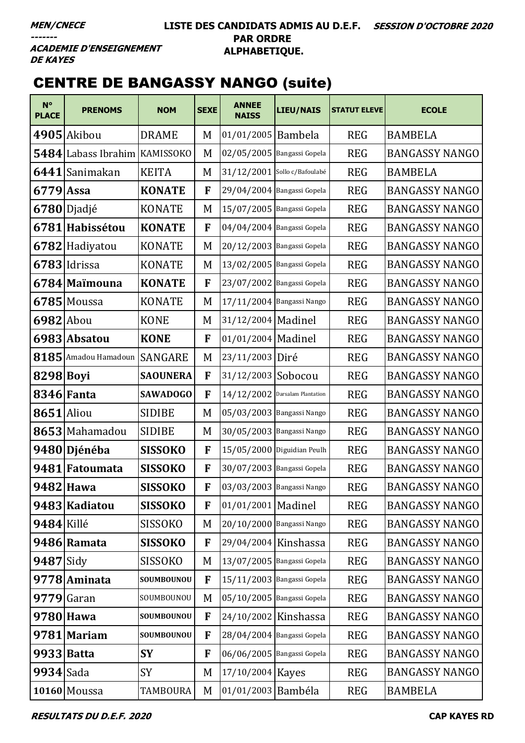MEN/CNECE
-------
ACADEMIE D'ENSEIGNEMENT DE KAYES

LISTE DES CANDIDATS ADMIS AU D.E.F. PAR ORDRE ALPHABETIQUE.

SESSION D'OCTOBRE 2020

# CENTRE DE BANGASSY NANGO (suite)

| N° PLACE | PRENOMS | NOM | SEXE | ANNEE NAISS | LIEU/NAIS | STATUT ELEVE | ECOLE |
|---|---|---|---|---|---|---|---|
| 4905 | Akibou | DRAME | M | 01/01/2005 | Bambela | REG | BAMBELA |
| 5484 | Labass Ibrahim | KAMISSOKO | M | 02/05/2005 | Bangassi Gopela | REG | BANGASSY NANGO |
| 6441 | Sanimakan | KEITA | M | 31/12/2001 | Sollo c/Bafoulabé | REG | BAMBELA |
| 6779 | **Assa** | **KONATE** | **F** | 29/04/2004 | Bangassi Gopela | REG | BANGASSY NANGO |
| 6780 | Djadjé | KONATE | M | 15/07/2005 | Bangassi Gopela | REG | BANGASSY NANGO |
| 6781 | **Habissétou** | **KONATE** | **F** | 04/04/2004 | Bangassi Gopela | REG | BANGASSY NANGO |
| 6782 | Hadiyatou | KONATE | M | 20/12/2003 | Bangassi Gopela | REG | BANGASSY NANGO |
| 6783 | Idrissa | KONATE | M | 13/02/2005 | Bangassi Gopela | REG | BANGASSY NANGO |
| 6784 | **Maïmouna** | **KONATE** | **F** | 23/07/2002 | Bangassi Gopela | REG | BANGASSY NANGO |
| 6785 | Moussa | KONATE | M | 17/11/2004 | Bangassi Nango | REG | BANGASSY NANGO |
| 6982 | Abou | KONE | M | 31/12/2004 | Madinel | REG | BANGASSY NANGO |
| 6983 | **Absatou** | **KONE** | **F** | 01/01/2004 | Madinel | REG | BANGASSY NANGO |
| 8185 | Amadou Hamadoun | SANGARE | M | 23/11/2003 | Diré | REG | BANGASSY NANGO |
| 8298 | **Boyi** | **SAOUNERA** | **F** | 31/12/2003 | Sobocou | REG | BANGASSY NANGO |
| 8346 | **Fanta** | **SAWADOGO** | **F** | 14/12/2002 | Darsalam Plantation | REG | BANGASSY NANGO |
| 8651 | Aliou | SIDIBE | M | 05/03/2003 | Bangassi Nango | REG | BANGASSY NANGO |
| 8653 | Mahamadou | SIDIBE | M | 30/05/2003 | Bangassi Nango | REG | BANGASSY NANGO |
| 9480 | **Djénéba** | **SISSOKO** | **F** | 15/05/2000 | Diguidian Peulh | REG | BANGASSY NANGO |
| 9481 | **Fatoumata** | **SISSOKO** | **F** | 30/07/2003 | Bangassi Gopela | REG | BANGASSY NANGO |
| 9482 | **Hawa** | **SISSOKO** | **F** | 03/03/2003 | Bangassi Nango | REG | BANGASSY NANGO |
| 9483 | **Kadiatou** | **SISSOKO** | **F** | 01/01/2001 | Madinel | REG | BANGASSY NANGO |
| 9484 | Killé | SISSOKO | M | 20/10/2000 | Bangassi Nango | REG | BANGASSY NANGO |
| 9486 | **Ramata** | **SISSOKO** | **F** | 29/04/2004 | Kinshassa | REG | BANGASSY NANGO |
| 9487 | Sidy | SISSOKO | M | 13/07/2005 | Bangassi Gopela | REG | BANGASSY NANGO |
| 9778 | **Aminata** | **SOUMBOUNOU** | **F** | 15/11/2003 | Bangassi Gopela | REG | BANGASSY NANGO |
| 9779 | Garan | SOUMBOUNOU | M | 05/10/2005 | Bangassi Gopela | REG | BANGASSY NANGO |
| 9780 | **Hawa** | **SOUMBOUNOU** | **F** | 24/10/2002 | Kinshassa | REG | BANGASSY NANGO |
| 9781 | **Mariam** | **SOUMBOUNOU** | **F** | 28/04/2004 | Bangassi Gopela | REG | BANGASSY NANGO |
| 9933 | **Batta** | **SY** | **F** | 06/06/2005 | Bangassi Gopela | REG | BANGASSY NANGO |
| 9934 | Sada | SY | M | 17/10/2004 | Kayes | REG | BANGASSY NANGO |
| 10160 | Moussa | TAMBOURA | M | 01/01/2003 | Bambéla | REG | BAMBELA |

RESULTATS DU D.E.F. 2020 — CAP KAYES RD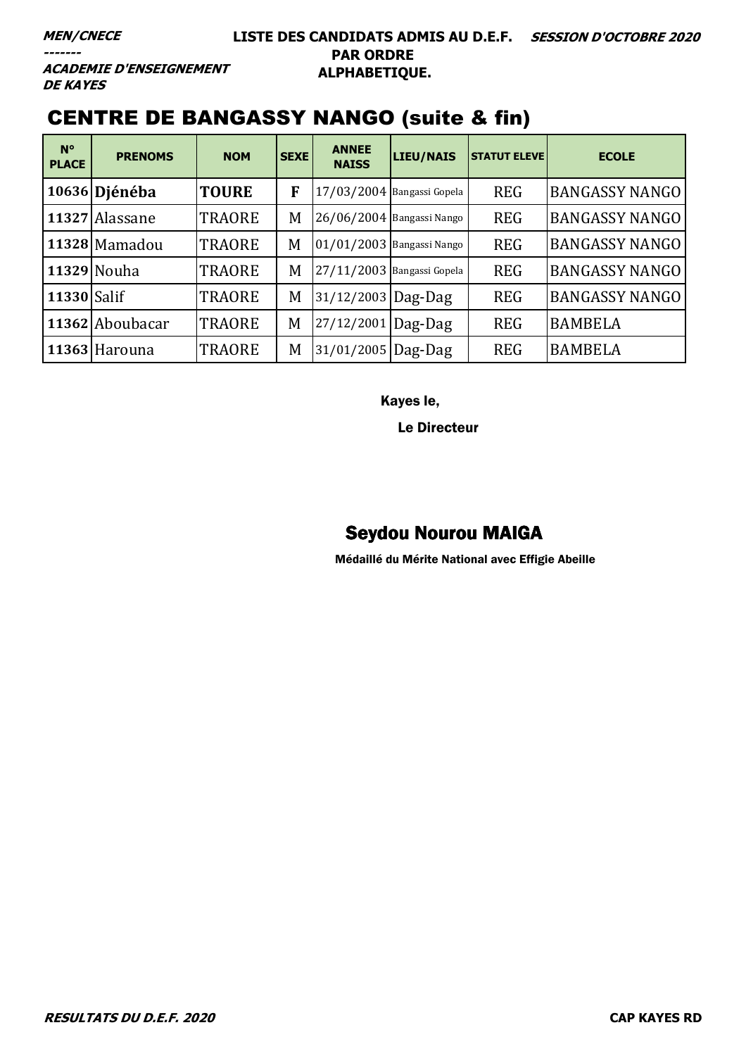***MEN/CNECE***
***-------***
***ACADEMIE D'ENSEIGNEMENT DE KAYES***

**LISTE DES CANDIDATS ADMIS AU D.E.F. PAR ORDRE ALPHABETIQUE.**

***SESSION D'OCTOBRE 2020***

# CENTRE DE BANGASSY NANGO (suite & fin)

| N° PLACE | PRENOMS | NOM | SEXE | ANNEE NAISS | LIEU/NAIS | STATUT ELEVE | ECOLE |
|---|---|---|---|---|---|---|---|
| **10636** | **Djénéba** | **TOURE** | **F** | 17/03/2004 | Bangassi Gopela | REG | BANGASSY NANGO |
| **11327** | Alassane | TRAORE | M | 26/06/2004 | Bangassi Nango | REG | BANGASSY NANGO |
| **11328** | Mamadou | TRAORE | M | 01/01/2003 | Bangassi Nango | REG | BANGASSY NANGO |
| **11329** | Nouha | TRAORE | M | 27/11/2003 | Bangassi Gopela | REG | BANGASSY NANGO |
| **11330** | Salif | TRAORE | M | 31/12/2003 | Dag-Dag | REG | BANGASSY NANGO |
| **11362** | Aboubacar | TRAORE | M | 27/12/2001 | Dag-Dag | REG | BAMBELA |
| **11363** | Harouna | TRAORE | M | 31/01/2005 | Dag-Dag | REG | BAMBELA |

**Kayes le,**

**Le Directeur**

**Seydou Nourou MAIGA**

**Médaillé du Mérite National avec Effigie Abeille**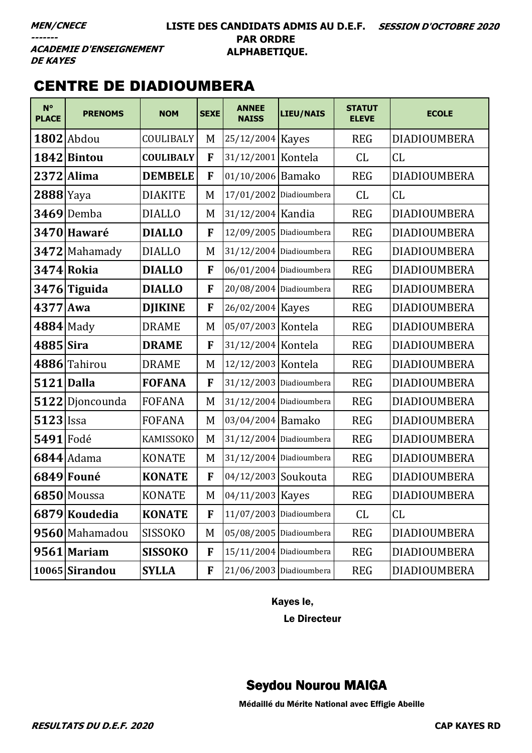MEN/CNECE
-------
ACADEMIE D'ENSEIGNEMENT DE KAYES

**LISTE DES CANDIDATS ADMIS AU D.E.F. PAR ORDRE ALPHABETIQUE.**

*SESSION D'OCTOBRE 2020*

## CENTRE DE DIADIOUMBERA

| N° PLACE | PRENOMS | NOM | SEXE | ANNEE NAISS | LIEU/NAIS | STATUT ELEVE | ECOLE |
|---|---|---|---|---|---|---|---|
| 1802 | Abdou | COULIBALY | M | 25/12/2004 | Kayes | REG | DIADIOUMBERA |
| 1842 | **Bintou** | **COULIBALY** | **F** | 31/12/2001 | Kontela | CL | CL |
| 2372 | **Alima** | **DEMBELE** | **F** | 01/10/2006 | Bamako | REG | DIADIOUMBERA |
| 2888 | Yaya | DIAKITE | M | 17/01/2002 | Diadioumbera | CL | CL |
| 3469 | Demba | DIALLO | M | 31/12/2004 | Kandia | REG | DIADIOUMBERA |
| 3470 | **Hawaré** | **DIALLO** | **F** | 12/09/2005 | Diadioumbera | REG | DIADIOUMBERA |
| 3472 | Mahamady | DIALLO | M | 31/12/2004 | Diadioumbera | REG | DIADIOUMBERA |
| 3474 | **Rokia** | **DIALLO** | **F** | 06/01/2004 | Diadioumbera | REG | DIADIOUMBERA |
| 3476 | **Tiguida** | **DIALLO** | **F** | 20/08/2004 | Diadioumbera | REG | DIADIOUMBERA |
| 4377 | **Awa** | **DJIKINE** | **F** | 26/02/2004 | Kayes | REG | DIADIOUMBERA |
| 4884 | Mady | DRAME | M | 05/07/2003 | Kontela | REG | DIADIOUMBERA |
| 4885 | **Sira** | **DRAME** | **F** | 31/12/2004 | Kontela | REG | DIADIOUMBERA |
| 4886 | Tahirou | DRAME | M | 12/12/2003 | Kontela | REG | DIADIOUMBERA |
| 5121 | **Dalla** | **FOFANA** | **F** | 31/12/2003 | Diadioumbera | REG | DIADIOUMBERA |
| 5122 | Djoncounda | FOFANA | M | 31/12/2004 | Diadioumbera | REG | DIADIOUMBERA |
| 5123 | Issa | FOFANA | M | 03/04/2004 | Bamako | REG | DIADIOUMBERA |
| 5491 | Fodé | KAMISSOKO | M | 31/12/2004 | Diadioumbera | REG | DIADIOUMBERA |
| 6844 | Adama | KONATE | M | 31/12/2004 | Diadioumbera | REG | DIADIOUMBERA |
| 6849 | **Founé** | **KONATE** | **F** | 04/12/2003 | Soukouta | REG | DIADIOUMBERA |
| 6850 | Moussa | KONATE | M | 04/11/2003 | Kayes | REG | DIADIOUMBERA |
| 6879 | **Koudedia** | **KONATE** | **F** | 11/07/2003 | Diadioumbera | CL | CL |
| 9560 | Mahamadou | SISSOKO | M | 05/08/2005 | Diadioumbera | REG | DIADIOUMBERA |
| 9561 | **Mariam** | **SISSOKO** | **F** | 15/11/2004 | Diadioumbera | REG | DIADIOUMBERA |
| 10065 | **Sirandou** | **SYLLA** | **F** | 21/06/2003 | Diadioumbera | REG | DIADIOUMBERA |

Kayes le,

Le Directeur

**Seydou Nourou MAIGA**

Médaillé du Mérite National avec Effigie Abeille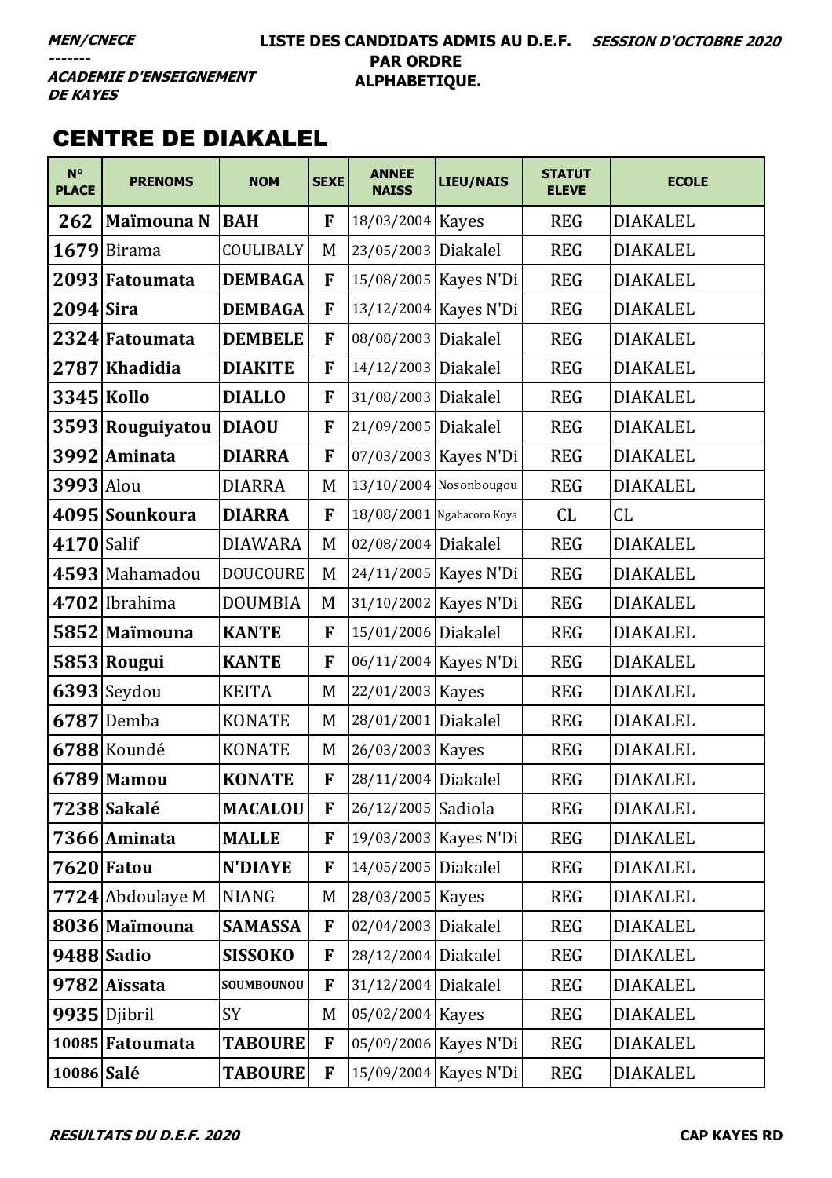**MEN/CNECE**
**-------**
**ACADEMIE D'ENSEIGNEMENT DE KAYES**

**LISTE DES CANDIDATS ADMIS AU D.E.F. PAR ORDRE ALPHABETIQUE.**

**SESSION D'OCTOBRE 2020**

## CENTRE DE DIAKALEL

| N° PLACE | PRENOMS | NOM | SEXE | ANNEE NAISS | LIEU/NAIS | STATUT ELEVE | ECOLE |
|---|---|---|---|---|---|---|---|
| 262 | **Maïmouna N** | **BAH** | **F** | 18/03/2004 | Kayes | REG | DIAKALEL |
| 1679 | Birama | COULIBALY | M | 23/05/2003 | Diakalel | REG | DIAKALEL |
| 2093 | **Fatoumata** | **DEMBAGA** | **F** | 15/08/2005 | Kayes N'Di | REG | DIAKALEL |
| 2094 | **Sira** | **DEMBAGA** | **F** | 13/12/2004 | Kayes N'Di | REG | DIAKALEL |
| 2324 | **Fatoumata** | **DEMBELE** | **F** | 08/08/2003 | Diakalel | REG | DIAKALEL |
| 2787 | **Khadidia** | **DIAKITE** | **F** | 14/12/2003 | Diakalel | REG | DIAKALEL |
| 3345 | **Kollo** | **DIALLO** | **F** | 31/08/2003 | Diakalel | REG | DIAKALEL |
| 3593 | **Rouguiyatou** | **DIAOU** | **F** | 21/09/2005 | Diakalel | REG | DIAKALEL |
| 3992 | **Aminata** | **DIARRA** | **F** | 07/03/2003 | Kayes N'Di | REG | DIAKALEL |
| 3993 | Alou | DIARRA | M | 13/10/2004 | Nosonbougou | REG | DIAKALEL |
| 4095 | **Sounkoura** | **DIARRA** | **F** | 18/08/2001 | Ngabacoro Koya | CL | CL |
| 4170 | Salif | DIAWARA | M | 02/08/2004 | Diakalel | REG | DIAKALEL |
| 4593 | Mahamadou | DOUCOURE | M | 24/11/2005 | Kayes N'Di | REG | DIAKALEL |
| 4702 | Ibrahima | DOUMBIA | M | 31/10/2002 | Kayes N'Di | REG | DIAKALEL |
| 5852 | **Maïmouna** | **KANTE** | **F** | 15/01/2006 | Diakalel | REG | DIAKALEL |
| 5853 | **Rougui** | **KANTE** | **F** | 06/11/2004 | Kayes N'Di | REG | DIAKALEL |
| 6393 | Seydou | KEITA | M | 22/01/2003 | Kayes | REG | DIAKALEL |
| 6787 | Demba | KONATE | M | 28/01/2001 | Diakalel | REG | DIAKALEL |
| 6788 | Koundé | KONATE | M | 26/03/2003 | Kayes | REG | DIAKALEL |
| 6789 | **Mamou** | **KONATE** | **F** | 28/11/2004 | Diakalel | REG | DIAKALEL |
| 7238 | **Sakalé** | **MACALOU** | **F** | 26/12/2005 | Sadiola | REG | DIAKALEL |
| 7366 | **Aminata** | **MALLE** | **F** | 19/03/2003 | Kayes N'Di | REG | DIAKALEL |
| 7620 | **Fatou** | **N'DIAYE** | **F** | 14/05/2005 | Diakalel | REG | DIAKALEL |
| 7724 | Abdoulaye M | NIANG | M | 28/03/2005 | Kayes | REG | DIAKALEL |
| 8036 | **Maïmouna** | **SAMASSA** | **F** | 02/04/2003 | Diakalel | REG | DIAKALEL |
| 9488 | **Sadio** | **SISSOKO** | **F** | 28/12/2004 | Diakalel | REG | DIAKALEL |
| 9782 | **Aïssata** | **SOUMBOUNOU** | **F** | 31/12/2004 | Diakalel | REG | DIAKALEL |
| 9935 | Djibril | SY | M | 05/02/2004 | Kayes | REG | DIAKALEL |
| 10085 | **Fatoumata** | **TABOURE** | **F** | 05/09/2006 | Kayes N'Di | REG | DIAKALEL |
| 10086 | **Salé** | **TABOURE** | **F** | 15/09/2004 | Kayes N'Di | REG | DIAKALEL |

**RESULTATS DU D.E.F. 2020** **CAP KAYES RD**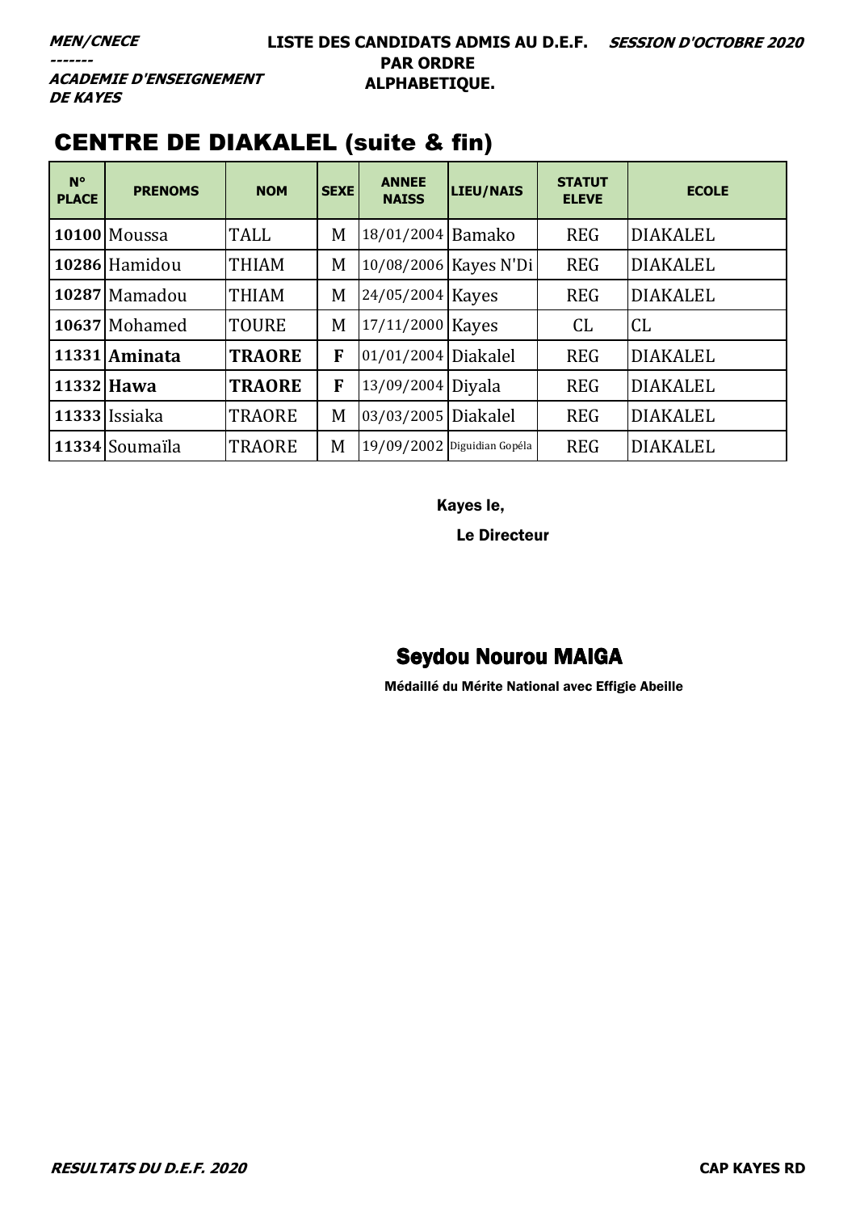***MEN/CNECE***
***-------***
***ACADEMIE D'ENSEIGNEMENT DE KAYES***

**LISTE DES CANDIDATS ADMIS AU D.E.F. PAR ORDRE ALPHABETIQUE.**

***SESSION D'OCTOBRE 2020***

## CENTRE DE DIAKALEL (suite & fin)

| N° PLACE | PRENOMS | NOM | SEXE | ANNEE NAISS | LIEU/NAIS | STATUT ELEVE | ECOLE |
|---|---|---|---|---|---|---|---|
| **10100** | Moussa | TALL | M | 18/01/2004 | Bamako | REG | DIAKALEL |
| **10286** | Hamidou | THIAM | M | 10/08/2006 | Kayes N'Di | REG | DIAKALEL |
| **10287** | Mamadou | THIAM | M | 24/05/2004 | Kayes | REG | DIAKALEL |
| **10637** | Mohamed | TOURE | M | 17/11/2000 | Kayes | CL | CL |
| **11331** | **Aminata** | **TRAORE** | **F** | 01/01/2004 | Diakalel | REG | DIAKALEL |
| **11332** | **Hawa** | **TRAORE** | **F** | 13/09/2004 | Diyala | REG | DIAKALEL |
| **11333** | Issiaka | TRAORE | M | 03/03/2005 | Diakalel | REG | DIAKALEL |
| **11334** | Soumaïla | TRAORE | M | 19/09/2002 | Diguidian Gopéla | REG | DIAKALEL |

**Kayes le,**

**Le Directeur**

**Seydou Nourou MAIGA**

**Médaillé du Mérite National avec Effigie Abeille**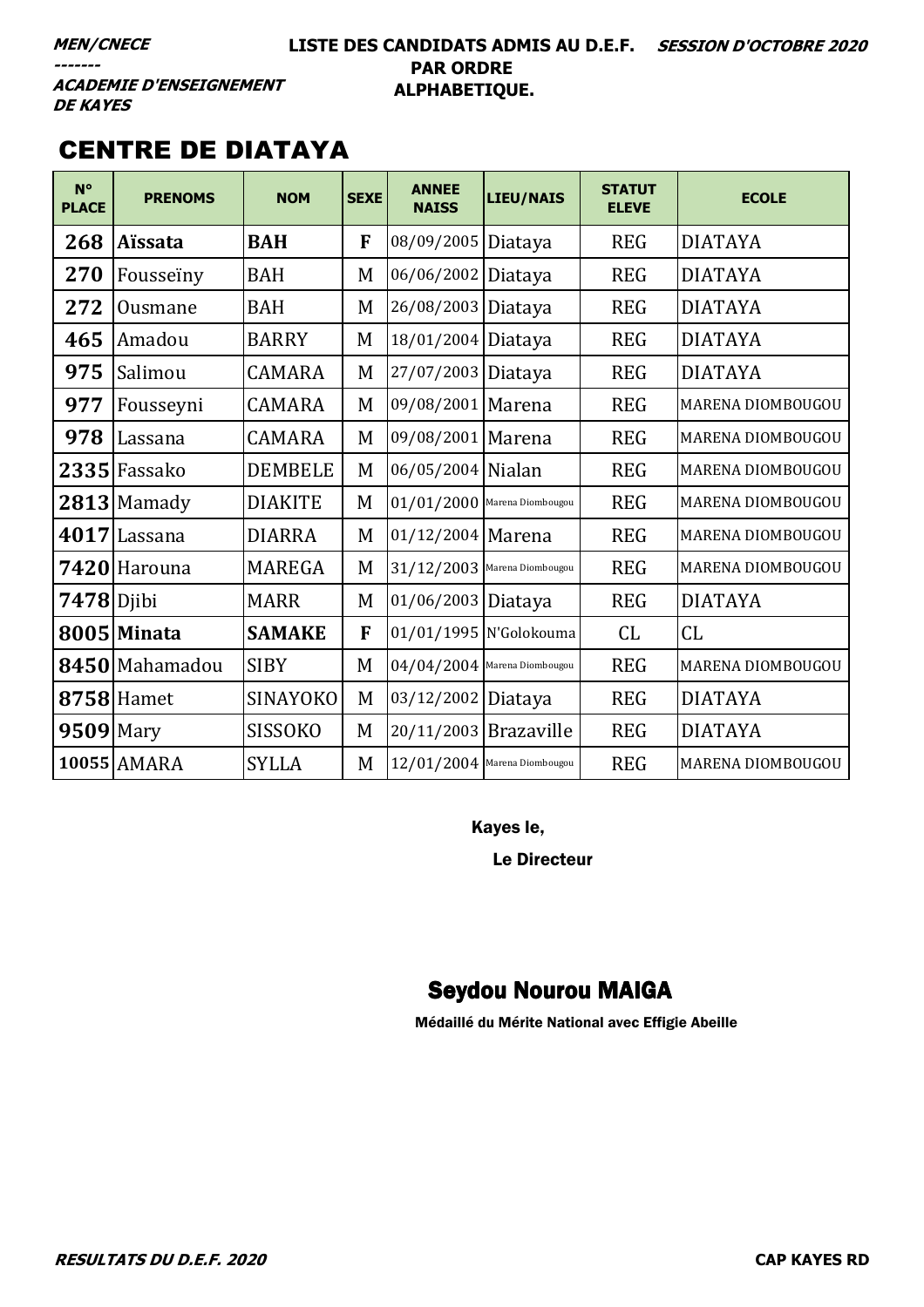***MEN/CNECE***
***-------***
***ACADEMIE D'ENSEIGNEMENT DE KAYES***

**LISTE DES CANDIDATS ADMIS AU D.E.F. PAR ORDRE ALPHABETIQUE.**

***SESSION D'OCTOBRE 2020***

## CENTRE DE DIATAYA

| N° PLACE | PRENOMS | NOM | SEXE | ANNEE NAISS | LIEU/NAIS | STATUT ELEVE | ECOLE |
|---|---|---|---|---|---|---|---|
| **268** | **Aïssata** | **BAH** | **F** | 08/09/2005 | Diataya | REG | DIATAYA |
| **270** | Fousseïny | BAH | M | 06/06/2002 | Diataya | REG | DIATAYA |
| **272** | Ousmane | BAH | M | 26/08/2003 | Diataya | REG | DIATAYA |
| **465** | Amadou | BARRY | M | 18/01/2004 | Diataya | REG | DIATAYA |
| **975** | Salimou | CAMARA | M | 27/07/2003 | Diataya | REG | DIATAYA |
| **977** | Fousseyni | CAMARA | M | 09/08/2001 | Marena | REG | MARENA DIOMBOUGOU |
| **978** | Lassana | CAMARA | M | 09/08/2001 | Marena | REG | MARENA DIOMBOUGOU |
| **2335** | Fassako | DEMBELE | M | 06/05/2004 | Nialan | REG | MARENA DIOMBOUGOU |
| **2813** | Mamady | DIAKITE | M | 01/01/2000 | Marena Diombougou | REG | MARENA DIOMBOUGOU |
| **4017** | Lassana | DIARRA | M | 01/12/2004 | Marena | REG | MARENA DIOMBOUGOU |
| **7420** | Harouna | MAREGA | M | 31/12/2003 | Marena Diombougou | REG | MARENA DIOMBOUGOU |
| **7478** | Djibi | MARR | M | 01/06/2003 | Diataya | REG | DIATAYA |
| **8005** | **Minata** | **SAMAKE** | **F** | 01/01/1995 | N'Golokouma | CL | CL |
| **8450** | Mahamadou | SIBY | M | 04/04/2004 | Marena Diombougou | REG | MARENA DIOMBOUGOU |
| **8758** | Hamet | SINAYOKO | M | 03/12/2002 | Diataya | REG | DIATAYA |
| **9509** | Mary | SISSOKO | M | 20/11/2003 | Brazaville | REG | DIATAYA |
| **10055** | AMARA | SYLLA | M | 12/01/2004 | Marena Diombougou | REG | MARENA DIOMBOUGOU |

**Kayes le,**

**Le Directeur**

**Seydou Nourou MAIGA**

**Médaillé du Mérite National avec Effigie Abeille**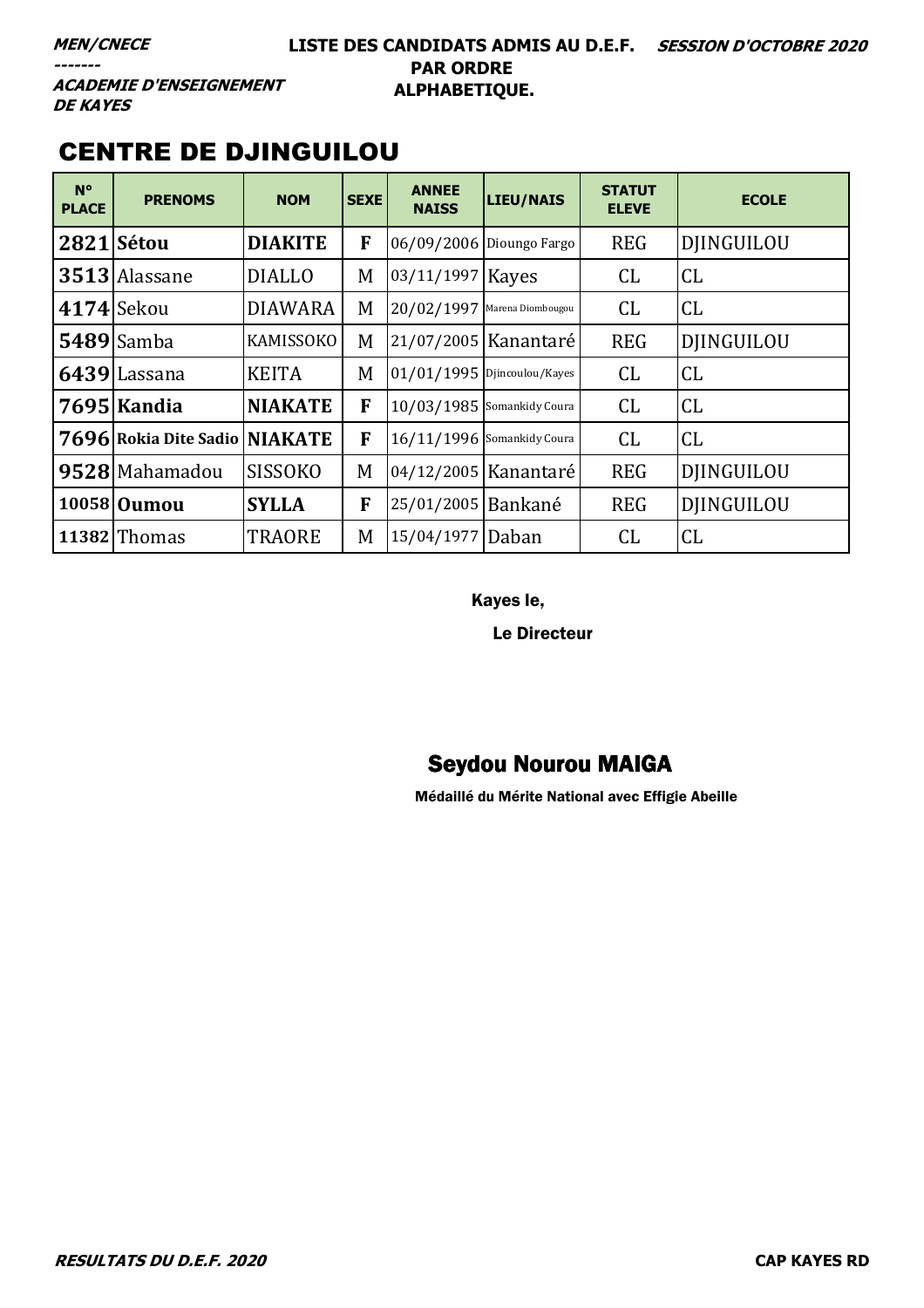**MEN/CNECE**
-------
**ACADEMIE D'ENSEIGNEMENT DE KAYES**

**LISTE DES CANDIDATS ADMIS AU D.E.F. PAR ORDRE ALPHABETIQUE.**

**SESSION D'OCTOBRE 2020**

## CENTRE DE DJINGUILOU

| N° PLACE | PRENOMS | NOM | SEXE | ANNEE NAISS | LIEU/NAIS | STATUT ELEVE | ECOLE |
|---|---|---|---|---|---|---|---|
| **2821** | **Sétou** | **DIAKITE** | **F** | 06/09/2006 | Dioungo Fargo | REG | DJINGUILOU |
| **3513** | Alassane | DIALLO | M | 03/11/1997 | Kayes | CL | CL |
| **4174** | Sekou | DIAWARA | M | 20/02/1997 | Marena Diombougou | CL | CL |
| **5489** | Samba | KAMISSOKO | M | 21/07/2005 | Kanantaré | REG | DJINGUILOU |
| **6439** | Lassana | KEITA | M | 01/01/1995 | Djincoulou/Kayes | CL | CL |
| **7695** | **Kandia** | **NIAKATE** | **F** | 10/03/1985 | Somankidy Coura | CL | CL |
| **7696** | **Rokia Dite Sadio** | **NIAKATE** | **F** | 16/11/1996 | Somankidy Coura | CL | CL |
| **9528** | Mahamadou | SISSOKO | M | 04/12/2005 | Kanantaré | REG | DJINGUILOU |
| **10058** | **Oumou** | **SYLLA** | **F** | 25/01/2005 | Bankané | REG | DJINGUILOU |
| **11382** | Thomas | TRAORE | M | 15/04/1977 | Daban | CL | CL |

Kayes le,

Le Directeur

**Seydou Nourou MAIGA**

Médaillé du Mérite National avec Effigie Abeille

*RESULTATS DU D.E.F. 2020* — **CAP KAYES RD**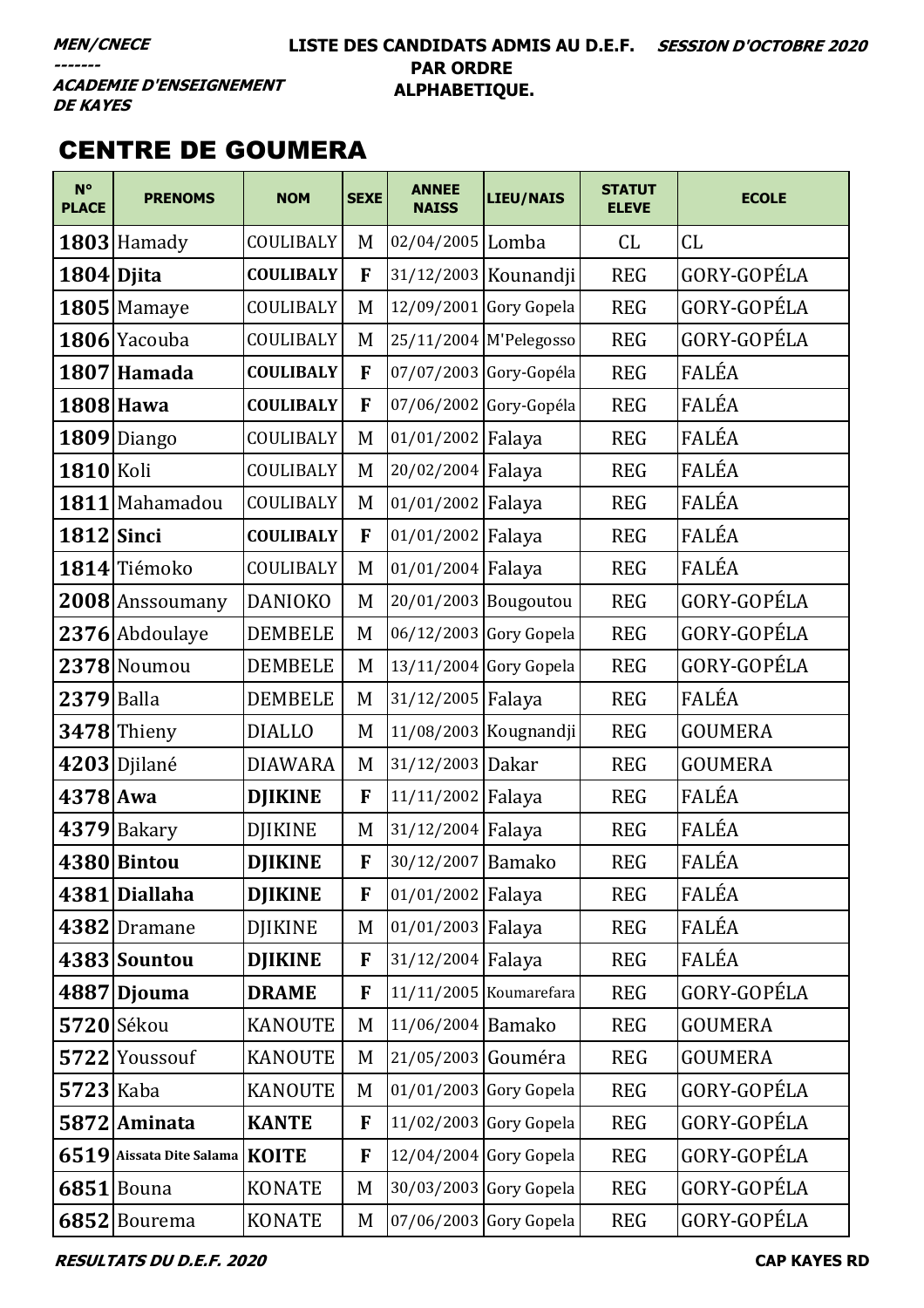**MEN/CNECE**
**-------**
**ACADEMIE D'ENSEIGNEMENT DE KAYES**

**LISTE DES CANDIDATS ADMIS AU D.E.F. PAR ORDRE ALPHABETIQUE.**

**SESSION D'OCTOBRE 2020**

## CENTRE DE GOUMERA

| N° PLACE | PRENOMS | NOM | SEXE | ANNEE NAISS | LIEU/NAIS | STATUT ELEVE | ECOLE |
|---|---|---|---|---|---|---|---|
| **1803** | Hamady | COULIBALY | M | 02/04/2005 | Lomba | CL | CL |
| **1804** | **Djita** | **COULIBALY** | **F** | 31/12/2003 | Kounandji | REG | GORY-GOPÉLA |
| **1805** | Mamaye | COULIBALY | M | 12/09/2001 | Gory Gopela | REG | GORY-GOPÉLA |
| **1806** | Yacouba | COULIBALY | M | 25/11/2004 | M'Pelegosso | REG | GORY-GOPÉLA |
| **1807** | **Hamada** | **COULIBALY** | **F** | 07/07/2003 | Gory-Gopéla | REG | FALÉA |
| **1808** | **Hawa** | **COULIBALY** | **F** | 07/06/2002 | Gory-Gopéla | REG | FALÉA |
| **1809** | Diango | COULIBALY | M | 01/01/2002 | Falaya | REG | FALÉA |
| **1810** | Koli | COULIBALY | M | 20/02/2004 | Falaya | REG | FALÉA |
| **1811** | Mahamadou | COULIBALY | M | 01/01/2002 | Falaya | REG | FALÉA |
| **1812** | **Sinci** | **COULIBALY** | **F** | 01/01/2002 | Falaya | REG | FALÉA |
| **1814** | Tiémoko | COULIBALY | M | 01/01/2004 | Falaya | REG | FALÉA |
| **2008** | Anssoumany | DANIOKO | M | 20/01/2003 | Bougoutou | REG | GORY-GOPÉLA |
| **2376** | Abdoulaye | DEMBELE | M | 06/12/2003 | Gory Gopela | REG | GORY-GOPÉLA |
| **2378** | Noumou | DEMBELE | M | 13/11/2004 | Gory Gopela | REG | GORY-GOPÉLA |
| **2379** | Balla | DEMBELE | M | 31/12/2005 | Falaya | REG | FALÉA |
| **3478** | Thieny | DIALLO | M | 11/08/2003 | Kougnandji | REG | GOUMERA |
| **4203** | Djilané | DIAWARA | M | 31/12/2003 | Dakar | REG | GOUMERA |
| **4378** | **Awa** | **DJIKINE** | **F** | 11/11/2002 | Falaya | REG | FALÉA |
| **4379** | Bakary | DJIKINE | M | 31/12/2004 | Falaya | REG | FALÉA |
| **4380** | **Bintou** | **DJIKINE** | **F** | 30/12/2007 | Bamako | REG | FALÉA |
| **4381** | **Diallaha** | **DJIKINE** | **F** | 01/01/2002 | Falaya | REG | FALÉA |
| **4382** | Dramane | DJIKINE | M | 01/01/2003 | Falaya | REG | FALÉA |
| **4383** | **Sountou** | **DJIKINE** | **F** | 31/12/2004 | Falaya | REG | FALÉA |
| **4887** | **Djouma** | **DRAME** | **F** | 11/11/2005 | Koumarefara | REG | GORY-GOPÉLA |
| **5720** | Sékou | KANOUTE | M | 11/06/2004 | Bamako | REG | GOUMERA |
| **5722** | Youssouf | KANOUTE | M | 21/05/2003 | Gouméra | REG | GOUMERA |
| **5723** | Kaba | KANOUTE | M | 01/01/2003 | Gory Gopela | REG | GORY-GOPÉLA |
| **5872** | **Aminata** | **KANTE** | **F** | 11/02/2003 | Gory Gopela | REG | GORY-GOPÉLA |
| **6519** | **Aissata Dite Salama** | **KOITE** | **F** | 12/04/2004 | Gory Gopela | REG | GORY-GOPÉLA |
| **6851** | Bouna | KONATE | M | 30/03/2003 | Gory Gopela | REG | GORY-GOPÉLA |
| **6852** | Bourema | KONATE | M | 07/06/2003 | Gory Gopela | REG | GORY-GOPÉLA |

**RESULTATS DU D.E.F. 2020** — **CAP KAYES RD**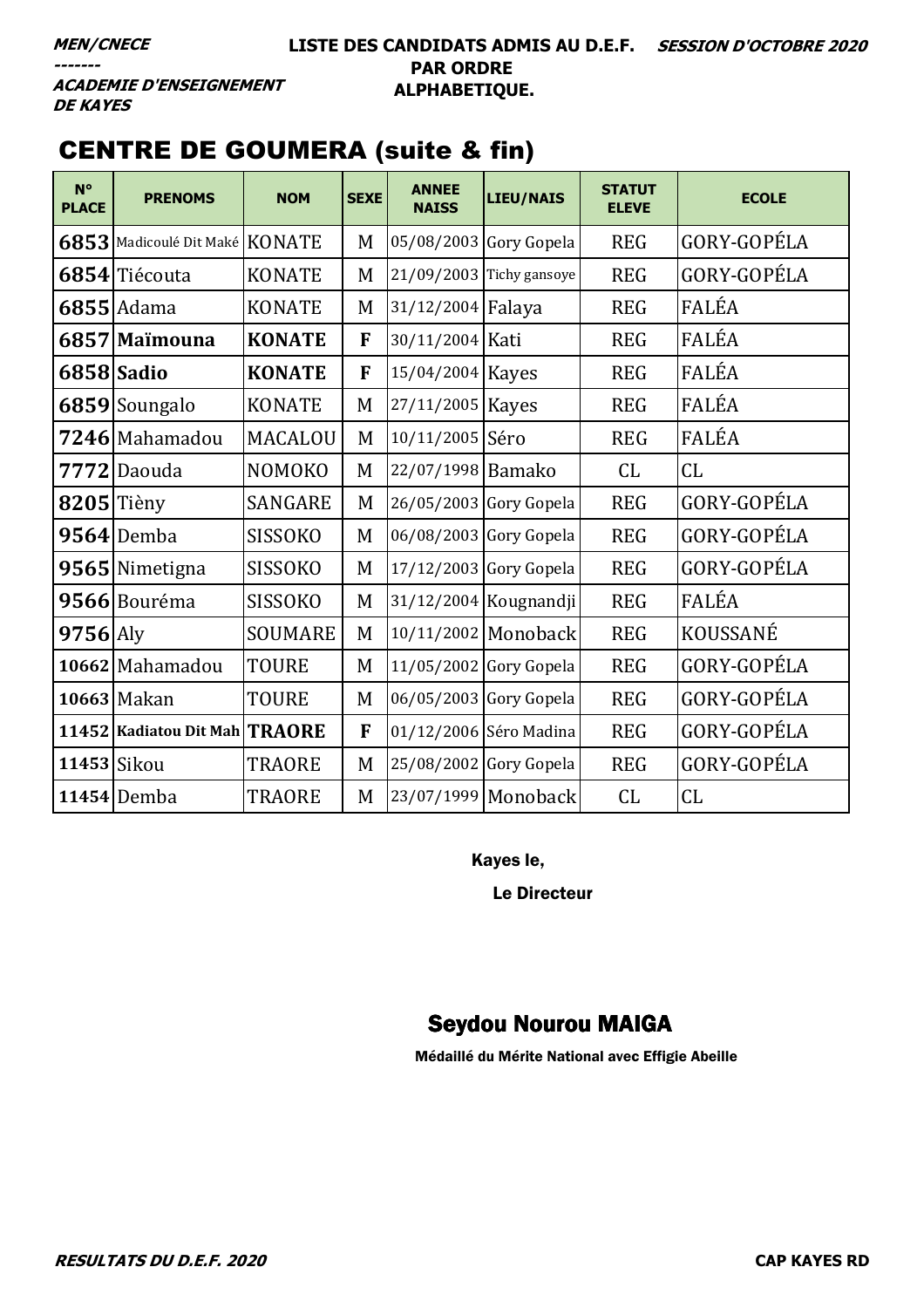**MEN/CNECE**
-------
**ACADEMIE D'ENSEIGNEMENT DE KAYES**

**LISTE DES CANDIDATS ADMIS AU D.E.F. PAR ORDRE ALPHABETIQUE.**

**SESSION D'OCTOBRE 2020**

## CENTRE DE GOUMERA (suite & fin)

| N° PLACE | PRENOMS | NOM | SEXE | ANNEE NAISS | LIEU/NAIS | STATUT ELEVE | ECOLE |
|---|---|---|---|---|---|---|---|
| 6853 | Madicoulé Dit Maké | KONATE | M | 05/08/2003 | Gory Gopela | REG | GORY-GOPÉLA |
| 6854 | Tiécouta | KONATE | M | 21/09/2003 | Tichy gansoye | REG | GORY-GOPÉLA |
| 6855 | Adama | KONATE | M | 31/12/2004 | Falaya | REG | FALÉA |
| 6857 | **Maïmouna** | **KONATE** | **F** | 30/11/2004 | Kati | REG | FALÉA |
| 6858 | **Sadio** | **KONATE** | **F** | 15/04/2004 | Kayes | REG | FALÉA |
| 6859 | Soungalo | KONATE | M | 27/11/2005 | Kayes | REG | FALÉA |
| 7246 | Mahamadou | MACALOU | M | 10/11/2005 | Séro | REG | FALÉA |
| 7772 | Daouda | NOMOKO | M | 22/07/1998 | Bamako | CL | CL |
| 8205 | Tièny | SANGARE | M | 26/05/2003 | Gory Gopela | REG | GORY-GOPÉLA |
| 9564 | Demba | SISSOKO | M | 06/08/2003 | Gory Gopela | REG | GORY-GOPÉLA |
| 9565 | Nimetigna | SISSOKO | M | 17/12/2003 | Gory Gopela | REG | GORY-GOPÉLA |
| 9566 | Bouréma | SISSOKO | M | 31/12/2004 | Kougnandji | REG | FALÉA |
| 9756 | Aly | SOUMARE | M | 10/11/2002 | Monoback | REG | KOUSSANÉ |
| 10662 | Mahamadou | TOURE | M | 11/05/2002 | Gory Gopela | REG | GORY-GOPÉLA |
| 10663 | Makan | TOURE | M | 06/05/2003 | Gory Gopela | REG | GORY-GOPÉLA |
| 11452 | **Kadiatou Dit Mah** | **TRAORE** | **F** | 01/12/2006 | Séro Madina | REG | GORY-GOPÉLA |
| 11453 | Sikou | TRAORE | M | 25/08/2002 | Gory Gopela | REG | GORY-GOPÉLA |
| 11454 | Demba | TRAORE | M | 23/07/1999 | Monoback | CL | CL |

Kayes le,

Le Directeur

**Seydou Nourou MAIGA**

Médaillé du Mérite National avec Effigie Abeille

**RESULTATS DU D.E.F. 2020** — **CAP KAYES RD**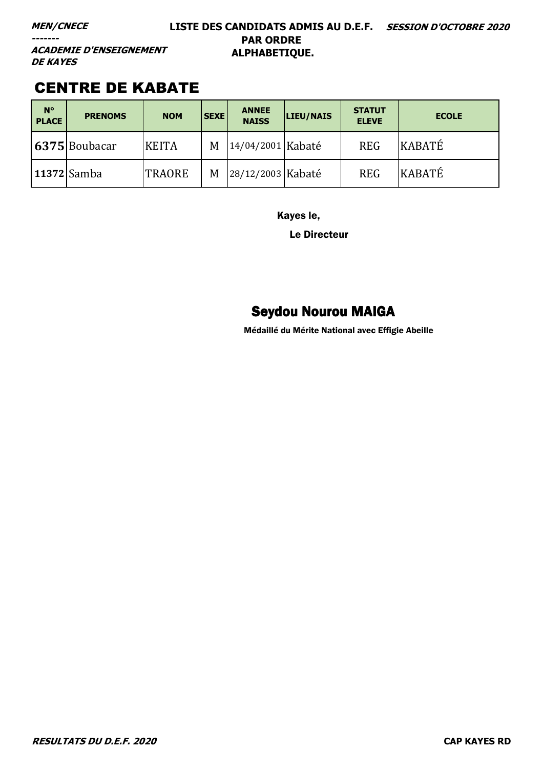***MEN/CNECE***
***-------***
***ACADEMIE D'ENSEIGNEMENT DE KAYES***

**LISTE DES CANDIDATS ADMIS AU D.E.F. PAR ORDRE ALPHABETIQUE.**

***SESSION D'OCTOBRE 2020***

# CENTRE DE KABATE

| N° PLACE | PRENOMS | NOM | SEXE | ANNEE NAISS | LIEU/NAIS | STATUT ELEVE | ECOLE |
|---|---|---|---|---|---|---|---|
| 6375 | Boubacar | KEITA | M | 14/04/2001 | Kabaté | REG | KABATÉ |
| 11372 | Samba | TRAORE | M | 28/12/2003 | Kabaté | REG | KABATÉ |

Kayes le,

Le Directeur

**Seydou Nourou MAIGA**

Médaillé du Mérite National avec Effigie Abeille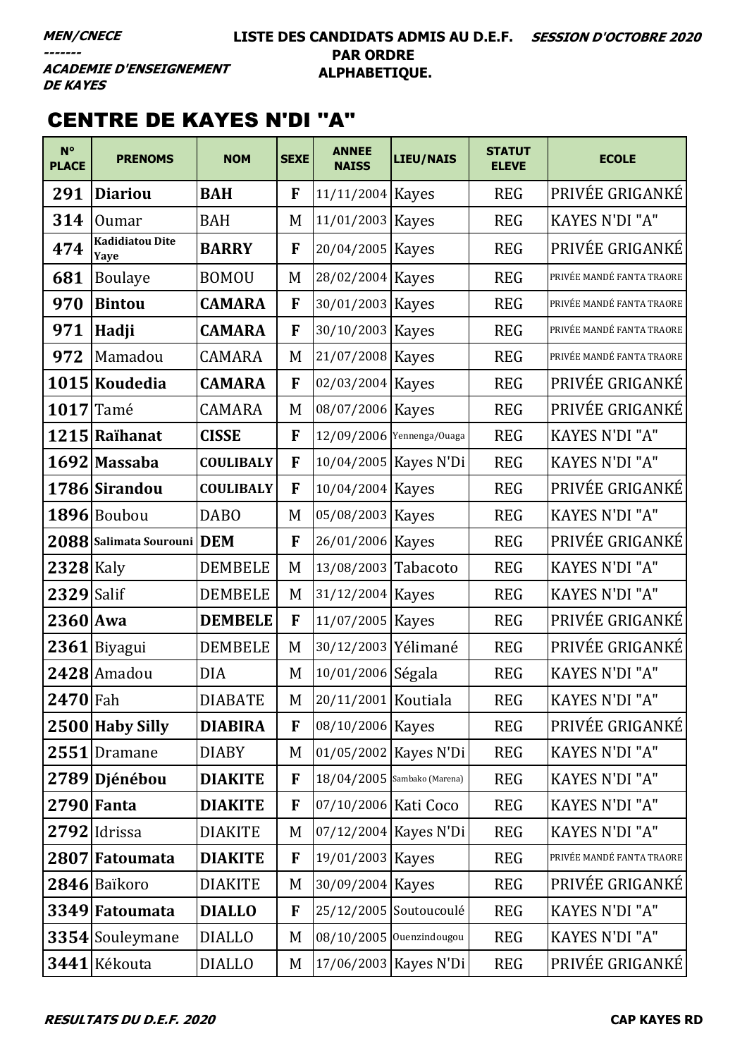**MEN/CNECE**
**-------**
**ACADEMIE D'ENSEIGNEMENT DE KAYES**

**LISTE DES CANDIDATS ADMIS AU D.E.F. PAR ORDRE ALPHABETIQUE.**

**SESSION D'OCTOBRE 2020**

## CENTRE DE KAYES N'DI "A"

| N° PLACE | PRENOMS | NOM | SEXE | ANNEE NAISS | LIEU/NAIS | STATUT ELEVE | ECOLE |
|---|---|---|---|---|---|---|---|
| 291 | **Diariou** | **BAH** | **F** | 11/11/2004 | Kayes | REG | PRIVÉE GRIGANKÉ |
| 314 | Oumar | BAH | M | 11/01/2003 | Kayes | REG | KAYES N'DI "A" |
| 474 | **Kadidiatou Dite Yaye** | **BARRY** | **F** | 20/04/2005 | Kayes | REG | PRIVÉE GRIGANKÉ |
| 681 | Boulaye | BOMOU | M | 28/02/2004 | Kayes | REG | PRIVÉE MANDÉ FANTA TRAORE |
| 970 | **Bintou** | **CAMARA** | **F** | 30/01/2003 | Kayes | REG | PRIVÉE MANDÉ FANTA TRAORE |
| 971 | **Hadji** | **CAMARA** | **F** | 30/10/2003 | Kayes | REG | PRIVÉE MANDÉ FANTA TRAORE |
| 972 | Mamadou | CAMARA | M | 21/07/2008 | Kayes | REG | PRIVÉE MANDÉ FANTA TRAORE |
| 1015 | **Koudedia** | **CAMARA** | **F** | 02/03/2004 | Kayes | REG | PRIVÉE GRIGANKÉ |
| 1017 | Tamé | CAMARA | M | 08/07/2006 | Kayes | REG | PRIVÉE GRIGANKÉ |
| 1215 | **Raïhanat** | **CISSE** | **F** | 12/09/2006 | Yennenga/Ouaga | REG | KAYES N'DI "A" |
| 1692 | **Massaba** | **COULIBALY** | **F** | 10/04/2005 | Kayes N'Di | REG | KAYES N'DI "A" |
| 1786 | **Sirandou** | **COULIBALY** | **F** | 10/04/2004 | Kayes | REG | PRIVÉE GRIGANKÉ |
| 1896 | Boubou | DABO | M | 05/08/2003 | Kayes | REG | KAYES N'DI "A" |
| 2088 | **Salimata Sourouni** | **DEM** | **F** | 26/01/2006 | Kayes | REG | PRIVÉE GRIGANKÉ |
| 2328 | Kaly | DEMBELE | M | 13/08/2003 | Tabacoto | REG | KAYES N'DI "A" |
| 2329 | Salif | DEMBELE | M | 31/12/2004 | Kayes | REG | KAYES N'DI "A" |
| 2360 | **Awa** | **DEMBELE** | **F** | 11/07/2005 | Kayes | REG | PRIVÉE GRIGANKÉ |
| 2361 | Biyagui | DEMBELE | M | 30/12/2003 | Yélimané | REG | PRIVÉE GRIGANKÉ |
| 2428 | Amadou | DIA | M | 10/01/2006 | Ségala | REG | KAYES N'DI "A" |
| 2470 | Fah | DIABATE | M | 20/11/2001 | Koutiala | REG | KAYES N'DI "A" |
| 2500 | **Haby Silly** | **DIABIRA** | **F** | 08/10/2006 | Kayes | REG | PRIVÉE GRIGANKÉ |
| 2551 | Dramane | DIABY | M | 01/05/2002 | Kayes N'Di | REG | KAYES N'DI "A" |
| 2789 | **Djénébou** | **DIAKITE** | **F** | 18/04/2005 | Sambako (Marena) | REG | KAYES N'DI "A" |
| 2790 | **Fanta** | **DIAKITE** | **F** | 07/10/2006 | Kati Coco | REG | KAYES N'DI "A" |
| 2792 | Idrissa | DIAKITE | M | 07/12/2004 | Kayes N'Di | REG | KAYES N'DI "A" |
| 2807 | **Fatoumata** | **DIAKITE** | **F** | 19/01/2003 | Kayes | REG | PRIVÉE MANDÉ FANTA TRAORE |
| 2846 | Baïkoro | DIAKITE | M | 30/09/2004 | Kayes | REG | PRIVÉE GRIGANKÉ |
| 3349 | **Fatoumata** | **DIALLO** | **F** | 25/12/2005 | Soutoucoulé | REG | KAYES N'DI "A" |
| 3354 | Souleymane | DIALLO | M | 08/10/2005 | Ouenzindougou | REG | KAYES N'DI "A" |
| 3441 | Kékouta | DIALLO | M | 17/06/2003 | Kayes N'Di | REG | PRIVÉE GRIGANKÉ |

**RESULTATS DU D.E.F. 2020** **CAP KAYES RD**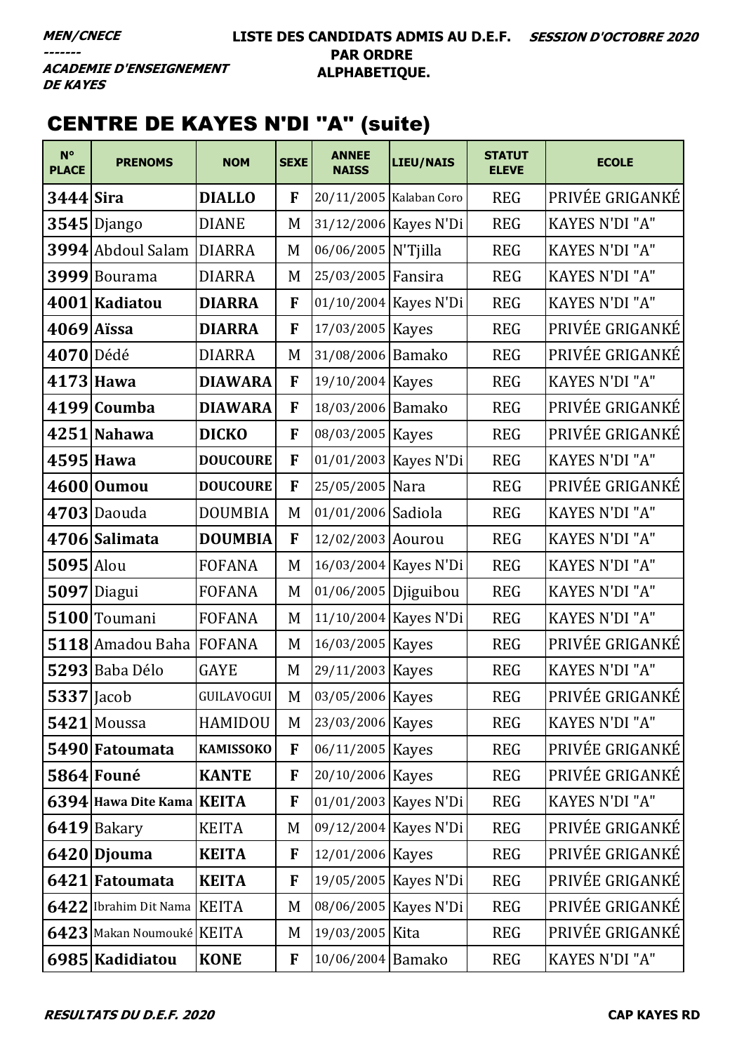**MEN/CNECE**
**-------**
**ACADEMIE D'ENSEIGNEMENT DE KAYES**

**LISTE DES CANDIDATS ADMIS AU D.E.F. PAR ORDRE ALPHABETIQUE.**

**SESSION D'OCTOBRE 2020**

# CENTRE DE KAYES N'DI "A" (suite)

| N° PLACE | PRENOMS | NOM | SEXE | ANNEE NAISS | LIEU/NAIS | STATUT ELEVE | ECOLE |
|---|---|---|---|---|---|---|---|
| 3444 | **Sira** | **DIALLO** | **F** | 20/11/2005 | Kalaban Coro | REG | PRIVÉE GRIGANKÉ |
| 3545 | Django | DIANE | M | 31/12/2006 | Kayes N'Di | REG | KAYES N'DI "A" |
| 3994 | Abdoul Salam | DIARRA | M | 06/06/2005 | N'Tjilla | REG | KAYES N'DI "A" |
| 3999 | Bourama | DIARRA | M | 25/03/2005 | Fansira | REG | KAYES N'DI "A" |
| 4001 | **Kadiatou** | **DIARRA** | **F** | 01/10/2004 | Kayes N'Di | REG | KAYES N'DI "A" |
| 4069 | **Aïssa** | **DIARRA** | **F** | 17/03/2005 | Kayes | REG | PRIVÉE GRIGANKÉ |
| 4070 | Dédé | DIARRA | M | 31/08/2006 | Bamako | REG | PRIVÉE GRIGANKÉ |
| 4173 | **Hawa** | **DIAWARA** | **F** | 19/10/2004 | Kayes | REG | KAYES N'DI "A" |
| 4199 | **Coumba** | **DIAWARA** | **F** | 18/03/2006 | Bamako | REG | PRIVÉE GRIGANKÉ |
| 4251 | **Nahawa** | **DICKO** | **F** | 08/03/2005 | Kayes | REG | PRIVÉE GRIGANKÉ |
| 4595 | **Hawa** | **DOUCOURE** | **F** | 01/01/2003 | Kayes N'Di | REG | KAYES N'DI "A" |
| 4600 | **Oumou** | **DOUCOURE** | **F** | 25/05/2005 | Nara | REG | PRIVÉE GRIGANKÉ |
| 4703 | Daouda | DOUMBIA | M | 01/01/2006 | Sadiola | REG | KAYES N'DI "A" |
| 4706 | **Salimata** | **DOUMBIA** | **F** | 12/02/2003 | Aourou | REG | KAYES N'DI "A" |
| 5095 | Alou | FOFANA | M | 16/03/2004 | Kayes N'Di | REG | KAYES N'DI "A" |
| 5097 | Diagui | FOFANA | M | 01/06/2005 | Djiguibou | REG | KAYES N'DI "A" |
| 5100 | Toumani | FOFANA | M | 11/10/2004 | Kayes N'Di | REG | KAYES N'DI "A" |
| 5118 | Amadou Baha | FOFANA | M | 16/03/2005 | Kayes | REG | PRIVÉE GRIGANKÉ |
| 5293 | Baba Délo | GAYE | M | 29/11/2003 | Kayes | REG | KAYES N'DI "A" |
| 5337 | Jacob | GUILAVOGUI | M | 03/05/2006 | Kayes | REG | PRIVÉE GRIGANKÉ |
| 5421 | Moussa | HAMIDOU | M | 23/03/2006 | Kayes | REG | KAYES N'DI "A" |
| 5490 | **Fatoumata** | **KAMISSOKO** | **F** | 06/11/2005 | Kayes | REG | PRIVÉE GRIGANKÉ |
| 5864 | **Founé** | **KANTE** | **F** | 20/10/2006 | Kayes | REG | PRIVÉE GRIGANKÉ |
| 6394 | **Hawa Dite Kama** | **KEITA** | **F** | 01/01/2003 | Kayes N'Di | REG | KAYES N'DI "A" |
| 6419 | Bakary | KEITA | M | 09/12/2004 | Kayes N'Di | REG | PRIVÉE GRIGANKÉ |
| 6420 | **Djouma** | **KEITA** | **F** | 12/01/2006 | Kayes | REG | PRIVÉE GRIGANKÉ |
| 6421 | **Fatoumata** | **KEITA** | **F** | 19/05/2005 | Kayes N'Di | REG | PRIVÉE GRIGANKÉ |
| 6422 | Ibrahim Dit Nama | KEITA | M | 08/06/2005 | Kayes N'Di | REG | PRIVÉE GRIGANKÉ |
| 6423 | Makan Noumouké | KEITA | M | 19/03/2005 | Kita | REG | PRIVÉE GRIGANKÉ |
| 6985 | **Kadidiatou** | **KONE** | **F** | 10/06/2004 | Bamako | REG | KAYES N'DI "A" |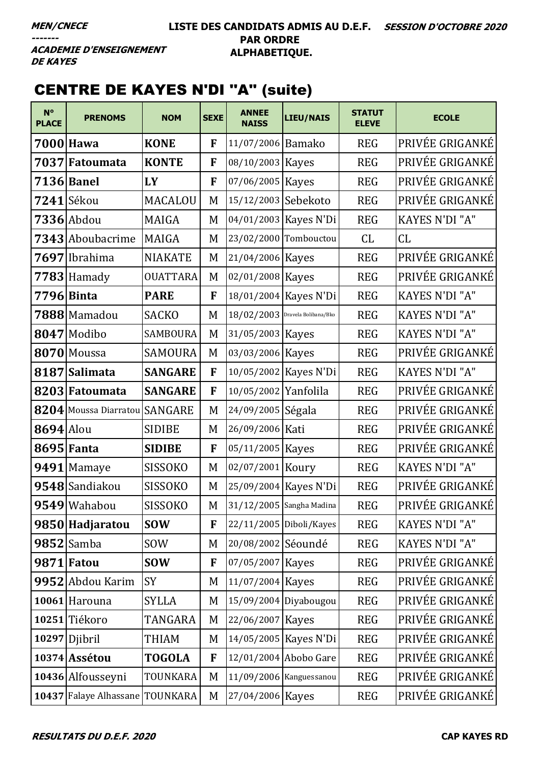**MEN/CNECE**
**-------**
**ACADEMIE D'ENSEIGNEMENT DE KAYES**

**LISTE DES CANDIDATS ADMIS AU D.E.F. PAR ORDRE ALPHABETIQUE.**

**SESSION D'OCTOBRE 2020**

## CENTRE DE KAYES N'DI "A" (suite)

| N° PLACE | PRENOMS | NOM | SEXE | ANNEE NAISS | LIEU/NAIS | STATUT ELEVE | ECOLE |
|---|---|---|---|---|---|---|---|
| **7000** | **Hawa** | **KONE** | **F** | 11/07/2006 | Bamako | REG | PRIVÉE GRIGANKÉ |
| **7037** | **Fatoumata** | **KONTE** | **F** | 08/10/2003 | Kayes | REG | PRIVÉE GRIGANKÉ |
| **7136** | **Banel** | **LY** | **F** | 07/06/2005 | Kayes | REG | PRIVÉE GRIGANKÉ |
| **7241** | Sékou | MACALOU | M | 15/12/2003 | Sebekoto | REG | PRIVÉE GRIGANKÉ |
| **7336** | Abdou | MAIGA | M | 04/01/2003 | Kayes N'Di | REG | KAYES N'DI "A" |
| **7343** | Aboubacrime | MAIGA | M | 23/02/2000 | Tombouctou | CL | CL |
| **7697** | Ibrahima | NIAKATE | M | 21/04/2006 | Kayes | REG | PRIVÉE GRIGANKÉ |
| **7783** | Hamady | OUATTARA | M | 02/01/2008 | Kayes | REG | PRIVÉE GRIGANKÉ |
| **7796** | **Binta** | **PARE** | **F** | 18/01/2004 | Kayes N'Di | REG | KAYES N'DI "A" |
| **7888** | Mamadou | SACKO | M | 18/02/2003 | Dravela Bolibana/Bko | REG | KAYES N'DI "A" |
| **8047** | Modibo | SAMBOURA | M | 31/05/2003 | Kayes | REG | KAYES N'DI "A" |
| **8070** | Moussa | SAMOURA | M | 03/03/2006 | Kayes | REG | PRIVÉE GRIGANKÉ |
| **8187** | **Salimata** | **SANGARE** | **F** | 10/05/2002 | Kayes N'Di | REG | KAYES N'DI "A" |
| **8203** | **Fatoumata** | **SANGARE** | **F** | 10/05/2002 | Yanfolila | REG | PRIVÉE GRIGANKÉ |
| **8204** | Moussa Diarratou | SANGARE | M | 24/09/2005 | Ségala | REG | PRIVÉE GRIGANKÉ |
| **8694** | Alou | SIDIBE | M | 26/09/2006 | Kati | REG | PRIVÉE GRIGANKÉ |
| **8695** | **Fanta** | **SIDIBE** | **F** | 05/11/2005 | Kayes | REG | PRIVÉE GRIGANKÉ |
| **9491** | Mamaye | SISSOKO | M | 02/07/2001 | Koury | REG | KAYES N'DI "A" |
| **9548** | Sandiakou | SISSOKO | M | 25/09/2004 | Kayes N'Di | REG | PRIVÉE GRIGANKÉ |
| **9549** | Wahabou | SISSOKO | M | 31/12/2005 | Sangha Madina | REG | PRIVÉE GRIGANKÉ |
| **9850** | **Hadjaratou** | **SOW** | **F** | 22/11/2005 | Diboli/Kayes | REG | KAYES N'DI "A" |
| **9852** | Samba | SOW | M | 20/08/2002 | Séoundé | REG | KAYES N'DI "A" |
| **9871** | **Fatou** | **SOW** | **F** | 07/05/2007 | Kayes | REG | PRIVÉE GRIGANKÉ |
| **9952** | Abdou Karim | SY | M | 11/07/2004 | Kayes | REG | PRIVÉE GRIGANKÉ |
| **10061** | Harouna | SYLLA | M | 15/09/2004 | Diyabougou | REG | PRIVÉE GRIGANKÉ |
| **10251** | Tiékoro | TANGARA | M | 22/06/2007 | Kayes | REG | PRIVÉE GRIGANKÉ |
| **10297** | Djibril | THIAM | M | 14/05/2005 | Kayes N'Di | REG | PRIVÉE GRIGANKÉ |
| **10374** | **Assétou** | **TOGOLA** | **F** | 12/01/2004 | Abobo Gare | REG | PRIVÉE GRIGANKÉ |
| **10436** | Alfousseyni | TOUNKARA | M | 11/09/2006 | Kanguessanou | REG | PRIVÉE GRIGANKÉ |
| **10437** | Falaye Alhassane | TOUNKARA | M | 27/04/2006 | Kayes | REG | PRIVÉE GRIGANKÉ |

**RESULTATS DU D.E.F. 2020** — **CAP KAYES RD**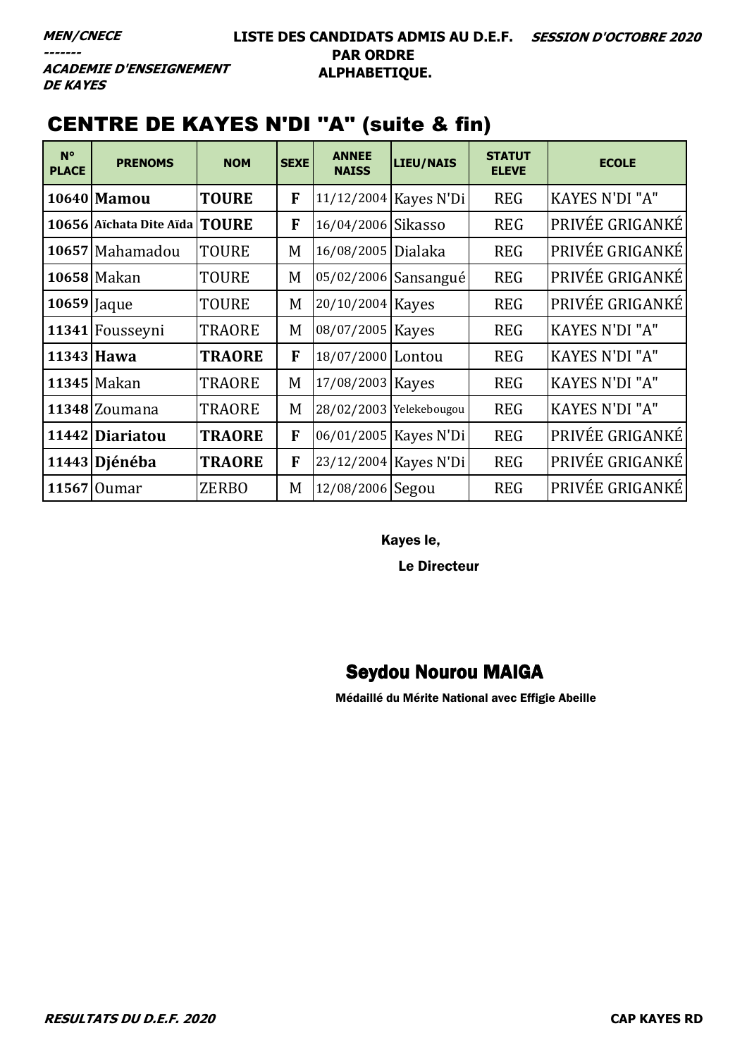***MEN/CNECE***
*-------*
***ACADEMIE D'ENSEIGNEMENT DE KAYES***

**LISTE DES CANDIDATS ADMIS AU D.E.F. PAR ORDRE ALPHABETIQUE.**

***SESSION D'OCTOBRE 2020***

# CENTRE DE KAYES N'DI "A" (suite & fin)

| N° PLACE | PRENOMS | NOM | SEXE | ANNEE NAISS | LIEU/NAIS | STATUT ELEVE | ECOLE |
|---|---|---|---|---|---|---|---|
| **10640** | **Mamou** | **TOURE** | **F** | 11/12/2004 | Kayes N'Di | REG | KAYES N'DI "A" |
| **10656** | **Aïchata Dite Aïda** | **TOURE** | **F** | 16/04/2006 | Sikasso | REG | PRIVÉE GRIGANKÉ |
| **10657** | Mahamadou | TOURE | M | 16/08/2005 | Dialaka | REG | PRIVÉE GRIGANKÉ |
| **10658** | Makan | TOURE | M | 05/02/2006 | Sansangué | REG | PRIVÉE GRIGANKÉ |
| **10659** | Jaque | TOURE | M | 20/10/2004 | Kayes | REG | PRIVÉE GRIGANKÉ |
| **11341** | Fousseyni | TRAORE | M | 08/07/2005 | Kayes | REG | KAYES N'DI "A" |
| **11343** | **Hawa** | **TRAORE** | **F** | 18/07/2000 | Lontou | REG | KAYES N'DI "A" |
| **11345** | Makan | TRAORE | M | 17/08/2003 | Kayes | REG | KAYES N'DI "A" |
| **11348** | Zoumana | TRAORE | M | 28/02/2003 | Yelekebougou | REG | KAYES N'DI "A" |
| **11442** | **Diariatou** | **TRAORE** | **F** | 06/01/2005 | Kayes N'Di | REG | PRIVÉE GRIGANKÉ |
| **11443** | **Djénéba** | **TRAORE** | **F** | 23/12/2004 | Kayes N'Di | REG | PRIVÉE GRIGANKÉ |
| **11567** | Oumar | ZERBO | M | 12/08/2006 | Segou | REG | PRIVÉE GRIGANKÉ |

**Kayes le,**

**Le Directeur**

**Seydou Nourou MAIGA**

**Médaillé du Mérite National avec Effigie Abeille**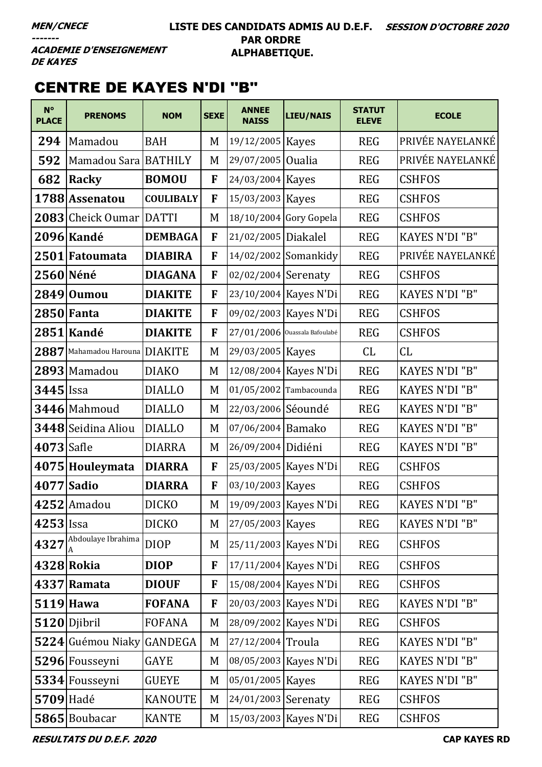**MEN/CNECE**
**-------**
**ACADEMIE D'ENSEIGNEMENT DE KAYES**

**LISTE DES CANDIDATS ADMIS AU D.E.F. PAR ORDRE ALPHABETIQUE.**

**SESSION D'OCTOBRE 2020**

## CENTRE DE KAYES N'DI "B"

| N° PLACE | PRENOMS | NOM | SEXE | ANNEE NAISS | LIEU/NAIS | STATUT ELEVE | ECOLE |
|---|---|---|---|---|---|---|---|
| 294 | Mamadou | BAH | M | 19/12/2005 | Kayes | REG | PRIVÉE NAYELANKÉ |
| 592 | Mamadou Sara | BATHILY | M | 29/07/2005 | Oualia | REG | PRIVÉE NAYELANKÉ |
| 682 | **Racky** | **BOMOU** | **F** | 24/03/2004 | Kayes | REG | CSHFOS |
| 1788 | **Assenatou** | **COULIBALY** | **F** | 15/03/2003 | Kayes | REG | CSHFOS |
| 2083 | Cheick Oumar | DATTI | M | 18/10/2004 | Gory Gopela | REG | CSHFOS |
| 2096 | **Kandé** | **DEMBAGA** | **F** | 21/02/2005 | Diakalel | REG | KAYES N'DI "B" |
| 2501 | **Fatoumata** | **DIABIRA** | **F** | 14/02/2002 | Somankidy | REG | PRIVÉE NAYELANKÉ |
| 2560 | **Néné** | **DIAGANA** | **F** | 02/02/2004 | Serenaty | REG | CSHFOS |
| 2849 | **Oumou** | **DIAKITE** | **F** | 23/10/2004 | Kayes N'Di | REG | KAYES N'DI "B" |
| 2850 | **Fanta** | **DIAKITE** | **F** | 09/02/2003 | Kayes N'Di | REG | CSHFOS |
| 2851 | **Kandé** | **DIAKITE** | **F** | 27/01/2006 | Ouassala Bafoulabé | REG | CSHFOS |
| 2887 | Mahamadou Harouna | DIAKITE | M | 29/03/2005 | Kayes | CL | CL |
| 2893 | Mamadou | DIAKO | M | 12/08/2004 | Kayes N'Di | REG | KAYES N'DI "B" |
| 3445 | Issa | DIALLO | M | 01/05/2002 | Tambacounda | REG | KAYES N'DI "B" |
| 3446 | Mahmoud | DIALLO | M | 22/03/2006 | Séoundé | REG | KAYES N'DI "B" |
| 3448 | Seidina Aliou | DIALLO | M | 07/06/2004 | Bamako | REG | KAYES N'DI "B" |
| 4073 | Safle | DIARRA | M | 26/09/2004 | Didiéni | REG | KAYES N'DI "B" |
| 4075 | **Houleymata** | **DIARRA** | **F** | 25/03/2005 | Kayes N'Di | REG | CSHFOS |
| 4077 | **Sadio** | **DIARRA** | **F** | 03/10/2003 | Kayes | REG | CSHFOS |
| 4252 | Amadou | DICKO | M | 19/09/2003 | Kayes N'Di | REG | KAYES N'DI "B" |
| 4253 | Issa | DICKO | M | 27/05/2003 | Kayes | REG | KAYES N'DI "B" |
| 4327 | Abdoulaye Ibrahima A | DIOP | M | 25/11/2003 | Kayes N'Di | REG | CSHFOS |
| 4328 | **Rokia** | **DIOP** | **F** | 17/11/2004 | Kayes N'Di | REG | CSHFOS |
| 4337 | **Ramata** | **DIOUF** | **F** | 15/08/2004 | Kayes N'Di | REG | CSHFOS |
| 5119 | **Hawa** | **FOFANA** | **F** | 20/03/2003 | Kayes N'Di | REG | KAYES N'DI "B" |
| 5120 | Djibril | FOFANA | M | 28/09/2002 | Kayes N'Di | REG | CSHFOS |
| 5224 | Guémou Niaky | GANDEGA | M | 27/12/2004 | Troula | REG | KAYES N'DI "B" |
| 5296 | Fousseyni | GAYE | M | 08/05/2003 | Kayes N'Di | REG | KAYES N'DI "B" |
| 5334 | Fousseyni | GUEYE | M | 05/01/2005 | Kayes | REG | KAYES N'DI "B" |
| 5709 | Hadé | KANOUTE | M | 24/01/2003 | Serenaty | REG | CSHFOS |
| 5865 | Boubacar | KANTE | M | 15/03/2003 | Kayes N'Di | REG | CSHFOS |

**RESULTATS DU D.E.F. 2020** — **CAP KAYES RD**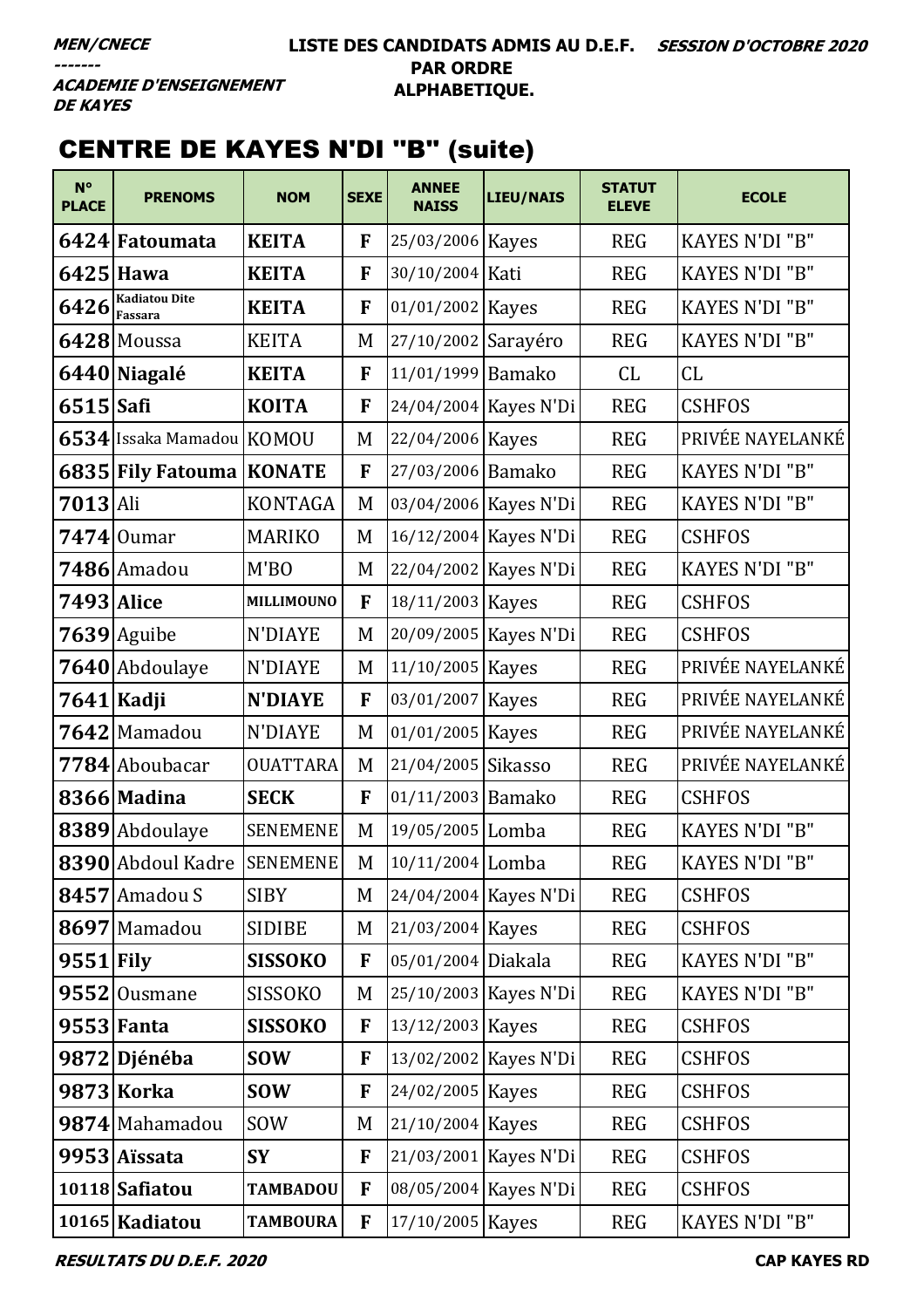MEN/CNECE
-------
ACADEMIE D'ENSEIGNEMENT DE KAYES

**LISTE DES CANDIDATS ADMIS AU D.E.F. PAR ORDRE ALPHABETIQUE.**

*SESSION D'OCTOBRE 2020*

# CENTRE DE KAYES N'DI "B" (suite)

| N° PLACE | PRENOMS | NOM | SEXE | ANNEE NAISS | LIEU/NAIS | STATUT ELEVE | ECOLE |
|---|---|---|---|---|---|---|---|
| 6424 | **Fatoumata** | **KEITA** | **F** | 25/03/2006 | Kayes | REG | KAYES N'DI "B" |
| 6425 | **Hawa** | **KEITA** | **F** | 30/10/2004 | Kati | REG | KAYES N'DI "B" |
| 6426 | **Kadiatou Dite Fassara** | **KEITA** | **F** | 01/01/2002 | Kayes | REG | KAYES N'DI "B" |
| 6428 | Moussa | KEITA | M | 27/10/2002 | Sarayéro | REG | KAYES N'DI "B" |
| 6440 | **Niagalé** | **KEITA** | **F** | 11/01/1999 | Bamako | CL | CL |
| 6515 | **Safi** | **KOITA** | **F** | 24/04/2004 | Kayes N'Di | REG | CSHFOS |
| 6534 | Issaka Mamadou | KOMOU | M | 22/04/2006 | Kayes | REG | PRIVÉE NAYELANKÉ |
| 6835 | **Fily Fatouma** | **KONATE** | **F** | 27/03/2006 | Bamako | REG | KAYES N'DI "B" |
| 7013 | Ali | KONTAGA | M | 03/04/2006 | Kayes N'Di | REG | KAYES N'DI "B" |
| 7474 | Oumar | MARIKO | M | 16/12/2004 | Kayes N'Di | REG | CSHFOS |
| 7486 | Amadou | M'BO | M | 22/04/2002 | Kayes N'Di | REG | KAYES N'DI "B" |
| 7493 | **Alice** | **MILLIMOUNO** | **F** | 18/11/2003 | Kayes | REG | CSHFOS |
| 7639 | Aguibe | N'DIAYE | M | 20/09/2005 | Kayes N'Di | REG | CSHFOS |
| 7640 | Abdoulaye | N'DIAYE | M | 11/10/2005 | Kayes | REG | PRIVÉE NAYELANKÉ |
| 7641 | **Kadji** | **N'DIAYE** | **F** | 03/01/2007 | Kayes | REG | PRIVÉE NAYELANKÉ |
| 7642 | Mamadou | N'DIAYE | M | 01/01/2005 | Kayes | REG | PRIVÉE NAYELANKÉ |
| 7784 | Aboubacar | OUATTARA | M | 21/04/2005 | Sikasso | REG | PRIVÉE NAYELANKÉ |
| 8366 | **Madina** | **SECK** | **F** | 01/11/2003 | Bamako | REG | CSHFOS |
| 8389 | Abdoulaye | SENEMENE | M | 19/05/2005 | Lomba | REG | KAYES N'DI "B" |
| 8390 | Abdoul Kadre | SENEMENE | M | 10/11/2004 | Lomba | REG | KAYES N'DI "B" |
| 8457 | Amadou S | SIBY | M | 24/04/2004 | Kayes N'Di | REG | CSHFOS |
| 8697 | Mamadou | SIDIBE | M | 21/03/2004 | Kayes | REG | CSHFOS |
| 9551 | **Fily** | **SISSOKO** | **F** | 05/01/2004 | Diakala | REG | KAYES N'DI "B" |
| 9552 | Ousmane | SISSOKO | M | 25/10/2003 | Kayes N'Di | REG | KAYES N'DI "B" |
| 9553 | **Fanta** | **SISSOKO** | **F** | 13/12/2003 | Kayes | REG | CSHFOS |
| 9872 | **Djénéba** | **SOW** | **F** | 13/02/2002 | Kayes N'Di | REG | CSHFOS |
| 9873 | **Korka** | **SOW** | **F** | 24/02/2005 | Kayes | REG | CSHFOS |
| 9874 | Mahamadou | SOW | M | 21/10/2004 | Kayes | REG | CSHFOS |
| 9953 | **Aïssata** | **SY** | **F** | 21/03/2001 | Kayes N'Di | REG | CSHFOS |
| 10118 | **Safiatou** | **TAMBADOU** | **F** | 08/05/2004 | Kayes N'Di | REG | CSHFOS |
| 10165 | **Kadiatou** | **TAMBOURA** | **F** | 17/10/2005 | Kayes | REG | KAYES N'DI "B" |

*RESULTATS DU D.E.F. 2020* — **CAP KAYES RD**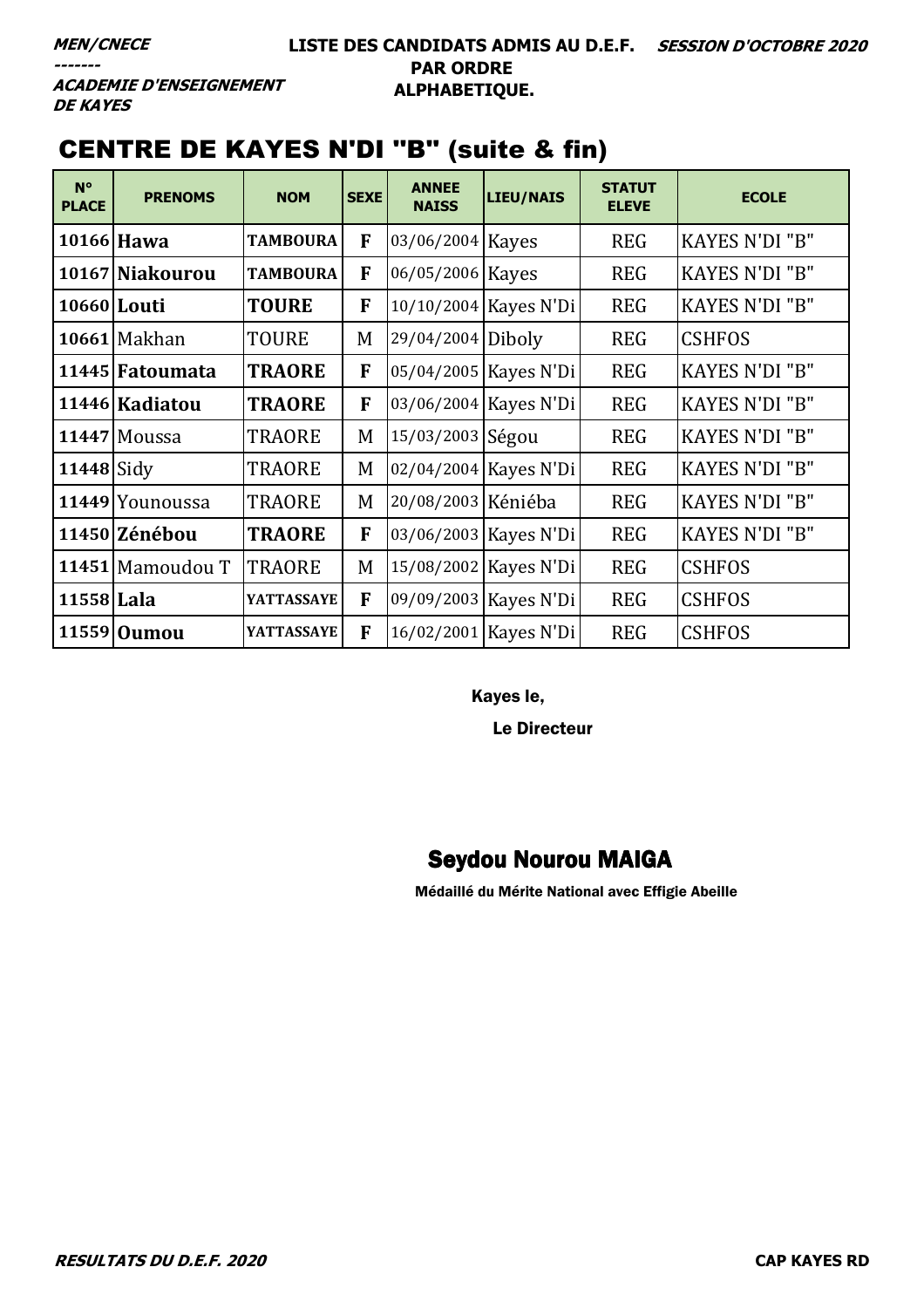***MEN/CNECE***
***-------***
***ACADEMIE D'ENSEIGNEMENT DE KAYES***

**LISTE DES CANDIDATS ADMIS AU D.E.F. PAR ORDRE ALPHABETIQUE.**

***SESSION D'OCTOBRE 2020***

## CENTRE DE KAYES N'DI "B" (suite & fin)

| N° PLACE | PRENOMS | NOM | SEXE | ANNEE NAISS | LIEU/NAIS | STATUT ELEVE | ECOLE |
|---|---|---|---|---|---|---|---|
| **10166** | **Hawa** | **TAMBOURA** | **F** | 03/06/2004 | Kayes | REG | KAYES N'DI "B" |
| **10167** | **Niakourou** | **TAMBOURA** | **F** | 06/05/2006 | Kayes | REG | KAYES N'DI "B" |
| **10660** | **Louti** | **TOURE** | **F** | 10/10/2004 | Kayes N'Di | REG | KAYES N'DI "B" |
| **10661** | Makhan | TOURE | M | 29/04/2004 | Diboly | REG | CSHFOS |
| **11445** | **Fatoumata** | **TRAORE** | **F** | 05/04/2005 | Kayes N'Di | REG | KAYES N'DI "B" |
| **11446** | **Kadiatou** | **TRAORE** | **F** | 03/06/2004 | Kayes N'Di | REG | KAYES N'DI "B" |
| **11447** | Moussa | TRAORE | M | 15/03/2003 | Ségou | REG | KAYES N'DI "B" |
| **11448** | Sidy | TRAORE | M | 02/04/2004 | Kayes N'Di | REG | KAYES N'DI "B" |
| **11449** | Younoussa | TRAORE | M | 20/08/2003 | Kéniéba | REG | KAYES N'DI "B" |
| **11450** | **Zénébou** | **TRAORE** | **F** | 03/06/2003 | Kayes N'Di | REG | KAYES N'DI "B" |
| **11451** | Mamoudou T | TRAORE | M | 15/08/2002 | Kayes N'Di | REG | CSHFOS |
| **11558** | **Lala** | **YATTASSAYE** | **F** | 09/09/2003 | Kayes N'Di | REG | CSHFOS |
| **11559** | **Oumou** | **YATTASSAYE** | **F** | 16/02/2001 | Kayes N'Di | REG | CSHFOS |

Kayes le,

**Le Directeur**

**Seydou Nourou MAIGA**

**Médaillé du Mérite National avec Effigie Abeille**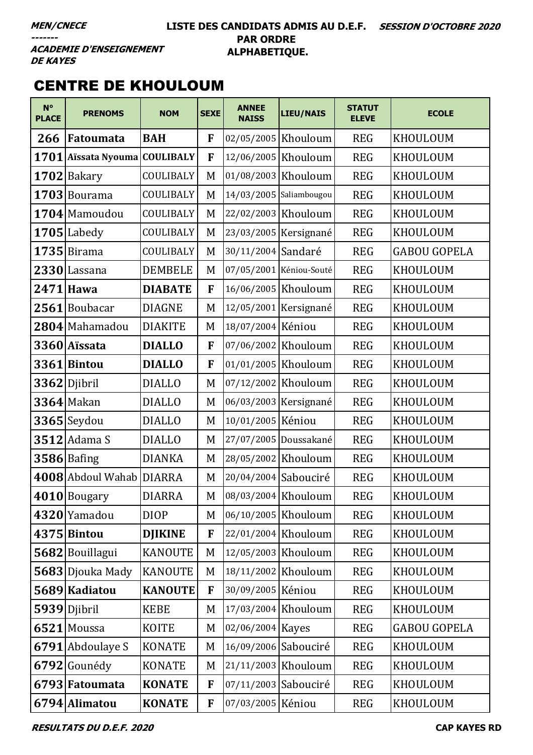MEN/CNECE
-------
ACADEMIE D'ENSEIGNEMENT DE KAYES

**LISTE DES CANDIDATS ADMIS AU D.E.F. PAR ORDRE ALPHABETIQUE.**

SESSION D'OCTOBRE 2020

## CENTRE DE KHOULOUM

| N° PLACE | PRENOMS | NOM | SEXE | ANNEE NAISS | LIEU/NAIS | STATUT ELEVE | ECOLE |
|---|---|---|---|---|---|---|---|
| 266 | **Fatoumata** | **BAH** | **F** | 02/05/2005 | Khouloum | REG | KHOULOUM |
| 1701 | **Aïssata Nyouma** | **COULIBALY** | **F** | 12/06/2005 | Khouloum | REG | KHOULOUM |
| 1702 | Bakary | COULIBALY | M | 01/08/2003 | Khouloum | REG | KHOULOUM |
| 1703 | Bourama | COULIBALY | M | 14/03/2005 | Saliambougou | REG | KHOULOUM |
| 1704 | Mamoudou | COULIBALY | M | 22/02/2003 | Khouloum | REG | KHOULOUM |
| 1705 | Labedy | COULIBALY | M | 23/03/2005 | Kersignané | REG | KHOULOUM |
| 1735 | Birama | COULIBALY | M | 30/11/2004 | Sandaré | REG | GABOU GOPELA |
| 2330 | Lassana | DEMBELE | M | 07/05/2001 | Kéniou-Souté | REG | KHOULOUM |
| 2471 | **Hawa** | **DIABATE** | **F** | 16/06/2005 | Khouloum | REG | KHOULOUM |
| 2561 | Boubacar | DIAGNE | M | 12/05/2001 | Kersignané | REG | KHOULOUM |
| 2804 | Mahamadou | DIAKITE | M | 18/07/2004 | Kéniou | REG | KHOULOUM |
| 3360 | **Aïssata** | **DIALLO** | **F** | 07/06/2002 | Khouloum | REG | KHOULOUM |
| 3361 | **Bintou** | **DIALLO** | **F** | 01/01/2005 | Khouloum | REG | KHOULOUM |
| 3362 | Djibril | DIALLO | M | 07/12/2002 | Khouloum | REG | KHOULOUM |
| 3364 | Makan | DIALLO | M | 06/03/2003 | Kersignané | REG | KHOULOUM |
| 3365 | Seydou | DIALLO | M | 10/01/2005 | Kéniou | REG | KHOULOUM |
| 3512 | Adama S | DIALLO | M | 27/07/2005 | Doussakané | REG | KHOULOUM |
| 3586 | Bafing | DIANKA | M | 28/05/2002 | Khouloum | REG | KHOULOUM |
| 4008 | Abdoul Wahab | DIARRA | M | 20/04/2004 | Sabouciré | REG | KHOULOUM |
| 4010 | Bougary | DIARRA | M | 08/03/2004 | Khouloum | REG | KHOULOUM |
| 4320 | Yamadou | DIOP | M | 06/10/2005 | Khouloum | REG | KHOULOUM |
| 4375 | **Bintou** | **DJIKINE** | **F** | 22/01/2004 | Khouloum | REG | KHOULOUM |
| 5682 | Bouillagui | KANOUTE | M | 12/05/2003 | Khouloum | REG | KHOULOUM |
| 5683 | Djouka Mady | KANOUTE | M | 18/11/2002 | Khouloum | REG | KHOULOUM |
| 5689 | **Kadiatou** | **KANOUTE** | **F** | 30/09/2005 | Kéniou | REG | KHOULOUM |
| 5939 | Djibril | KEBE | M | 17/03/2004 | Khouloum | REG | KHOULOUM |
| 6521 | Moussa | KOITE | M | 02/06/2004 | Kayes | REG | GABOU GOPELA |
| 6791 | Abdoulaye S | KONATE | M | 16/09/2006 | Sabouciré | REG | KHOULOUM |
| 6792 | Gounédy | KONATE | M | 21/11/2003 | Khouloum | REG | KHOULOUM |
| 6793 | **Fatoumata** | **KONATE** | **F** | 07/11/2003 | Sabouciré | REG | KHOULOUM |
| 6794 | **Alimatou** | **KONATE** | **F** | 07/03/2005 | Kéniou | REG | KHOULOUM |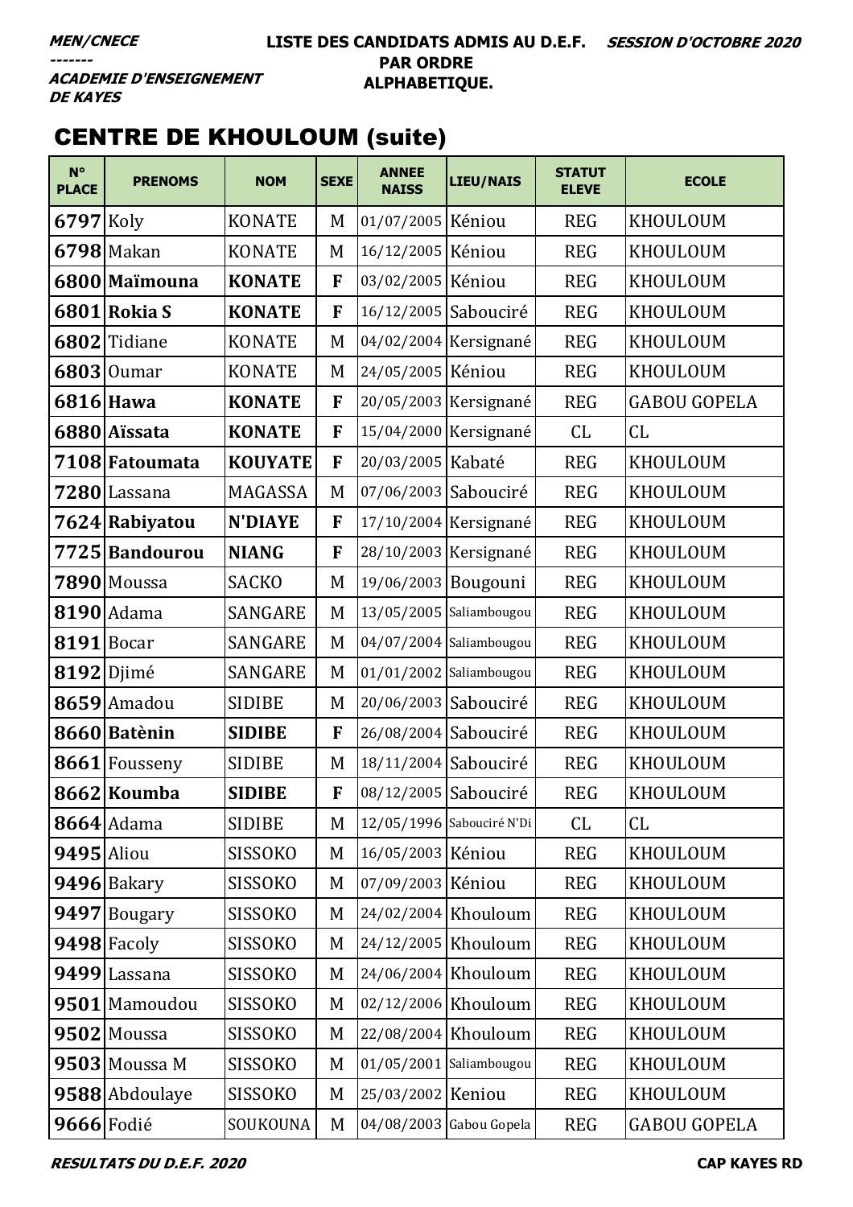***MEN/CNECE***
***-------***
***ACADEMIE D'ENSEIGNEMENT DE KAYES***

**LISTE DES CANDIDATS ADMIS AU D.E.F. PAR ORDRE ALPHABETIQUE.**

***SESSION D'OCTOBRE 2020***

## CENTRE DE KHOULOUM (suite)

| N° PLACE | PRENOMS | NOM | SEXE | ANNEE NAISS | LIEU/NAIS | STATUT ELEVE | ECOLE |
|---|---|---|---|---|---|---|---|
| **6797** | Koly | KONATE | M | 01/07/2005 | Kéniou | REG | KHOULOUM |
| **6798** | Makan | KONATE | M | 16/12/2005 | Kéniou | REG | KHOULOUM |
| **6800** | **Maïmouna** | **KONATE** | **F** | 03/02/2005 | Kéniou | REG | KHOULOUM |
| **6801** | **Rokia S** | **KONATE** | **F** | 16/12/2005 | Sabouciré | REG | KHOULOUM |
| **6802** | Tidiane | KONATE | M | 04/02/2004 | Kersignané | REG | KHOULOUM |
| **6803** | Oumar | KONATE | M | 24/05/2005 | Kéniou | REG | KHOULOUM |
| **6816** | **Hawa** | **KONATE** | **F** | 20/05/2003 | Kersignané | REG | GABOU GOPELA |
| **6880** | **Aïssata** | **KONATE** | **F** | 15/04/2000 | Kersignané | CL | CL |
| **7108** | **Fatoumata** | **KOUYATE** | **F** | 20/03/2005 | Kabaté | REG | KHOULOUM |
| **7280** | Lassana | MAGASSA | M | 07/06/2003 | Sabouciré | REG | KHOULOUM |
| **7624** | **Rabiyatou** | **N'DIAYE** | **F** | 17/10/2004 | Kersignané | REG | KHOULOUM |
| **7725** | **Bandourou** | **NIANG** | **F** | 28/10/2003 | Kersignané | REG | KHOULOUM |
| **7890** | Moussa | SACKO | M | 19/06/2003 | Bougouni | REG | KHOULOUM |
| **8190** | Adama | SANGARE | M | 13/05/2005 | Saliambougou | REG | KHOULOUM |
| **8191** | Bocar | SANGARE | M | 04/07/2004 | Saliambougou | REG | KHOULOUM |
| **8192** | Djimé | SANGARE | M | 01/01/2002 | Saliambougou | REG | KHOULOUM |
| **8659** | Amadou | SIDIBE | M | 20/06/2003 | Sabouciré | REG | KHOULOUM |
| **8660** | **Batènin** | **SIDIBE** | **F** | 26/08/2004 | Sabouciré | REG | KHOULOUM |
| **8661** | Fousseny | SIDIBE | M | 18/11/2004 | Sabouciré | REG | KHOULOUM |
| **8662** | **Koumba** | **SIDIBE** | **F** | 08/12/2005 | Sabouciré | REG | KHOULOUM |
| **8664** | Adama | SIDIBE | M | 12/05/1996 | Sabouciré N'Di | CL | CL |
| **9495** | Aliou | SISSOKO | M | 16/05/2003 | Kéniou | REG | KHOULOUM |
| **9496** | Bakary | SISSOKO | M | 07/09/2003 | Kéniou | REG | KHOULOUM |
| **9497** | Bougary | SISSOKO | M | 24/02/2004 | Khouloum | REG | KHOULOUM |
| **9498** | Facoly | SISSOKO | M | 24/12/2005 | Khouloum | REG | KHOULOUM |
| **9499** | Lassana | SISSOKO | M | 24/06/2004 | Khouloum | REG | KHOULOUM |
| **9501** | Mamoudou | SISSOKO | M | 02/12/2006 | Khouloum | REG | KHOULOUM |
| **9502** | Moussa | SISSOKO | M | 22/08/2004 | Khouloum | REG | KHOULOUM |
| **9503** | Moussa M | SISSOKO | M | 01/05/2001 | Saliambougou | REG | KHOULOUM |
| **9588** | Abdoulaye | SISSOKO | M | 25/03/2002 | Keniou | REG | KHOULOUM |
| **9666** | Fodié | SOUKOUNA | M | 04/08/2003 | Gabou Gopela | REG | GABOU GOPELA |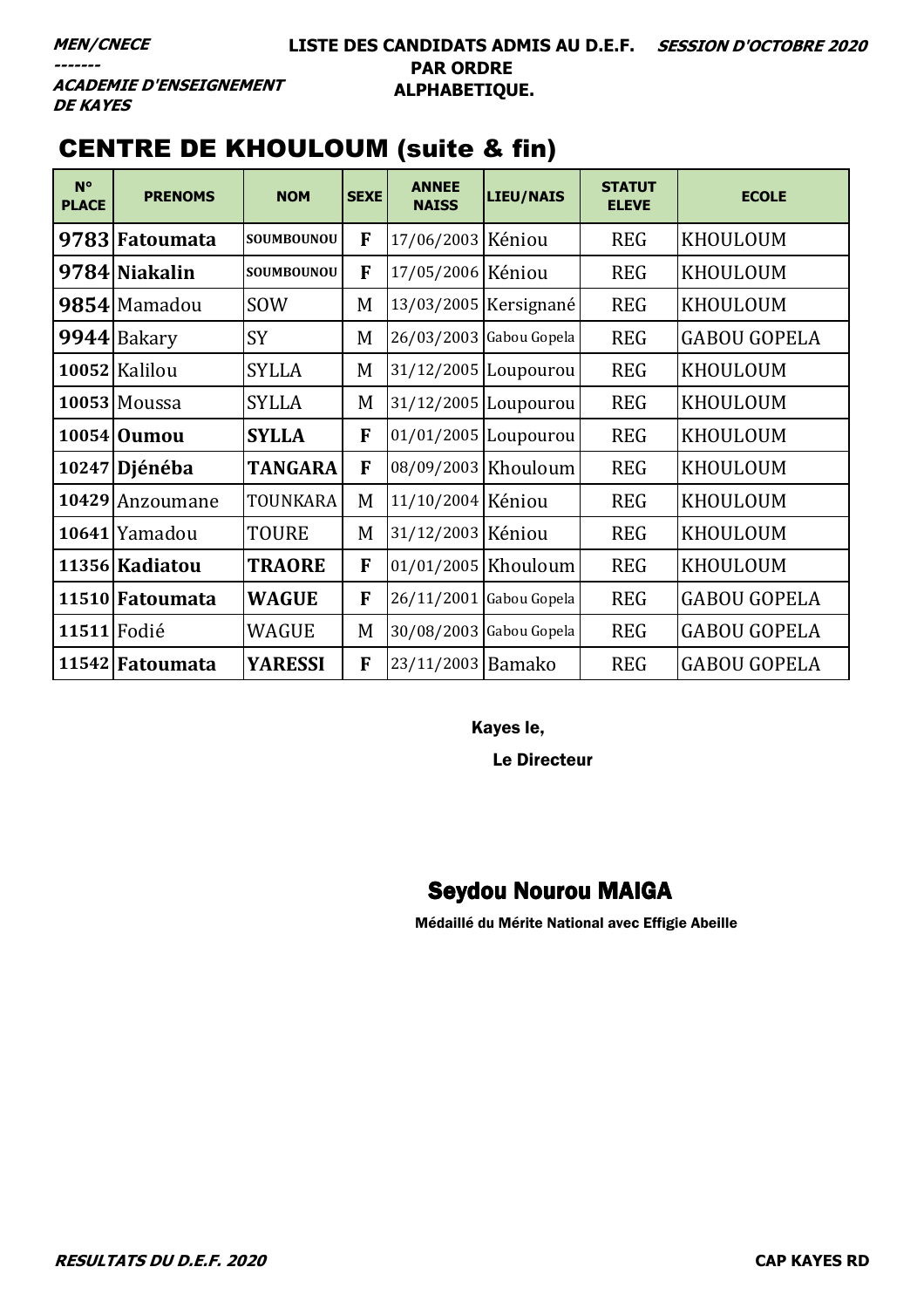*MEN/CNECE*
*-------*
*ACADEMIE D'ENSEIGNEMENT DE KAYES*

**LISTE DES CANDIDATS ADMIS AU D.E.F. PAR ORDRE ALPHABETIQUE.**

***SESSION D'OCTOBRE 2020***

## CENTRE DE KHOULOUM (suite & fin)

| N° PLACE | PRENOMS | NOM | SEXE | ANNEE NAISS | LIEU/NAIS | STATUT ELEVE | ECOLE |
|---|---|---|---|---|---|---|---|
| **9783** | **Fatoumata** | **SOUMBOUNOU** | **F** | 17/06/2003 | Kéniou | REG | KHOULOUM |
| **9784** | **Niakalin** | **SOUMBOUNOU** | **F** | 17/05/2006 | Kéniou | REG | KHOULOUM |
| **9854** | Mamadou | SOW | M | 13/03/2005 | Kersignané | REG | KHOULOUM |
| **9944** | Bakary | SY | M | 26/03/2003 | Gabou Gopela | REG | GABOU GOPELA |
| **10052** | Kalilou | SYLLA | M | 31/12/2005 | Loupourou | REG | KHOULOUM |
| **10053** | Moussa | SYLLA | M | 31/12/2005 | Loupourou | REG | KHOULOUM |
| **10054** | **Oumou** | **SYLLA** | **F** | 01/01/2005 | Loupourou | REG | KHOULOUM |
| **10247** | **Djénéba** | **TANGARA** | **F** | 08/09/2003 | Khouloum | REG | KHOULOUM |
| **10429** | Anzoumane | TOUNKARA | M | 11/10/2004 | Kéniou | REG | KHOULOUM |
| **10641** | Yamadou | TOURE | M | 31/12/2003 | Kéniou | REG | KHOULOUM |
| **11356** | **Kadiatou** | **TRAORE** | **F** | 01/01/2005 | Khouloum | REG | KHOULOUM |
| **11510** | **Fatoumata** | **WAGUE** | **F** | 26/11/2001 | Gabou Gopela | REG | GABOU GOPELA |
| **11511** | Fodié | WAGUE | M | 30/08/2003 | Gabou Gopela | REG | GABOU GOPELA |
| **11542** | **Fatoumata** | **YARESSI** | **F** | 23/11/2003 | Bamako | REG | GABOU GOPELA |

**Kayes le,**

**Le Directeur**

**Seydou Nourou MAIGA**

**Médaillé du Mérite National avec Effigie Abeille**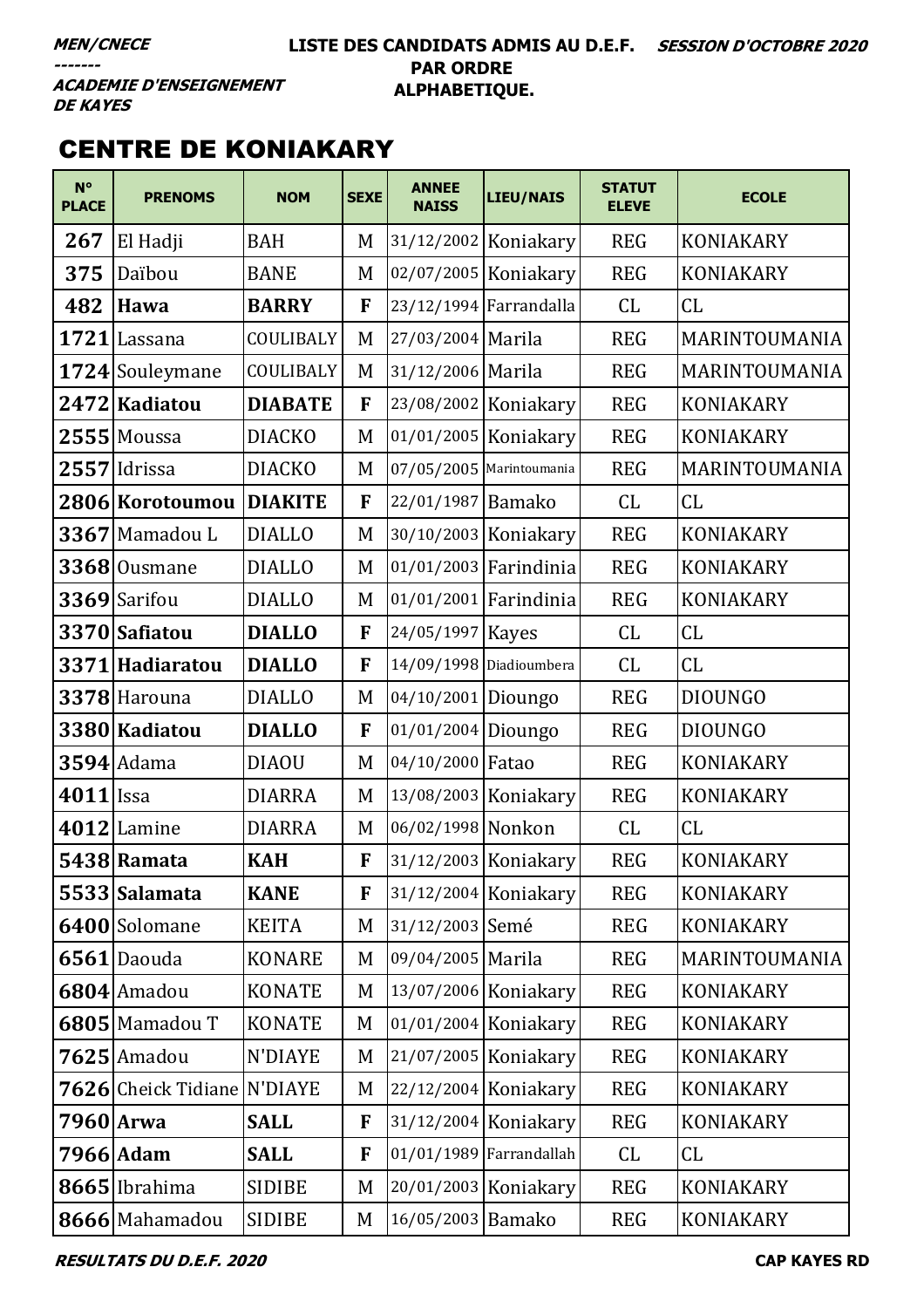*MEN/CNECE*
*-------*
*ACADEMIE D'ENSEIGNEMENT DE KAYES*

**LISTE DES CANDIDATS ADMIS AU D.E.F. PAR ORDRE ALPHABETIQUE.**

***SESSION D'OCTOBRE 2020***

## CENTRE DE KONIAKARY

| N° PLACE | PRENOMS | NOM | SEXE | ANNEE NAISS | LIEU/NAIS | STATUT ELEVE | ECOLE |
|---|---|---|---|---|---|---|---|
| 267 | El Hadji | BAH | M | 31/12/2002 | Koniakary | REG | KONIAKARY |
| 375 | Daïbou | BANE | M | 02/07/2005 | Koniakary | REG | KONIAKARY |
| 482 | **Hawa** | **BARRY** | **F** | 23/12/1994 | Farrandalla | CL | CL |
| 1721 | Lassana | COULIBALY | M | 27/03/2004 | Marila | REG | MARINTOUMANIA |
| 1724 | Souleymane | COULIBALY | M | 31/12/2006 | Marila | REG | MARINTOUMANIA |
| 2472 | **Kadiatou** | **DIABATE** | **F** | 23/08/2002 | Koniakary | REG | KONIAKARY |
| 2555 | Moussa | DIACKO | M | 01/01/2005 | Koniakary | REG | KONIAKARY |
| 2557 | Idrissa | DIACKO | M | 07/05/2005 | Marintoumania | REG | MARINTOUMANIA |
| 2806 | **Korotoumou** | **DIAKITE** | **F** | 22/01/1987 | Bamako | CL | CL |
| 3367 | Mamadou L | DIALLO | M | 30/10/2003 | Koniakary | REG | KONIAKARY |
| 3368 | Ousmane | DIALLO | M | 01/01/2003 | Farindinia | REG | KONIAKARY |
| 3369 | Sarifou | DIALLO | M | 01/01/2001 | Farindinia | REG | KONIAKARY |
| 3370 | **Safiatou** | **DIALLO** | **F** | 24/05/1997 | Kayes | CL | CL |
| 3371 | **Hadiaratou** | **DIALLO** | **F** | 14/09/1998 | Diadioumbera | CL | CL |
| 3378 | Harouna | DIALLO | M | 04/10/2001 | Dioungo | REG | DIOUNGO |
| 3380 | **Kadiatou** | **DIALLO** | **F** | 01/01/2004 | Dioungo | REG | DIOUNGO |
| 3594 | Adama | DIAOU | M | 04/10/2000 | Fatao | REG | KONIAKARY |
| 4011 | Issa | DIARRA | M | 13/08/2003 | Koniakary | REG | KONIAKARY |
| 4012 | Lamine | DIARRA | M | 06/02/1998 | Nonkon | CL | CL |
| 5438 | **Ramata** | **KAH** | **F** | 31/12/2003 | Koniakary | REG | KONIAKARY |
| 5533 | **Salamata** | **KANE** | **F** | 31/12/2004 | Koniakary | REG | KONIAKARY |
| 6400 | Solomane | KEITA | M | 31/12/2003 | Semé | REG | KONIAKARY |
| 6561 | Daouda | KONARE | M | 09/04/2005 | Marila | REG | MARINTOUMANIA |
| 6804 | Amadou | KONATE | M | 13/07/2006 | Koniakary | REG | KONIAKARY |
| 6805 | Mamadou T | KONATE | M | 01/01/2004 | Koniakary | REG | KONIAKARY |
| 7625 | Amadou | N'DIAYE | M | 21/07/2005 | Koniakary | REG | KONIAKARY |
| 7626 | Cheick Tidiane | N'DIAYE | M | 22/12/2004 | Koniakary | REG | KONIAKARY |
| 7960 | **Arwa** | **SALL** | **F** | 31/12/2004 | Koniakary | REG | KONIAKARY |
| 7966 | **Adam** | **SALL** | **F** | 01/01/1989 | Farrandallah | CL | CL |
| 8665 | Ibrahima | SIDIBE | M | 20/01/2003 | Koniakary | REG | KONIAKARY |
| 8666 | Mahamadou | SIDIBE | M | 16/05/2003 | Bamako | REG | KONIAKARY |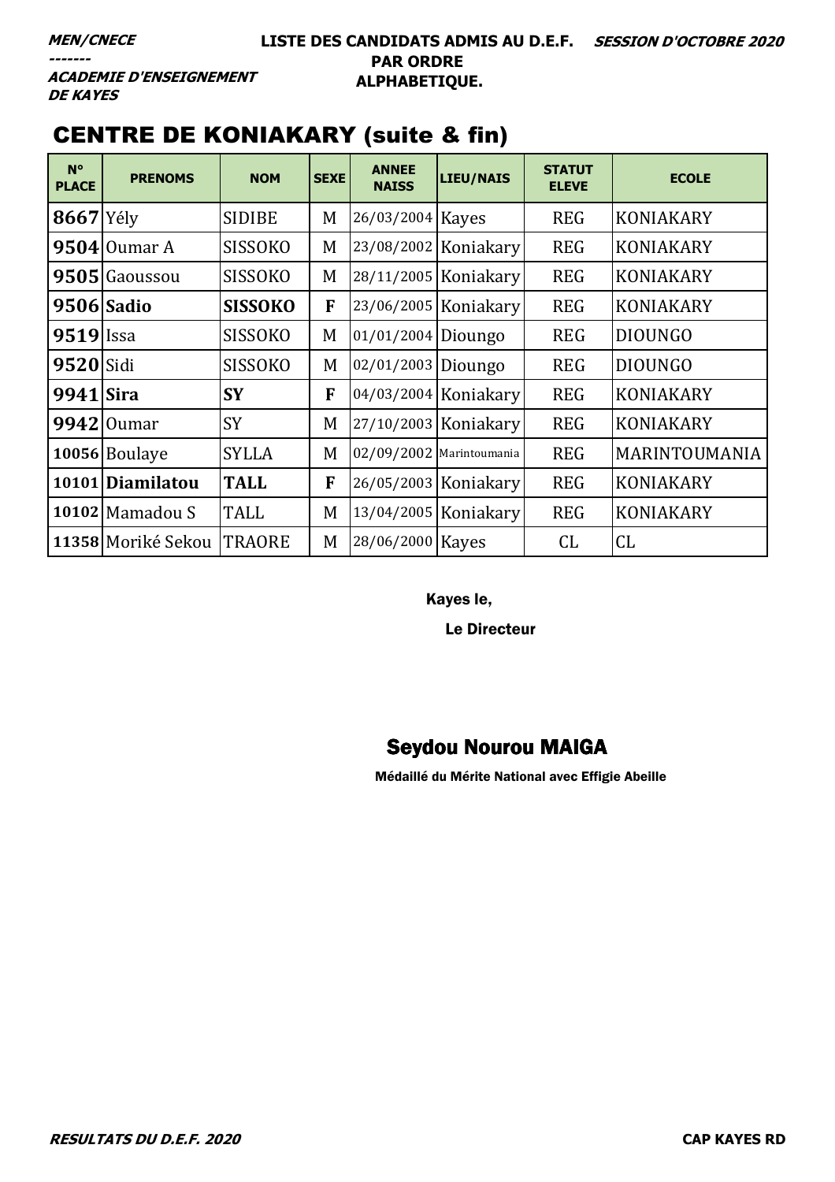**MEN/CNECE**
-------
**ACADEMIE D'ENSEIGNEMENT DE KAYES**

**LISTE DES CANDIDATS ADMIS AU D.E.F. PAR ORDRE ALPHABETIQUE.**

***SESSION D'OCTOBRE 2020***

## CENTRE DE KONIAKARY (suite & fin)

| N° PLACE | PRENOMS | NOM | SEXE | ANNEE NAISS | LIEU/NAIS | STATUT ELEVE | ECOLE |
|---|---|---|---|---|---|---|---|
| **8667** | Yély | SIDIBE | M | 26/03/2004 | Kayes | REG | KONIAKARY |
| **9504** | Oumar A | SISSOKO | M | 23/08/2002 | Koniakary | REG | KONIAKARY |
| **9505** | Gaoussou | SISSOKO | M | 28/11/2005 | Koniakary | REG | KONIAKARY |
| **9506** | **Sadio** | **SISSOKO** | **F** | 23/06/2005 | Koniakary | REG | KONIAKARY |
| **9519** | Issa | SISSOKO | M | 01/01/2004 | Dioungo | REG | DIOUNGO |
| **9520** | Sidi | SISSOKO | M | 02/01/2003 | Dioungo | REG | DIOUNGO |
| **9941** | **Sira** | **SY** | **F** | 04/03/2004 | Koniakary | REG | KONIAKARY |
| **9942** | Oumar | SY | M | 27/10/2003 | Koniakary | REG | KONIAKARY |
| **10056** | Boulaye | SYLLA | M | 02/09/2002 | Marintoumania | REG | MARINTOUMANIA |
| **10101** | **Diamilatou** | **TALL** | **F** | 26/05/2003 | Koniakary | REG | KONIAKARY |
| **10102** | Mamadou S | TALL | M | 13/04/2005 | Koniakary | REG | KONIAKARY |
| **11358** | Moriké Sekou | TRAORE | M | 28/06/2000 | Kayes | CL | CL |

Kayes le,

Le Directeur

**Seydou Nourou MAIGA**

**Médaillé du Mérite National avec Effigie Abeille**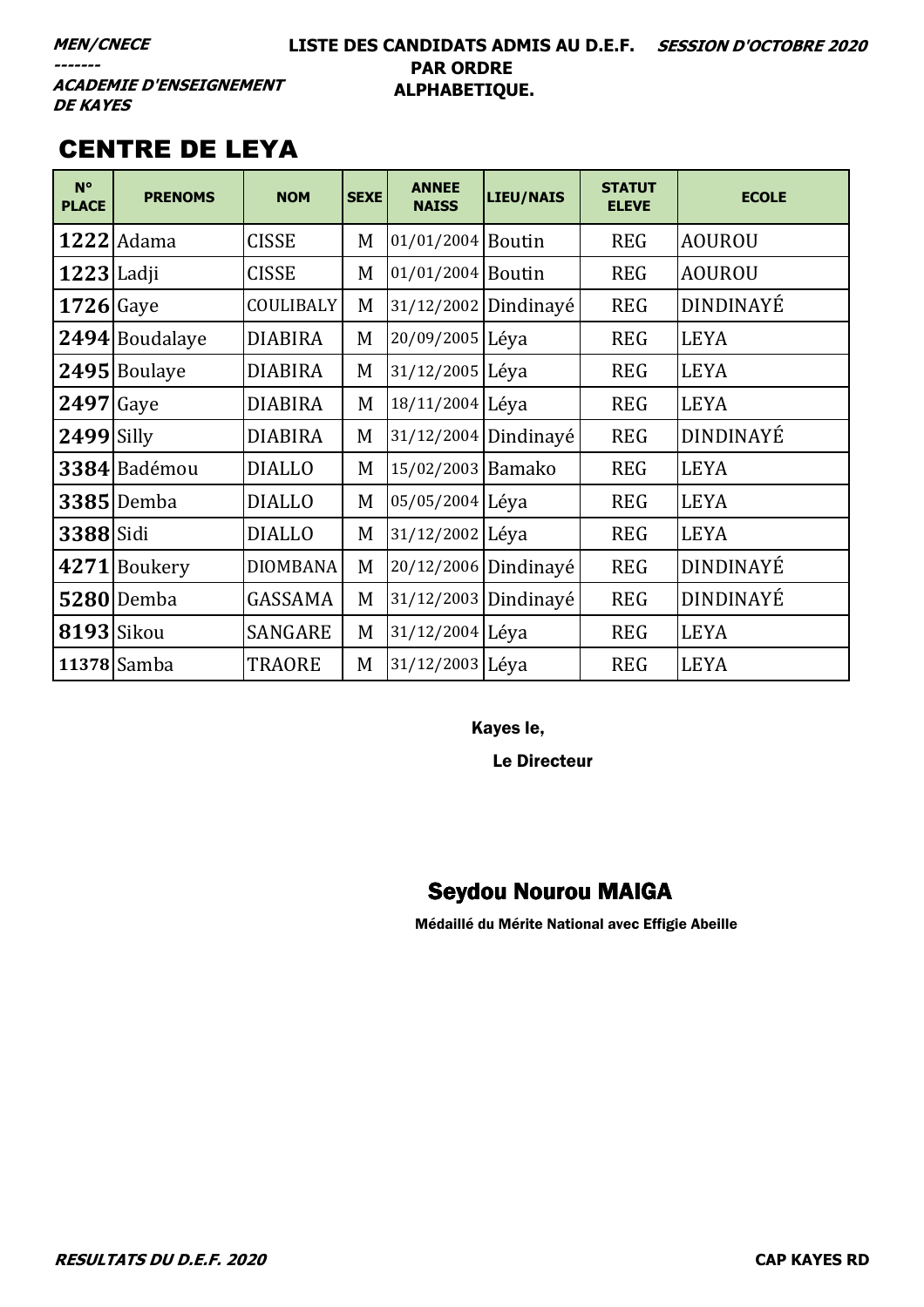**MEN/CNECE**
-------
**ACADEMIE D'ENSEIGNEMENT DE KAYES**

**LISTE DES CANDIDATS ADMIS AU D.E.F. PAR ORDRE ALPHABETIQUE.**

**SESSION D'OCTOBRE 2020**

## CENTRE DE LEYA

| N° PLACE | PRENOMS | NOM | SEXE | ANNEE NAISS | LIEU/NAIS | STATUT ELEVE | ECOLE |
|---|---|---|---|---|---|---|---|
| **1222** | Adama | CISSE | M | 01/01/2004 | Boutin | REG | AOUROU |
| **1223** | Ladji | CISSE | M | 01/01/2004 | Boutin | REG | AOUROU |
| **1726** | Gaye | COULIBALY | M | 31/12/2002 | Dindinayé | REG | DINDINAYÉ |
| **2494** | Boudalaye | DIABIRA | M | 20/09/2005 | Léya | REG | LEYA |
| **2495** | Boulaye | DIABIRA | M | 31/12/2005 | Léya | REG | LEYA |
| **2497** | Gaye | DIABIRA | M | 18/11/2004 | Léya | REG | LEYA |
| **2499** | Silly | DIABIRA | M | 31/12/2004 | Dindinayé | REG | DINDINAYÉ |
| **3384** | Badémou | DIALLO | M | 15/02/2003 | Bamako | REG | LEYA |
| **3385** | Demba | DIALLO | M | 05/05/2004 | Léya | REG | LEYA |
| **3388** | Sidi | DIALLO | M | 31/12/2002 | Léya | REG | LEYA |
| **4271** | Boukery | DIOMBANA | M | 20/12/2006 | Dindinayé | REG | DINDINAYÉ |
| **5280** | Demba | GASSAMA | M | 31/12/2003 | Dindinayé | REG | DINDINAYÉ |
| **8193** | Sikou | SANGARE | M | 31/12/2004 | Léya | REG | LEYA |
| **11378** | Samba | TRAORE | M | 31/12/2003 | Léya | REG | LEYA |

Kayes le,

**Le Directeur**

**Seydou Nourou MAIGA**

**Médaillé du Mérite National avec Effigie Abeille**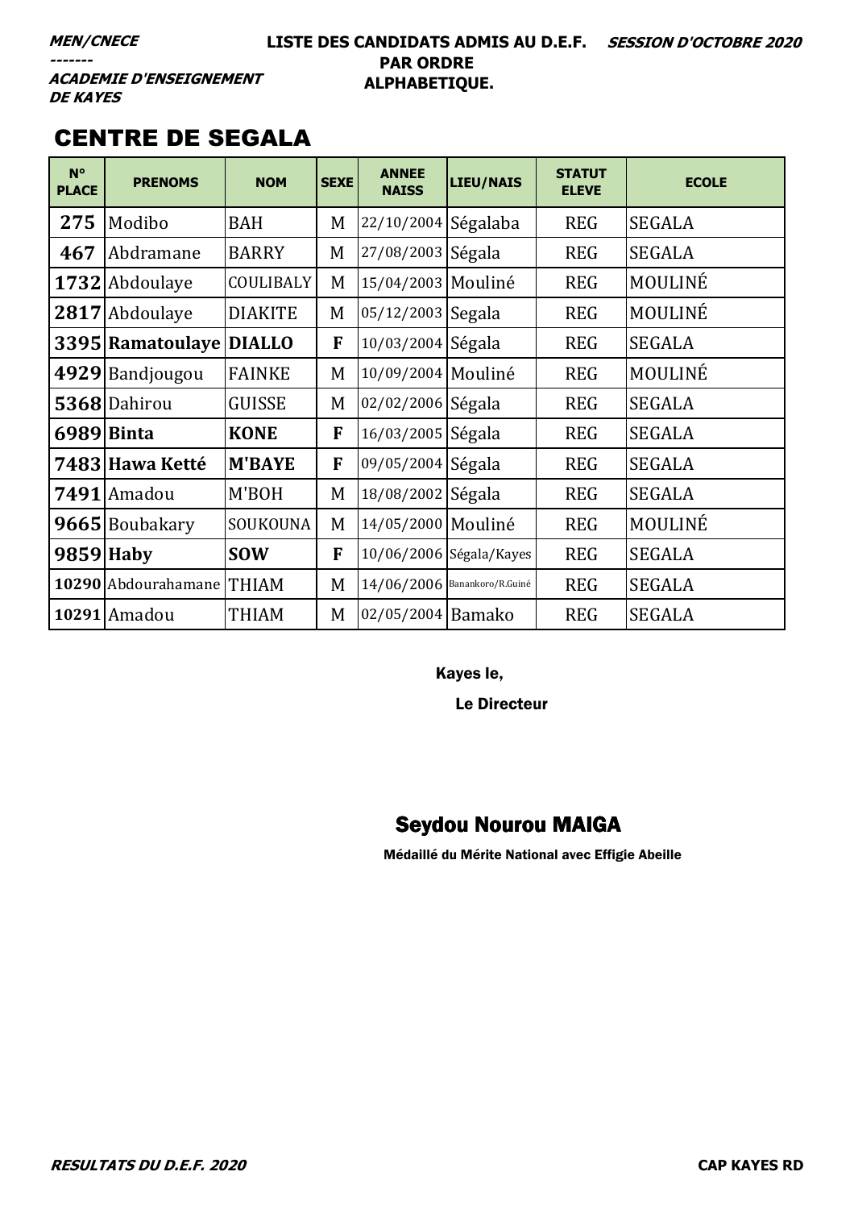***MEN/CNECE***
***-------***
***ACADEMIE D'ENSEIGNEMENT DE KAYES***

**LISTE DES CANDIDATS ADMIS AU D.E.F. PAR ORDRE ALPHABETIQUE.**

***SESSION D'OCTOBRE 2020***

## CENTRE DE SEGALA

| N° PLACE | PRENOMS | NOM | SEXE | ANNEE NAISS | LIEU/NAIS | STATUT ELEVE | ECOLE |
|---|---|---|---|---|---|---|---|
| 275 | Modibo | BAH | M | 22/10/2004 | Ségalaba | REG | SEGALA |
| 467 | Abdramane | BARRY | M | 27/08/2003 | Ségala | REG | SEGALA |
| 1732 | Abdoulaye | COULIBALY | M | 15/04/2003 | Mouliné | REG | MOULINÉ |
| 2817 | Abdoulaye | DIAKITE | M | 05/12/2003 | Segala | REG | MOULINÉ |
| **3395** | **Ramatoulaye** | **DIALLO** | **F** | 10/03/2004 | Ségala | REG | SEGALA |
| 4929 | Bandjougou | FAINKE | M | 10/09/2004 | Mouliné | REG | MOULINÉ |
| 5368 | Dahirou | GUISSE | M | 02/02/2006 | Ségala | REG | SEGALA |
| **6989** | **Binta** | **KONE** | **F** | 16/03/2005 | Ségala | REG | SEGALA |
| **7483** | **Hawa Ketté** | **M'BAYE** | **F** | 09/05/2004 | Ségala | REG | SEGALA |
| 7491 | Amadou | M'BOH | M | 18/08/2002 | Ségala | REG | SEGALA |
| 9665 | Boubakary | SOUKOUNA | M | 14/05/2000 | Mouliné | REG | MOULINÉ |
| **9859** | **Haby** | **SOW** | **F** | 10/06/2006 | Ségala/Kayes | REG | SEGALA |
| 10290 | Abdourahamane | THIAM | M | 14/06/2006 | Banankoro/R.Guiné | REG | SEGALA |
| 10291 | Amadou | THIAM | M | 02/05/2004 | Bamako | REG | SEGALA |

**Kayes le,**

**Le Directeur**

**Seydou Nourou MAIGA**

**Médaillé du Mérite National avec Effigie Abeille**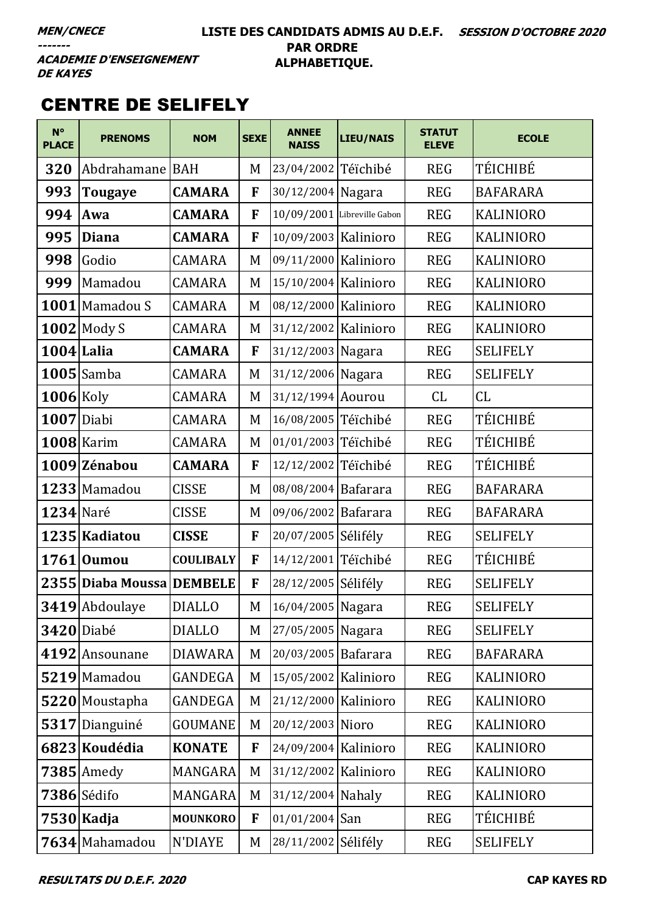**MEN/CNECE**
**-------**
**ACADEMIE D'ENSEIGNEMENT DE KAYES**

**LISTE DES CANDIDATS ADMIS AU D.E.F. PAR ORDRE ALPHABETIQUE.**

**SESSION D'OCTOBRE 2020**

## CENTRE DE SELIFELY

| N° PLACE | PRENOMS | NOM | SEXE | ANNEE NAISS | LIEU/NAIS | STATUT ELEVE | ECOLE |
|---|---|---|---|---|---|---|---|
| 320 | Abdrahamane | BAH | M | 23/04/2002 | Téïchibé | REG | TÉICHIBÉ |
| 993 | **Tougaye** | **CAMARA** | **F** | 30/12/2004 | Nagara | REG | BAFARARA |
| 994 | **Awa** | **CAMARA** | **F** | 10/09/2001 | Libreville Gabon | REG | KALINIORO |
| 995 | **Diana** | **CAMARA** | **F** | 10/09/2003 | Kalinioro | REG | KALINIORO |
| 998 | Godio | CAMARA | M | 09/11/2000 | Kalinioro | REG | KALINIORO |
| 999 | Mamadou | CAMARA | M | 15/10/2004 | Kalinioro | REG | KALINIORO |
| 1001 | Mamadou S | CAMARA | M | 08/12/2000 | Kalinioro | REG | KALINIORO |
| 1002 | Mody S | CAMARA | M | 31/12/2002 | Kalinioro | REG | KALINIORO |
| 1004 | **Lalia** | **CAMARA** | **F** | 31/12/2003 | Nagara | REG | SELIFELY |
| 1005 | Samba | CAMARA | M | 31/12/2006 | Nagara | REG | SELIFELY |
| 1006 | Koly | CAMARA | M | 31/12/1994 | Aourou | CL | CL |
| 1007 | Diabi | CAMARA | M | 16/08/2005 | Téïchibé | REG | TÉICHIBÉ |
| 1008 | Karim | CAMARA | M | 01/01/2003 | Téïchibé | REG | TÉICHIBÉ |
| 1009 | **Zénabou** | **CAMARA** | **F** | 12/12/2002 | Téïchibé | REG | TÉICHIBÉ |
| 1233 | Mamadou | CISSE | M | 08/08/2004 | Bafarara | REG | BAFARARA |
| 1234 | Naré | CISSE | M | 09/06/2002 | Bafarara | REG | BAFARARA |
| 1235 | **Kadiatou** | **CISSE** | **F** | 20/07/2005 | Séliféły | REG | SELIFELY |
| 1761 | **Oumou** | **COULIBALY** | **F** | 14/12/2001 | Téïchibé | REG | TÉICHIBÉ |
| 2355 | **Diaba Moussa** | **DEMBELE** | **F** | 28/12/2005 | Séliféły | REG | SELIFELY |
| 3419 | Abdoulaye | DIALLO | M | 16/04/2005 | Nagara | REG | SELIFELY |
| 3420 | Diabé | DIALLO | M | 27/05/2005 | Nagara | REG | SELIFELY |
| 4192 | Ansounane | DIAWARA | M | 20/03/2005 | Bafarara | REG | BAFARARA |
| 5219 | Mamadou | GANDEGA | M | 15/05/2002 | Kalinioro | REG | KALINIORO |
| 5220 | Moustapha | GANDEGA | M | 21/12/2000 | Kalinioro | REG | KALINIORO |
| 5317 | Dianguiné | GOUMANE | M | 20/12/2003 | Nioro | REG | KALINIORO |
| 6823 | **Koudédia** | **KONATE** | **F** | 24/09/2004 | Kalinioro | REG | KALINIORO |
| 7385 | Amedy | MANGARA | M | 31/12/2002 | Kalinioro | REG | KALINIORO |
| 7386 | Sédifo | MANGARA | M | 31/12/2004 | Nahaly | REG | KALINIORO |
| 7530 | **Kadja** | **MOUNKORO** | **F** | 01/01/2004 | San | REG | TÉICHIBÉ |
| 7634 | Mahamadou | N'DIAYE | M | 28/11/2002 | Séliféły | REG | SELIFELY |

**RESULTATS DU D.E.F. 2020** **CAP KAYES RD**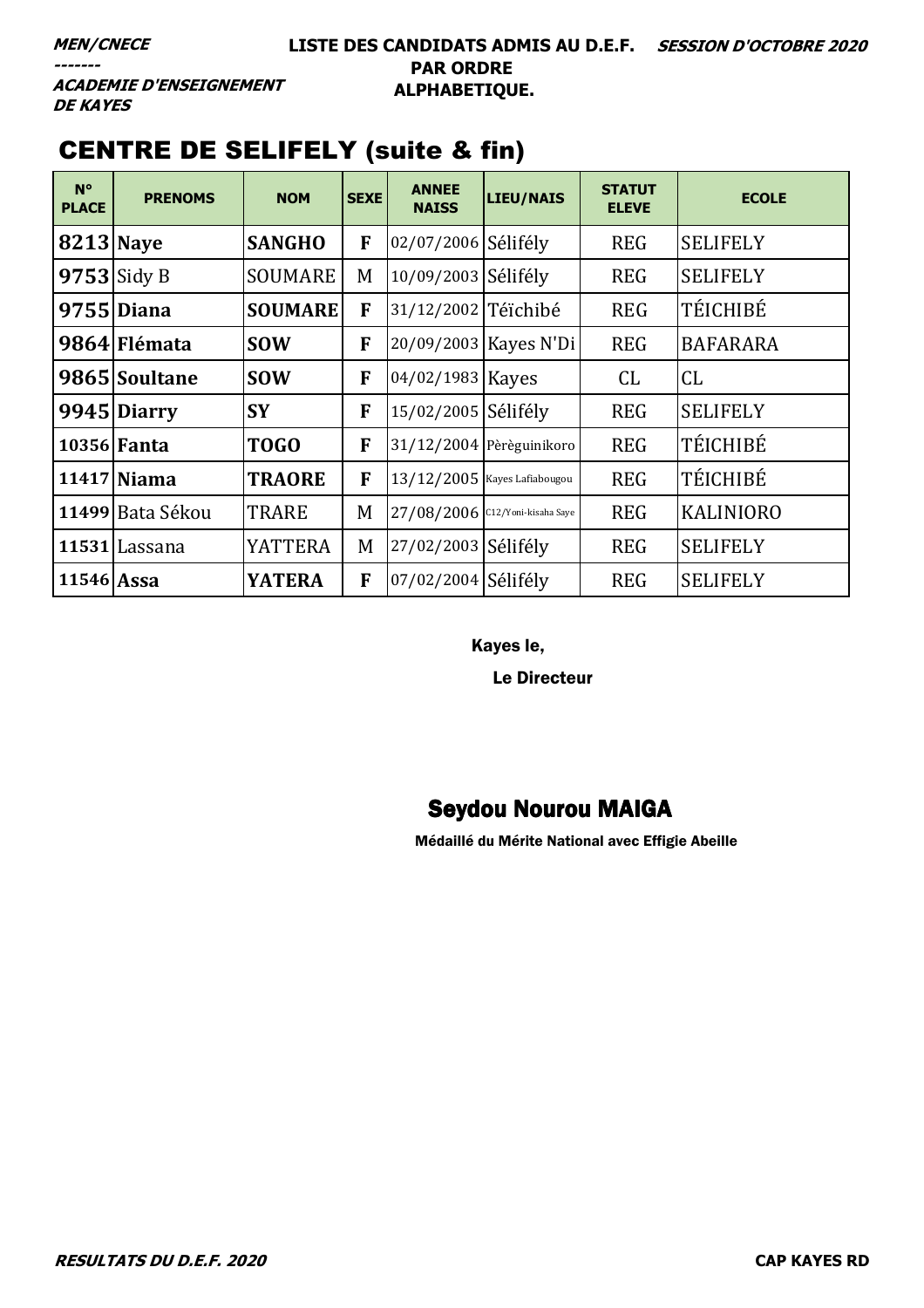MEN/CNECE
-------
ACADEMIE D'ENSEIGNEMENT DE KAYES

**LISTE DES CANDIDATS ADMIS AU D.E.F. PAR ORDRE ALPHABETIQUE.**

*SESSION D'OCTOBRE 2020*

## CENTRE DE SELIFELY (suite & fin)

| N° PLACE | PRENOMS | NOM | SEXE | ANNEE NAISS | LIEU/NAIS | STATUT ELEVE | ECOLE |
|---|---|---|---|---|---|---|---|
| **8213** | **Naye** | **SANGHO** | **F** | 02/07/2006 | Sélifély | REG | SELIFELY |
| **9753** | Sidy B | SOUMARE | M | 10/09/2003 | Sélifély | REG | SELIFELY |
| **9755** | **Diana** | **SOUMARE** | **F** | 31/12/2002 | Téïchibé | REG | TÉICHIBÉ |
| **9864** | **Flémata** | **SOW** | **F** | 20/09/2003 | Kayes N'Di | REG | BAFARARA |
| **9865** | **Soultane** | **SOW** | **F** | 04/02/1983 | Kayes | CL | CL |
| **9945** | **Diarry** | **SY** | **F** | 15/02/2005 | Sélifély | REG | SELIFELY |
| **10356** | **Fanta** | **TOGO** | **F** | 31/12/2004 | Pèrèguinikoro | REG | TÉICHIBÉ |
| **11417** | **Niama** | **TRAORE** | **F** | 13/12/2005 | Kayes Lafiabougou | REG | TÉICHIBÉ |
| **11499** | Bata Sékou | TRARE | M | 27/08/2006 | C12/Yoni-kisaha Saye | REG | KALINIORO |
| **11531** | Lassana | YATTERA | M | 27/02/2003 | Sélifély | REG | SELIFELY |
| **11546** | **Assa** | **YATERA** | **F** | 07/02/2004 | Sélifély | REG | SELIFELY |

Kayes le,

Le Directeur

**Seydou Nourou MAIGA**

Médaillé du Mérite National avec Effigie Abeille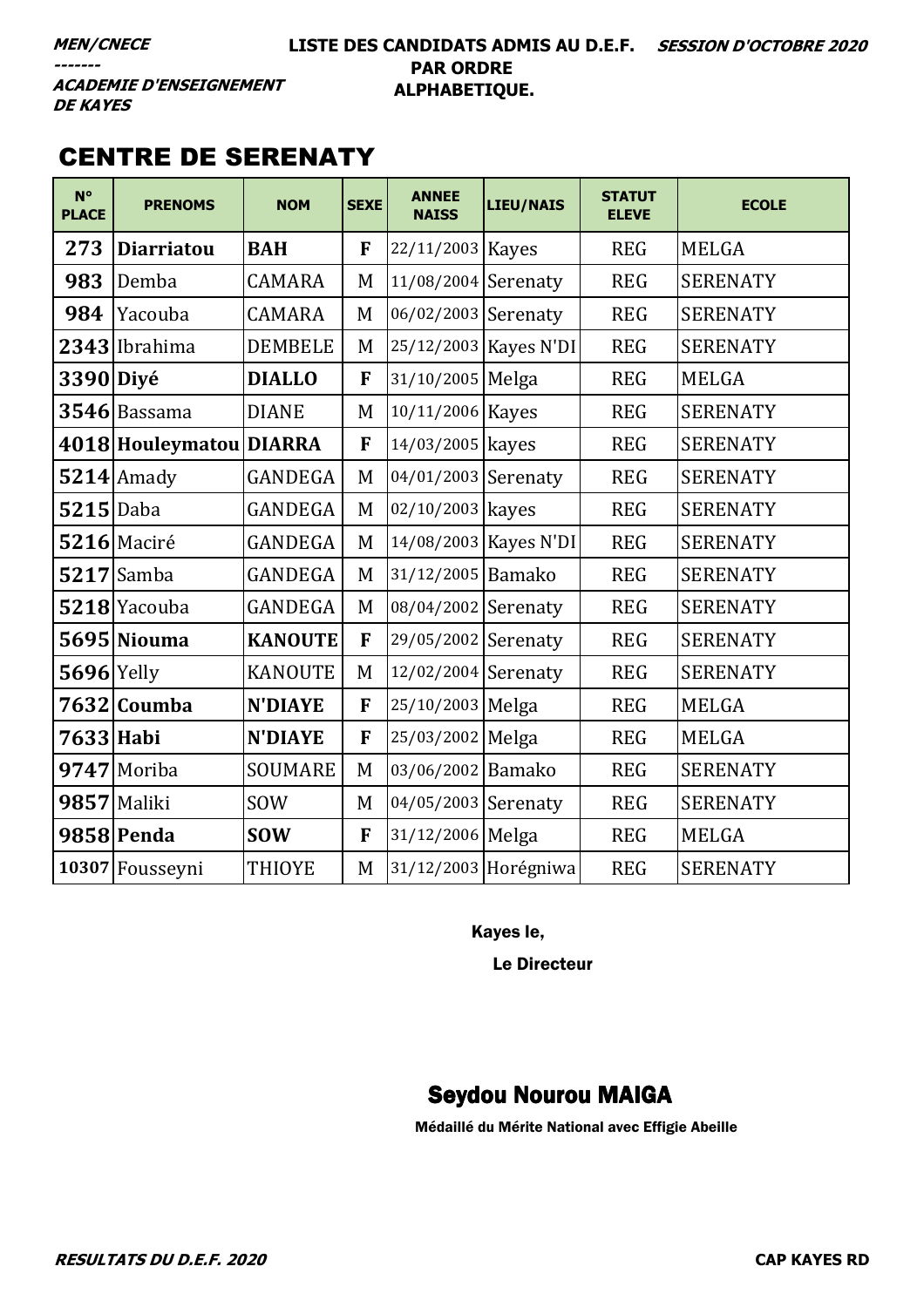***MEN/CNECE***
***-------***
***ACADEMIE D'ENSEIGNEMENT DE KAYES***

**LISTE DES CANDIDATS ADMIS AU D.E.F. PAR ORDRE ALPHABETIQUE.**

***SESSION D'OCTOBRE 2020***

## CENTRE DE SERENATY

| N° PLACE | PRENOMS | NOM | SEXE | ANNEE NAISS | LIEU/NAIS | STATUT ELEVE | ECOLE |
|---|---|---|---|---|---|---|---|
| **273** | **Diarriatou** | **BAH** | **F** | 22/11/2003 | Kayes | REG | MELGA |
| **983** | Demba | CAMARA | M | 11/08/2004 | Serenaty | REG | SERENATY |
| **984** | Yacouba | CAMARA | M | 06/02/2003 | Serenaty | REG | SERENATY |
| **2343** | Ibrahima | DEMBELE | M | 25/12/2003 | Kayes N'DI | REG | SERENATY |
| **3390** | **Diyé** | **DIALLO** | **F** | 31/10/2005 | Melga | REG | MELGA |
| **3546** | Bassama | DIANE | M | 10/11/2006 | Kayes | REG | SERENATY |
| **4018** | **Houleymatou** | **DIARRA** | **F** | 14/03/2005 | kayes | REG | SERENATY |
| **5214** | Amady | GANDEGA | M | 04/01/2003 | Serenaty | REG | SERENATY |
| **5215** | Daba | GANDEGA | M | 02/10/2003 | kayes | REG | SERENATY |
| **5216** | Maciré | GANDEGA | M | 14/08/2003 | Kayes N'DI | REG | SERENATY |
| **5217** | Samba | GANDEGA | M | 31/12/2005 | Bamako | REG | SERENATY |
| **5218** | Yacouba | GANDEGA | M | 08/04/2002 | Serenaty | REG | SERENATY |
| **5695** | **Niouma** | **KANOUTE** | **F** | 29/05/2002 | Serenaty | REG | SERENATY |
| **5696** | Yelly | KANOUTE | M | 12/02/2004 | Serenaty | REG | SERENATY |
| **7632** | **Coumba** | **N'DIAYE** | **F** | 25/10/2003 | Melga | REG | MELGA |
| **7633** | **Habi** | **N'DIAYE** | **F** | 25/03/2002 | Melga | REG | MELGA |
| **9747** | Moriba | SOUMARE | M | 03/06/2002 | Bamako | REG | SERENATY |
| **9857** | Maliki | SOW | M | 04/05/2003 | Serenaty | REG | SERENATY |
| **9858** | **Penda** | **SOW** | **F** | 31/12/2006 | Melga | REG | MELGA |
| **10307** | Fousseyni | THIOYE | M | 31/12/2003 | Horégniwa | REG | SERENATY |

**Kayes le,**

**Le Directeur**

**Seydou Nourou MAIGA**

**Médaillé du Mérite National avec Effigie Abeille**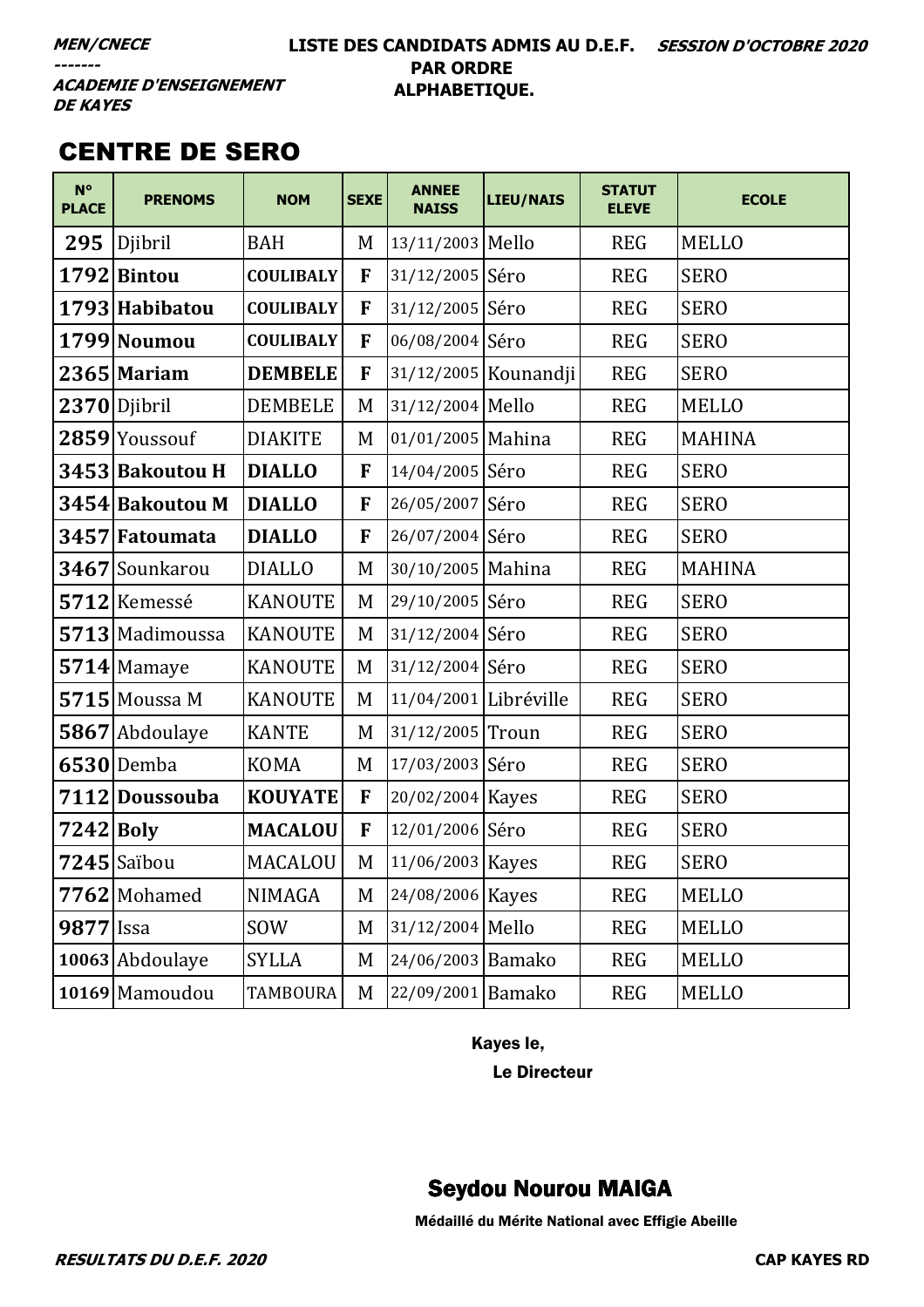MEN/CNECE
-------
ACADEMIE D'ENSEIGNEMENT DE KAYES

**LISTE DES CANDIDATS ADMIS AU D.E.F. PAR ORDRE ALPHABETIQUE.**

*SESSION D'OCTOBRE 2020*

## CENTRE DE SERO

| N° PLACE | PRENOMS | NOM | SEXE | ANNEE NAISS | LIEU/NAIS | STATUT ELEVE | ECOLE |
|---|---|---|---|---|---|---|---|
| 295 | Djibril | BAH | M | 13/11/2003 | Mello | REG | MELLO |
| 1792 | **Bintou** | **COULIBALY** | **F** | 31/12/2005 | Séro | REG | SERO |
| 1793 | **Habibatou** | **COULIBALY** | **F** | 31/12/2005 | Séro | REG | SERO |
| 1799 | **Noumou** | **COULIBALY** | **F** | 06/08/2004 | Séro | REG | SERO |
| 2365 | **Mariam** | **DEMBELE** | **F** | 31/12/2005 | Kounandji | REG | SERO |
| 2370 | Djibril | DEMBELE | M | 31/12/2004 | Mello | REG | MELLO |
| 2859 | Youssouf | DIAKITE | M | 01/01/2005 | Mahina | REG | MAHINA |
| 3453 | **Bakoutou H** | **DIALLO** | **F** | 14/04/2005 | Séro | REG | SERO |
| 3454 | **Bakoutou M** | **DIALLO** | **F** | 26/05/2007 | Séro | REG | SERO |
| 3457 | **Fatoumata** | **DIALLO** | **F** | 26/07/2004 | Séro | REG | SERO |
| 3467 | Sounkarou | DIALLO | M | 30/10/2005 | Mahina | REG | MAHINA |
| 5712 | Kemessé | KANOUTE | M | 29/10/2005 | Séro | REG | SERO |
| 5713 | Madimoussa | KANOUTE | M | 31/12/2004 | Séro | REG | SERO |
| 5714 | Mamaye | KANOUTE | M | 31/12/2004 | Séro | REG | SERO |
| 5715 | Moussa M | KANOUTE | M | 11/04/2001 | Libréville | REG | SERO |
| 5867 | Abdoulaye | KANTE | M | 31/12/2005 | Troun | REG | SERO |
| 6530 | Demba | KOMA | M | 17/03/2003 | Séro | REG | SERO |
| 7112 | **Doussouba** | **KOUYATE** | **F** | 20/02/2004 | Kayes | REG | SERO |
| 7242 | **Boly** | **MACALOU** | **F** | 12/01/2006 | Séro | REG | SERO |
| 7245 | Saïbou | MACALOU | M | 11/06/2003 | Kayes | REG | SERO |
| 7762 | Mohamed | NIMAGA | M | 24/08/2006 | Kayes | REG | MELLO |
| 9877 | Issa | SOW | M | 31/12/2004 | Mello | REG | MELLO |
| 10063 | Abdoulaye | SYLLA | M | 24/06/2003 | Bamako | REG | MELLO |
| 10169 | Mamoudou | TAMBOURA | M | 22/09/2001 | Bamako | REG | MELLO |

Kayes le,

Le Directeur

**Seydou Nourou MAIGA**

Médaillé du Mérite National avec Effigie Abeille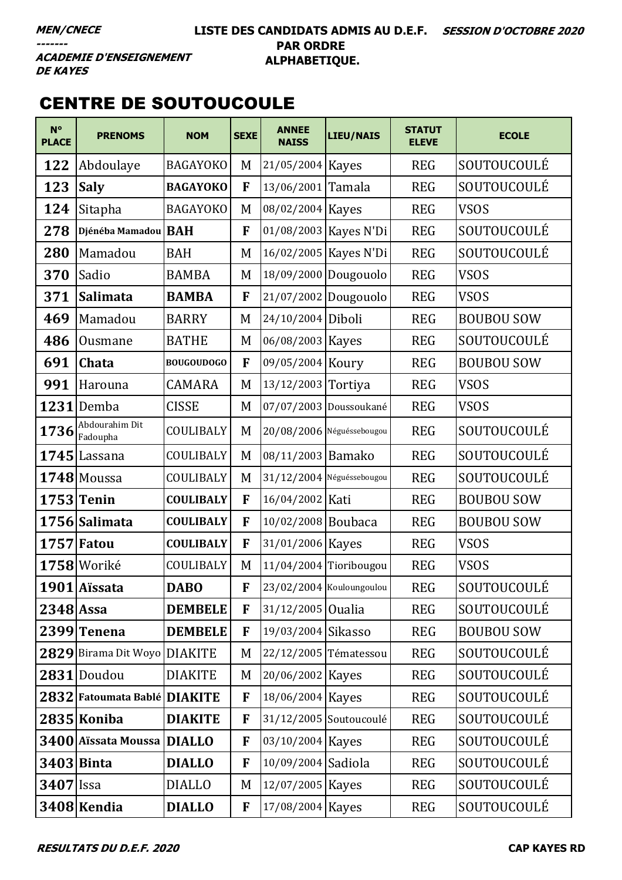MEN/CNECE
-------
ACADEMIE D'ENSEIGNEMENT DE KAYES

LISTE DES CANDIDATS ADMIS AU D.E.F. PAR ORDRE ALPHABETIQUE.

SESSION D'OCTOBRE 2020

## CENTRE DE SOUTOUCOULE

| N° PLACE | PRENOMS | NOM | SEXE | ANNEE NAISS | LIEU/NAIS | STATUT ELEVE | ECOLE |
|---|---|---|---|---|---|---|---|
| 122 | Abdoulaye | BAGAYOKO | M | 21/05/2004 | Kayes | REG | SOUTOUCOULÉ |
| 123 | **Saly** | **BAGAYOKO** | **F** | 13/06/2001 | Tamala | REG | SOUTOUCOULÉ |
| 124 | Sitapha | BAGAYOKO | M | 08/02/2004 | Kayes | REG | VSOS |
| 278 | **Djénéba Mamadou** | **BAH** | **F** | 01/08/2003 | Kayes N'Di | REG | SOUTOUCOULÉ |
| 280 | Mamadou | BAH | M | 16/02/2005 | Kayes N'Di | REG | SOUTOUCOULÉ |
| 370 | Sadio | BAMBA | M | 18/09/2000 | Dougouolo | REG | VSOS |
| 371 | **Salimata** | **BAMBA** | **F** | 21/07/2002 | Dougouolo | REG | VSOS |
| 469 | Mamadou | BARRY | M | 24/10/2004 | Diboli | REG | BOUBOU SOW |
| 486 | Ousmane | BATHE | M | 06/08/2003 | Kayes | REG | SOUTOUCOULÉ |
| 691 | **Chata** | **BOUGOUDOGO** | **F** | 09/05/2004 | Koury | REG | BOUBOU SOW |
| 991 | Harouna | CAMARA | M | 13/12/2003 | Tortiya | REG | VSOS |
| 1231 | Demba | CISSE | M | 07/07/2003 | Doussoukané | REG | VSOS |
| 1736 | Abdourahim Dit Fadoupha | COULIBALY | M | 20/08/2006 | Néguésseboug​ou | REG | SOUTOUCOULÉ |
| 1745 | Lassana | COULIBALY | M | 08/11/2003 | Bamako | REG | SOUTOUCOULÉ |
| 1748 | Moussa | COULIBALY | M | 31/12/2004 | Néguésseboug​ou | REG | SOUTOUCOULÉ |
| 1753 | **Tenin** | **COULIBALY** | **F** | 16/04/2002 | Kati | REG | BOUBOU SOW |
| 1756 | **Salimata** | **COULIBALY** | **F** | 10/02/2008 | Boubaca | REG | BOUBOU SOW |
| 1757 | **Fatou** | **COULIBALY** | **F** | 31/01/2006 | Kayes | REG | VSOS |
| 1758 | Woriké | COULIBALY | M | 11/04/2004 | Tioribougou | REG | VSOS |
| 1901 | **Aïssata** | **DABO** | **F** | 23/02/2004 | Kouloungoulou | REG | SOUTOUCOULÉ |
| 2348 | **Assa** | **DEMBELE** | **F** | 31/12/2005 | Oualia | REG | SOUTOUCOULÉ |
| 2399 | **Tenena** | **DEMBELE** | **F** | 19/03/2004 | Sikasso | REG | BOUBOU SOW |
| 2829 | Birama Dit Woyo | DIAKITE | M | 22/12/2005 | Tématessou | REG | SOUTOUCOULÉ |
| 2831 | Doudou | DIAKITE | M | 20/06/2002 | Kayes | REG | SOUTOUCOULÉ |
| 2832 | **Fatoumata Bablé** | **DIAKITE** | **F** | 18/06/2004 | Kayes | REG | SOUTOUCOULÉ |
| 2835 | **Koniba** | **DIAKITE** | **F** | 31/12/2005 | Soutoucoulé | REG | SOUTOUCOULÉ |
| 3400 | **Aïssata Moussa** | **DIALLO** | **F** | 03/10/2004 | Kayes | REG | SOUTOUCOULÉ |
| 3403 | **Binta** | **DIALLO** | **F** | 10/09/2004 | Sadiola | REG | SOUTOUCOULÉ |
| 3407 | Issa | DIALLO | M | 12/07/2005 | Kayes | REG | SOUTOUCOULÉ |
| 3408 | **Kendia** | **DIALLO** | **F** | 17/08/2004 | Kayes | REG | SOUTOUCOULÉ |

RESULTATS DU D.E.F. 2020

CAP KAYES RD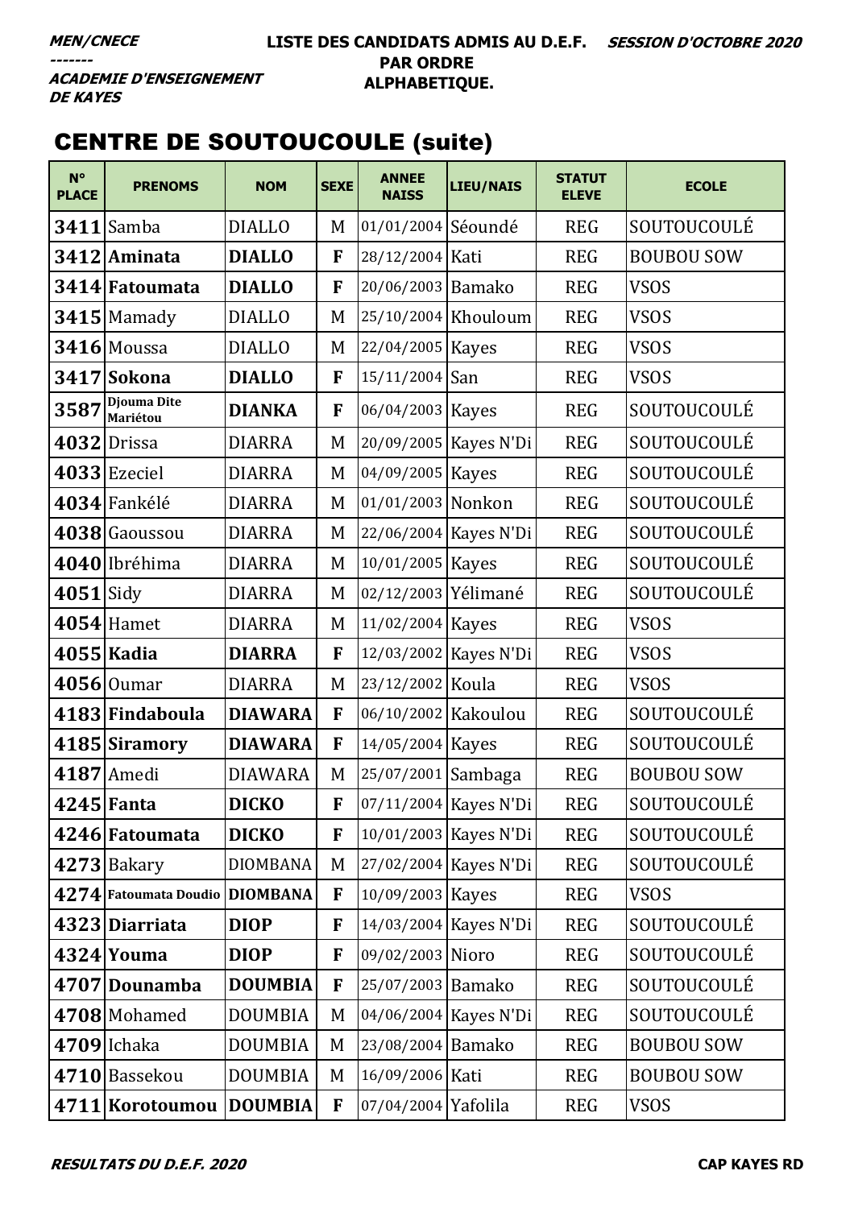**MEN/CNECE**
-------
**ACADEMIE D'ENSEIGNEMENT DE KAYES**

**LISTE DES CANDIDATS ADMIS AU D.E.F. PAR ORDRE ALPHABETIQUE.**

**SESSION D'OCTOBRE 2020**

## CENTRE DE SOUTOUCOULE (suite)

| N° PLACE | PRENOMS | NOM | SEXE | ANNEE NAISS | LIEU/NAIS | STATUT ELEVE | ECOLE |
|---|---|---|---|---|---|---|---|
| 3411 | Samba | DIALLO | M | 01/01/2004 | Séoundé | REG | SOUTOUCOULÉ |
| 3412 | **Aminata** | **DIALLO** | **F** | 28/12/2004 | Kati | REG | BOUBOU SOW |
| 3414 | **Fatoumata** | **DIALLO** | **F** | 20/06/2003 | Bamako | REG | VSOS |
| 3415 | Mamady | DIALLO | M | 25/10/2004 | Khouloum | REG | VSOS |
| 3416 | Moussa | DIALLO | M | 22/04/2005 | Kayes | REG | VSOS |
| 3417 | **Sokona** | **DIALLO** | **F** | 15/11/2004 | San | REG | VSOS |
| 3587 | **Djouma Dite Mariétou** | **DIANKA** | **F** | 06/04/2003 | Kayes | REG | SOUTOUCOULÉ |
| 4032 | Drissa | DIARRA | M | 20/09/2005 | Kayes N'Di | REG | SOUTOUCOULÉ |
| 4033 | Ezeciel | DIARRA | M | 04/09/2005 | Kayes | REG | SOUTOUCOULÉ |
| 4034 | Fankélé | DIARRA | M | 01/01/2003 | Nonkon | REG | SOUTOUCOULÉ |
| 4038 | Gaoussou | DIARRA | M | 22/06/2004 | Kayes N'Di | REG | SOUTOUCOULÉ |
| 4040 | Ibréhima | DIARRA | M | 10/01/2005 | Kayes | REG | SOUTOUCOULÉ |
| 4051 | Sidy | DIARRA | M | 02/12/2003 | Yélimané | REG | SOUTOUCOULÉ |
| 4054 | Hamet | DIARRA | M | 11/02/2004 | Kayes | REG | VSOS |
| 4055 | **Kadia** | **DIARRA** | **F** | 12/03/2002 | Kayes N'Di | REG | VSOS |
| 4056 | Oumar | DIARRA | M | 23/12/2002 | Koula | REG | VSOS |
| 4183 | **Findaboula** | **DIAWARA** | **F** | 06/10/2002 | Kakoulou | REG | SOUTOUCOULÉ |
| 4185 | **Siramory** | **DIAWARA** | **F** | 14/05/2004 | Kayes | REG | SOUTOUCOULÉ |
| 4187 | Amedi | DIAWARA | M | 25/07/2001 | Sambaga | REG | BOUBOU SOW |
| 4245 | **Fanta** | **DICKO** | **F** | 07/11/2004 | Kayes N'Di | REG | SOUTOUCOULÉ |
| 4246 | **Fatoumata** | **DICKO** | **F** | 10/01/2003 | Kayes N'Di | REG | SOUTOUCOULÉ |
| 4273 | Bakary | DIOMBANA | M | 27/02/2004 | Kayes N'Di | REG | SOUTOUCOULÉ |
| 4274 | **Fatoumata Doudio** | **DIOMBANA** | **F** | 10/09/2003 | Kayes | REG | VSOS |
| 4323 | **Diarriata** | **DIOP** | **F** | 14/03/2004 | Kayes N'Di | REG | SOUTOUCOULÉ |
| 4324 | **Youma** | **DIOP** | **F** | 09/02/2003 | Nioro | REG | SOUTOUCOULÉ |
| 4707 | **Dounamba** | **DOUMBIA** | **F** | 25/07/2003 | Bamako | REG | SOUTOUCOULÉ |
| 4708 | Mohamed | DOUMBIA | M | 04/06/2004 | Kayes N'Di | REG | SOUTOUCOULÉ |
| 4709 | Ichaka | DOUMBIA | M | 23/08/2004 | Bamako | REG | BOUBOU SOW |
| 4710 | Bassekou | DOUMBIA | M | 16/09/2006 | Kati | REG | BOUBOU SOW |
| 4711 | **Korotoumou** | **DOUMBIA** | **F** | 07/04/2004 | Yafolila | REG | VSOS |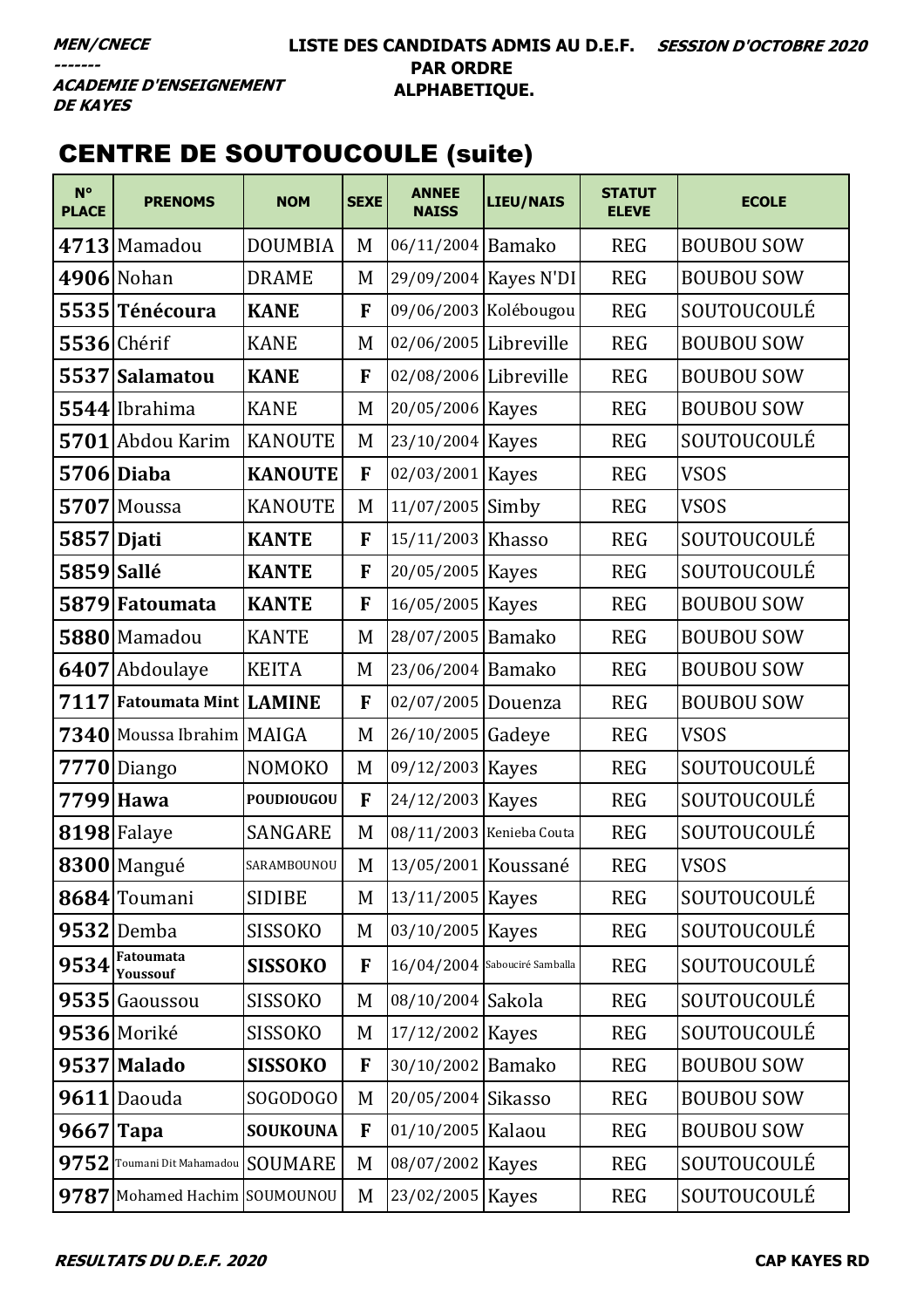MEN/CNECE
-------
ACADEMIE D'ENSEIGNEMENT DE KAYES

**LISTE DES CANDIDATS ADMIS AU D.E.F. PAR ORDRE ALPHABETIQUE.**

*SESSION D'OCTOBRE 2020*

## CENTRE DE SOUTOUCOULE (suite)

| N° PLACE | PRENOMS | NOM | SEXE | ANNEE NAISS | LIEU/NAIS | STATUT ELEVE | ECOLE |
|---|---|---|---|---|---|---|---|
| **4713** | Mamadou | DOUMBIA | M | 06/11/2004 | Bamako | REG | BOUBOU SOW |
| **4906** | Nohan | DRAME | M | 29/09/2004 | Kayes N'DI | REG | BOUBOU SOW |
| **5535** | **Ténécoura** | **KANE** | **F** | 09/06/2003 | Kolébougou | REG | SOUTOUCOULÉ |
| **5536** | Chérif | KANE | M | 02/06/2005 | Libreville | REG | BOUBOU SOW |
| **5537** | **Salamatou** | **KANE** | **F** | 02/08/2006 | Libreville | REG | BOUBOU SOW |
| **5544** | Ibrahima | KANE | M | 20/05/2006 | Kayes | REG | BOUBOU SOW |
| **5701** | Abdou Karim | KANOUTE | M | 23/10/2004 | Kayes | REG | SOUTOUCOULÉ |
| **5706** | **Diaba** | **KANOUTE** | **F** | 02/03/2001 | Kayes | REG | VSOS |
| **5707** | Moussa | KANOUTE | M | 11/07/2005 | Simby | REG | VSOS |
| **5857** | **Djati** | **KANTE** | **F** | 15/11/2003 | Khasso | REG | SOUTOUCOULÉ |
| **5859** | **Sallé** | **KANTE** | **F** | 20/05/2005 | Kayes | REG | SOUTOUCOULÉ |
| **5879** | **Fatoumata** | **KANTE** | **F** | 16/05/2005 | Kayes | REG | BOUBOU SOW |
| **5880** | Mamadou | KANTE | M | 28/07/2005 | Bamako | REG | BOUBOU SOW |
| **6407** | Abdoulaye | KEITA | M | 23/06/2004 | Bamako | REG | BOUBOU SOW |
| **7117** | **Fatoumata Mint** | **LAMINE** | **F** | 02/07/2005 | Douenza | REG | BOUBOU SOW |
| **7340** | Moussa Ibrahim | MAIGA | M | 26/10/2005 | Gadeye | REG | VSOS |
| **7770** | Diango | NOMOKO | M | 09/12/2003 | Kayes | REG | SOUTOUCOULÉ |
| **7799** | **Hawa** | **POUDIOUGOU** | **F** | 24/12/2003 | Kayes | REG | SOUTOUCOULÉ |
| **8198** | Falaye | SANGARE | M | 08/11/2003 | Kenieba Couta | REG | SOUTOUCOULÉ |
| **8300** | Mangué | SARAMBOUNOU | M | 13/05/2001 | Koussané | REG | VSOS |
| **8684** | Toumani | SIDIBE | M | 13/11/2005 | Kayes | REG | SOUTOUCOULÉ |
| **9532** | Demba | SISSOKO | M | 03/10/2005 | Kayes | REG | SOUTOUCOULÉ |
| **9534** | **Fatoumata Youssouf** | **SISSOKO** | **F** | 16/04/2004 | Sabouciré Samballa | REG | SOUTOUCOULÉ |
| **9535** | Gaoussou | SISSOKO | M | 08/10/2004 | Sakola | REG | SOUTOUCOULÉ |
| **9536** | Moriké | SISSOKO | M | 17/12/2002 | Kayes | REG | SOUTOUCOULÉ |
| **9537** | **Malado** | **SISSOKO** | **F** | 30/10/2002 | Bamako | REG | BOUBOU SOW |
| **9611** | Daouda | SOGODOGO | M | 20/05/2004 | Sikasso | REG | BOUBOU SOW |
| **9667** | **Tapa** | **SOUKOUNA** | **F** | 01/10/2005 | Kalaou | REG | BOUBOU SOW |
| **9752** | Toumani Dit Mahamadou | SOUMARE | M | 08/07/2002 | Kayes | REG | SOUTOUCOULÉ |
| **9787** | Mohamed Hachim | SOUMOUNOU | M | 23/02/2005 | Kayes | REG | SOUTOUCOULÉ |

*RESULTATS DU D.E.F. 2020* — **CAP KAYES RD**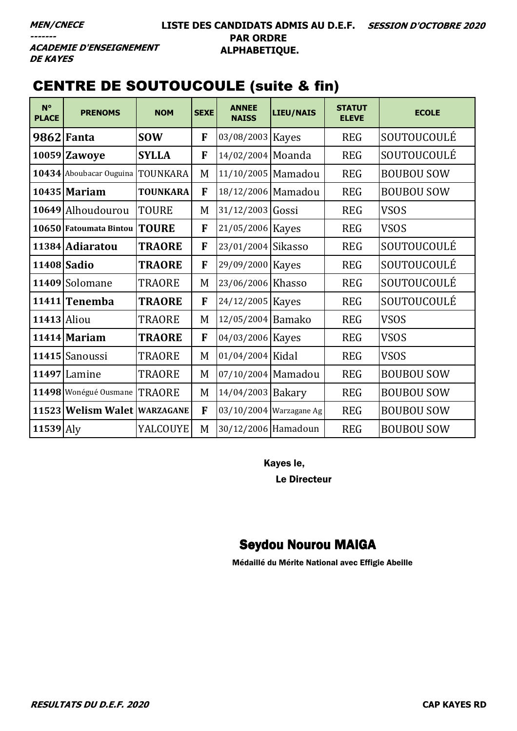**MEN/CNECE**
-------
**ACADEMIE D'ENSEIGNEMENT DE KAYES**

**LISTE DES CANDIDATS ADMIS AU D.E.F. PAR ORDRE ALPHABETIQUE.**

**SESSION D'OCTOBRE 2020**

## CENTRE DE SOUTOUCOULE (suite & fin)

| N° PLACE | PRENOMS | NOM | SEXE | ANNEE NAISS | LIEU/NAIS | STATUT ELEVE | ECOLE |
|---|---|---|---|---|---|---|---|
| 9862 | **Fanta** | **SOW** | **F** | 03/08/2003 | Kayes | REG | SOUTOUCOULÉ |
| 10059 | **Zawoye** | **SYLLA** | **F** | 14/02/2004 | Moanda | REG | SOUTOUCOULÉ |
| 10434 | Aboubacar Ouguina | TOUNKARA | M | 11/10/2005 | Mamadou | REG | BOUBOU SOW |
| 10435 | **Mariam** | **TOUNKARA** | **F** | 18/12/2006 | Mamadou | REG | BOUBOU SOW |
| 10649 | Alhoudourou | TOURE | M | 31/12/2003 | Gossi | REG | VSOS |
| 10650 | **Fatoumata Bintou** | **TOURE** | **F** | 21/05/2006 | Kayes | REG | VSOS |
| 11384 | **Adiaratou** | **TRAORE** | **F** | 23/01/2004 | Sikasso | REG | SOUTOUCOULÉ |
| 11408 | **Sadio** | **TRAORE** | **F** | 29/09/2000 | Kayes | REG | SOUTOUCOULÉ |
| 11409 | Solomane | TRAORE | M | 23/06/2006 | Khasso | REG | SOUTOUCOULÉ |
| 11411 | **Tenemba** | **TRAORE** | **F** | 24/12/2005 | Kayes | REG | SOUTOUCOULÉ |
| 11413 | Aliou | TRAORE | M | 12/05/2004 | Bamako | REG | VSOS |
| 11414 | **Mariam** | **TRAORE** | **F** | 04/03/2006 | Kayes | REG | VSOS |
| 11415 | Sanoussi | TRAORE | M | 01/04/2004 | Kidal | REG | VSOS |
| 11497 | Lamine | TRAORE | M | 07/10/2004 | Mamadou | REG | BOUBOU SOW |
| 11498 | Wonégué Ousmane | TRAORE | M | 14/04/2003 | Bakary | REG | BOUBOU SOW |
| 11523 | **Welism Walet** | **WARZAGANE** | **F** | 03/10/2004 | Warzagane Ag | REG | BOUBOU SOW |
| 11539 | Aly | YALCOUYE | M | 30/12/2006 | Hamadoun | REG | BOUBOU SOW |

Kayes le,

Le Directeur

**Seydou Nourou MAIGA**

Médaillé du Mérite National avec Effigie Abeille

**RESULTATS DU D.E.F. 2020** — **CAP KAYES RD**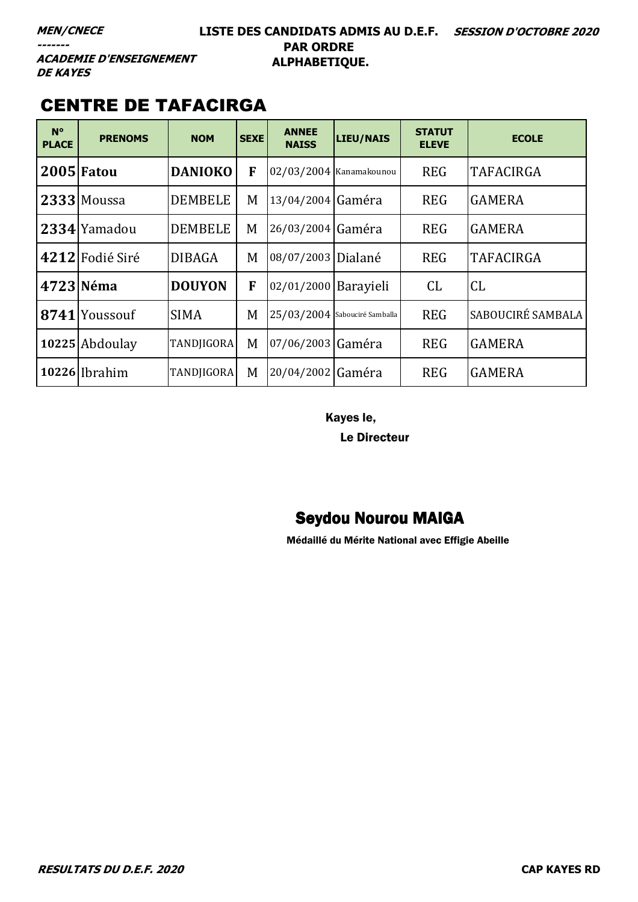***MEN/CNECE***
***-------***
***ACADEMIE D'ENSEIGNEMENT DE KAYES***

**LISTE DES CANDIDATS ADMIS AU D.E.F. PAR ORDRE ALPHABETIQUE.**

***SESSION D'OCTOBRE 2020***

## CENTRE DE TAFACIRGA

| N° PLACE | PRENOMS | NOM | SEXE | ANNEE NAISS | LIEU/NAIS | STATUT ELEVE | ECOLE |
|---|---|---|---|---|---|---|---|
| **2005** | **Fatou** | **DANIOKO** | **F** | 02/03/2004 | Kanamakounou | REG | TAFACIRGA |
| **2333** | Moussa | DEMBELE | M | 13/04/2004 | Gaméra | REG | GAMERA |
| **2334** | Yamadou | DEMBELE | M | 26/03/2004 | Gaméra | REG | GAMERA |
| **4212** | Fodié Siré | DIBAGA | M | 08/07/2003 | Dialané | REG | TAFACIRGA |
| **4723** | **Néma** | **DOUYON** | **F** | 02/01/2000 | Barayieli | CL | CL |
| **8741** | Youssouf | SIMA | M | 25/03/2004 | Sabouciré Samballa | REG | SABOUCIRÉ SAMBALA |
| **10225** | Abdoulay | TANDJIGORA | M | 07/06/2003 | Gaméra | REG | GAMERA |
| **10226** | Ibrahim | TANDJIGORA | M | 20/04/2002 | Gaméra | REG | GAMERA |

Kayes le,

Le Directeur

**Seydou Nourou MAIGA**

**Médaillé du Mérite National avec Effigie Abeille**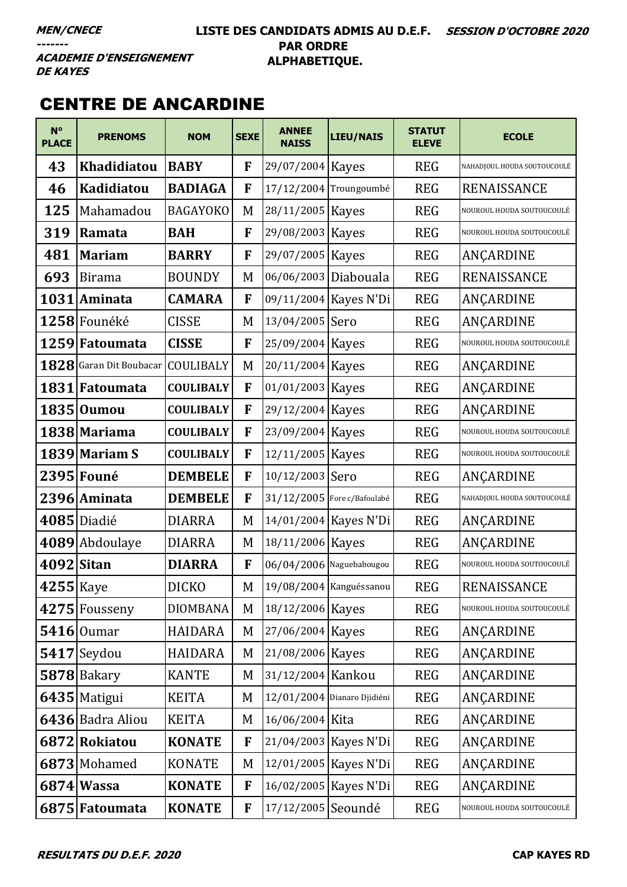**MEN/CNECE**
**-------**
**ACADEMIE D'ENSEIGNEMENT DE KAYES**

**LISTE DES CANDIDATS ADMIS AU D.E.F. PAR ORDRE ALPHABETIQUE.**

**SESSION D'OCTOBRE 2020**

## CENTRE DE ANCARDINE

| N° PLACE | PRENOMS | NOM | SEXE | ANNEE NAISS | LIEU/NAIS | STATUT ELEVE | ECOLE |
|---|---|---|---|---|---|---|---|
| 43 | **Khadidiatou** | **BABY** | **F** | 29/07/2004 | Kayes | REG | NAHADJOUL HOUDA SOUTOUCOULÉ |
| 46 | **Kadidiatou** | **BADIAGA** | **F** | 17/12/2004 | Troungoumbé | REG | RENAISSANCE |
| 125 | Mahamadou | BAGAYOKO | M | 28/11/2005 | Kayes | REG | NOUROUL HOUDA SOUTOUCOULÉ |
| 319 | **Ramata** | **BAH** | **F** | 29/08/2003 | Kayes | REG | NOUROUL HOUDA SOUTOUCOULÉ |
| 481 | **Mariam** | **BARRY** | **F** | 29/07/2005 | Kayes | REG | ANÇARDINE |
| 693 | Birama | BOUNDY | M | 06/06/2003 | Diabouala | REG | RENAISSANCE |
| 1031 | **Aminata** | **CAMARA** | **F** | 09/11/2004 | Kayes N'Di | REG | ANÇARDINE |
| 1258 | Founéké | CISSE | M | 13/04/2005 | Sero | REG | ANÇARDINE |
| 1259 | **Fatoumata** | **CISSE** | **F** | 25/09/2004 | Kayes | REG | NOUROUL HOUDA SOUTOUCOULÉ |
| 1828 | Garan Dit Boubacar | COULIBALY | M | 20/11/2004 | Kayes | REG | ANÇARDINE |
| 1831 | **Fatoumata** | **COULIBALY** | **F** | 01/01/2003 | Kayes | REG | ANÇARDINE |
| 1835 | **Oumou** | **COULIBALY** | **F** | 29/12/2004 | Kayes | REG | ANÇARDINE |
| 1838 | **Mariama** | **COULIBALY** | **F** | 23/09/2004 | Kayes | REG | NOUROUL HOUDA SOUTOUCOULÉ |
| 1839 | **Mariam S** | **COULIBALY** | **F** | 12/11/2005 | Kayes | REG | NOUROUL HOUDA SOUTOUCOULÉ |
| 2395 | **Founé** | **DEMBELE** | **F** | 10/12/2003 | Sero | REG | ANÇARDINE |
| 2396 | **Aminata** | **DEMBELE** | **F** | 31/12/2005 | Fore c/Bafoulabé | REG | NAHADJOUL HOUDA SOUTOUCOULÉ |
| 4085 | Diadié | DIARRA | M | 14/01/2004 | Kayes N'Di | REG | ANÇARDINE |
| 4089 | Abdoulaye | DIARRA | M | 18/11/2006 | Kayes | REG | ANÇARDINE |
| 4092 | **Sitan** | **DIARRA** | **F** | 06/04/2006 | Naguebabougou | REG | NOUROUL HOUDA SOUTOUCOULÉ |
| 4255 | Kaye | DICKO | M | 19/08/2004 | Kanguéssanou | REG | RENAISSANCE |
| 4275 | Fousseny | DIOMBANA | M | 18/12/2006 | Kayes | REG | NOUROUL HOUDA SOUTOUCOULÉ |
| 5416 | Oumar | HAIDARA | M | 27/06/2004 | Kayes | REG | ANÇARDINE |
| 5417 | Seydou | HAIDARA | M | 21/08/2006 | Kayes | REG | ANÇARDINE |
| 5878 | Bakary | KANTE | M | 31/12/2004 | Kankou | REG | ANÇARDINE |
| 6435 | Matigui | KEITA | M | 12/01/2004 | Dianaro Djidiéni | REG | ANÇARDINE |
| 6436 | Badra Aliou | KEITA | M | 16/06/2004 | Kita | REG | ANÇARDINE |
| 6872 | **Rokiatou** | **KONATE** | **F** | 21/04/2003 | Kayes N'Di | REG | ANÇARDINE |
| 6873 | Mohamed | KONATE | M | 12/01/2005 | Kayes N'Di | REG | ANÇARDINE |
| 6874 | **Wassa** | **KONATE** | **F** | 16/02/2005 | Kayes N'Di | REG | ANÇARDINE |
| 6875 | **Fatoumata** | **KONATE** | **F** | 17/12/2005 | Seoundé | REG | NOUROUL HOUDA SOUTOUCOULÉ |

**RESULTATS DU D.E.F. 2020** — **CAP KAYES RD**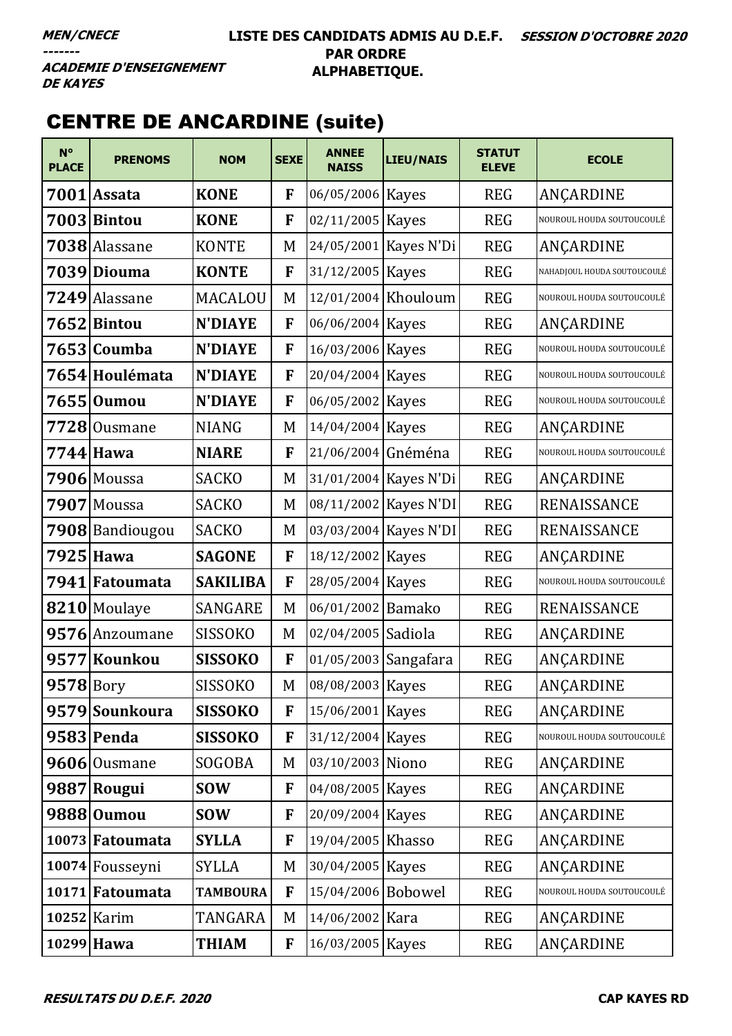MEN/CNECE
-------
ACADEMIE D'ENSEIGNEMENT DE KAYES

**LISTE DES CANDIDATS ADMIS AU D.E.F. PAR ORDRE ALPHABETIQUE.**

SESSION D'OCTOBRE 2020

## CENTRE DE ANCARDINE (suite)

| N° PLACE | PRENOMS | NOM | SEXE | ANNEE NAISS | LIEU/NAIS | STATUT ELEVE | ECOLE |
|---|---|---|---|---|---|---|---|
| 7001 | Assata | KONE | F | 06/05/2006 | Kayes | REG | ANÇARDINE |
| 7003 | Bintou | KONE | F | 02/11/2005 | Kayes | REG | NOUROUL HOUDA SOUTOUCOULÉ |
| 7038 | Alassane | KONTE | M | 24/05/2001 | Kayes N'Di | REG | ANÇARDINE |
| 7039 | Diouma | KONTE | F | 31/12/2005 | Kayes | REG | NAHADJOUL HOUDA SOUTOUCOULÉ |
| 7249 | Alassane | MACALOU | M | 12/01/2004 | Khouloum | REG | NOUROUL HOUDA SOUTOUCOULÉ |
| 7652 | Bintou | N'DIAYE | F | 06/06/2004 | Kayes | REG | ANÇARDINE |
| 7653 | Coumba | N'DIAYE | F | 16/03/2006 | Kayes | REG | NOUROUL HOUDA SOUTOUCOULÉ |
| 7654 | Houlémata | N'DIAYE | F | 20/04/2004 | Kayes | REG | NOUROUL HOUDA SOUTOUCOULÉ |
| 7655 | Oumou | N'DIAYE | F | 06/05/2002 | Kayes | REG | NOUROUL HOUDA SOUTOUCOULÉ |
| 7728 | Ousmane | NIANG | M | 14/04/2004 | Kayes | REG | ANÇARDINE |
| 7744 | Hawa | NIARE | F | 21/06/2004 | Gnéména | REG | NOUROUL HOUDA SOUTOUCOULÉ |
| 7906 | Moussa | SACKO | M | 31/01/2004 | Kayes N'Di | REG | ANÇARDINE |
| 7907 | Moussa | SACKO | M | 08/11/2002 | Kayes N'DI | REG | RENAISSANCE |
| 7908 | Bandiougou | SACKO | M | 03/03/2004 | Kayes N'DI | REG | RENAISSANCE |
| 7925 | Hawa | SAGONE | F | 18/12/2002 | Kayes | REG | ANÇARDINE |
| 7941 | Fatoumata | SAKILIBA | F | 28/05/2004 | Kayes | REG | NOUROUL HOUDA SOUTOUCOULÉ |
| 8210 | Moulaye | SANGARE | M | 06/01/2002 | Bamako | REG | RENAISSANCE |
| 9576 | Anzoumane | SISSOKO | M | 02/04/2005 | Sadiola | REG | ANÇARDINE |
| 9577 | Kounkou | SISSOKO | F | 01/05/2003 | Sangafara | REG | ANÇARDINE |
| 9578 | Bory | SISSOKO | M | 08/08/2003 | Kayes | REG | ANÇARDINE |
| 9579 | Sounkoura | SISSOKO | F | 15/06/2001 | Kayes | REG | ANÇARDINE |
| 9583 | Penda | SISSOKO | F | 31/12/2004 | Kayes | REG | NOUROUL HOUDA SOUTOUCOULÉ |
| 9606 | Ousmane | SOGOBA | M | 03/10/2003 | Niono | REG | ANÇARDINE |
| 9887 | Rougui | SOW | F | 04/08/2005 | Kayes | REG | ANÇARDINE |
| 9888 | Oumou | SOW | F | 20/09/2004 | Kayes | REG | ANÇARDINE |
| 10073 | Fatoumata | SYLLA | F | 19/04/2005 | Khasso | REG | ANÇARDINE |
| 10074 | Fousseyni | SYLLA | M | 30/04/2005 | Kayes | REG | ANÇARDINE |
| 10171 | Fatoumata | TAMBOURA | F | 15/04/2006 | Bobowel | REG | NOUROUL HOUDA SOUTOUCOULÉ |
| 10252 | Karim | TANGARA | M | 14/06/2002 | Kara | REG | ANÇARDINE |
| 10299 | Hawa | THIAM | F | 16/03/2005 | Kayes | REG | ANÇARDINE |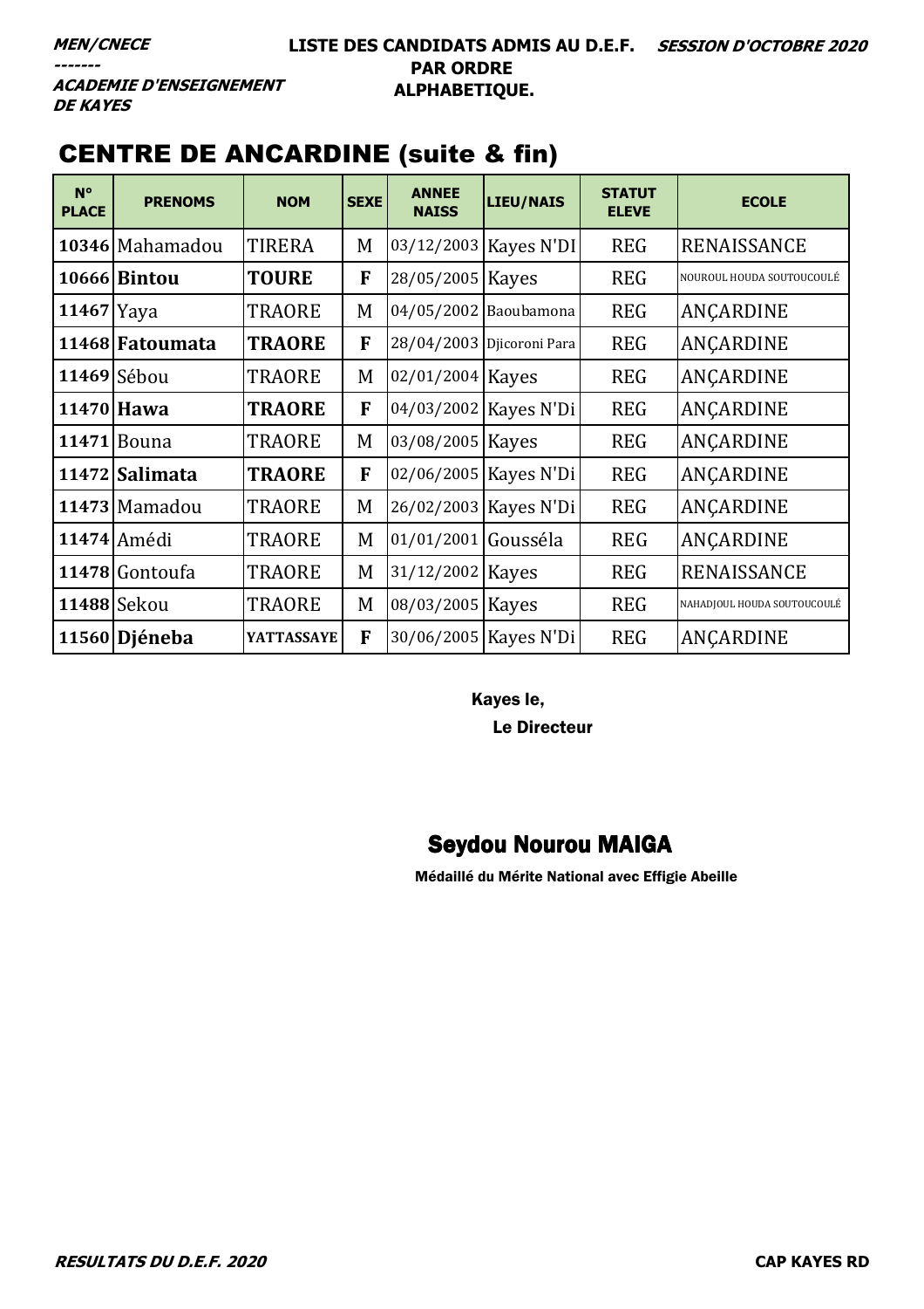*MEN/CNECE*
*-------*
*ACADEMIE D'ENSEIGNEMENT DE KAYES*

**LISTE DES CANDIDATS ADMIS AU D.E.F. PAR ORDRE ALPHABETIQUE.**

***SESSION D'OCTOBRE 2020***

## CENTRE DE ANCARDINE (suite & fin)

| N° PLACE | PRENOMS | NOM | SEXE | ANNEE NAISS | LIEU/NAIS | STATUT ELEVE | ECOLE |
|---|---|---|---|---|---|---|---|
| **10346** | Mahamadou | TIRERA | M | 03/12/2003 | Kayes N'DI | REG | RENAISSANCE |
| **10666** | **Bintou** | **TOURE** | **F** | 28/05/2005 | Kayes | REG | NOUROUL HOUDA SOUTOUCOULÉ |
| **11467** | Yaya | TRAORE | M | 04/05/2002 | Baoubamona | REG | ANÇARDINE |
| **11468** | **Fatoumata** | **TRAORE** | **F** | 28/04/2003 | Djicoroni Para | REG | ANÇARDINE |
| **11469** | Sébou | TRAORE | M | 02/01/2004 | Kayes | REG | ANÇARDINE |
| **11470** | **Hawa** | **TRAORE** | **F** | 04/03/2002 | Kayes N'Di | REG | ANÇARDINE |
| **11471** | Bouna | TRAORE | M | 03/08/2005 | Kayes | REG | ANÇARDINE |
| **11472** | **Salimata** | **TRAORE** | **F** | 02/06/2005 | Kayes N'Di | REG | ANÇARDINE |
| **11473** | Mamadou | TRAORE | M | 26/02/2003 | Kayes N'Di | REG | ANÇARDINE |
| **11474** | Amédi | TRAORE | M | 01/01/2001 | Gousséla | REG | ANÇARDINE |
| **11478** | Gontoufa | TRAORE | M | 31/12/2002 | Kayes | REG | RENAISSANCE |
| **11488** | Sekou | TRAORE | M | 08/03/2005 | Kayes | REG | NAHADJOUL HOUDA SOUTOUCOULÉ |
| **11560** | **Djéneba** | **YATTASSAYE** | **F** | 30/06/2005 | Kayes N'Di | REG | ANÇARDINE |

Kayes le,

Le Directeur

**Seydou Nourou MAIGA**

**Médaillé du Mérite National avec Effigie Abeille**

***RESULTATS DU D.E.F. 2020*** **CAP KAYES RD**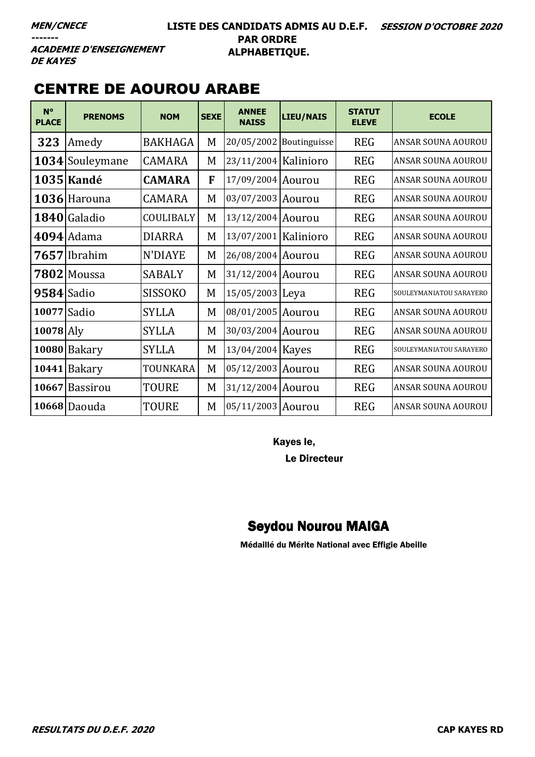***MEN/CNECE***
***-------***
***ACADEMIE D'ENSEIGNEMENT DE KAYES***

**LISTE DES CANDIDATS ADMIS AU D.E.F. PAR ORDRE ALPHABETIQUE.**

***SESSION D'OCTOBRE 2020***

## CENTRE DE AOUROU ARABE

| N° PLACE | PRENOMS | NOM | SEXE | ANNEE NAISS | LIEU/NAIS | STATUT ELEVE | ECOLE |
|---|---|---|---|---|---|---|---|
| 323 | Amedy | BAKHAGA | M | 20/05/2002 | Boutinguisse | REG | ANSAR SOUNA AOUROU |
| 1034 | Souleymane | CAMARA | M | 23/11/2004 | Kalinioro | REG | ANSAR SOUNA AOUROU |
| 1035 | **Kandé** | **CAMARA** | **F** | 17/09/2004 | Aourou | REG | ANSAR SOUNA AOUROU |
| 1036 | Harouna | CAMARA | M | 03/07/2003 | Aourou | REG | ANSAR SOUNA AOUROU |
| 1840 | Galadio | COULIBALY | M | 13/12/2004 | Aourou | REG | ANSAR SOUNA AOUROU |
| 4094 | Adama | DIARRA | M | 13/07/2001 | Kalinioro | REG | ANSAR SOUNA AOUROU |
| 7657 | Ibrahim | N'DIAYE | M | 26/08/2004 | Aourou | REG | ANSAR SOUNA AOUROU |
| 7802 | Moussa | SABALY | M | 31/12/2004 | Aourou | REG | ANSAR SOUNA AOUROU |
| 9584 | Sadio | SISSOKO | M | 15/05/2003 | Leya | REG | SOULEYMANIATOU SARAYERO |
| 10077 | Sadio | SYLLA | M | 08/01/2005 | Aourou | REG | ANSAR SOUNA AOUROU |
| 10078 | Aly | SYLLA | M | 30/03/2004 | Aourou | REG | ANSAR SOUNA AOUROU |
| 10080 | Bakary | SYLLA | M | 13/04/2004 | Kayes | REG | SOULEYMANIATOU SARAYERO |
| 10441 | Bakary | TOUNKARA | M | 05/12/2003 | Aourou | REG | ANSAR SOUNA AOUROU |
| 10667 | Bassirou | TOURE | M | 31/12/2004 | Aourou | REG | ANSAR SOUNA AOUROU |
| 10668 | Daouda | TOURE | M | 05/11/2003 | Aourou | REG | ANSAR SOUNA AOUROU |

Kayes le,

Le Directeur

**Seydou Nourou MAIGA**

Médaillé du Mérite National avec Effigie Abeille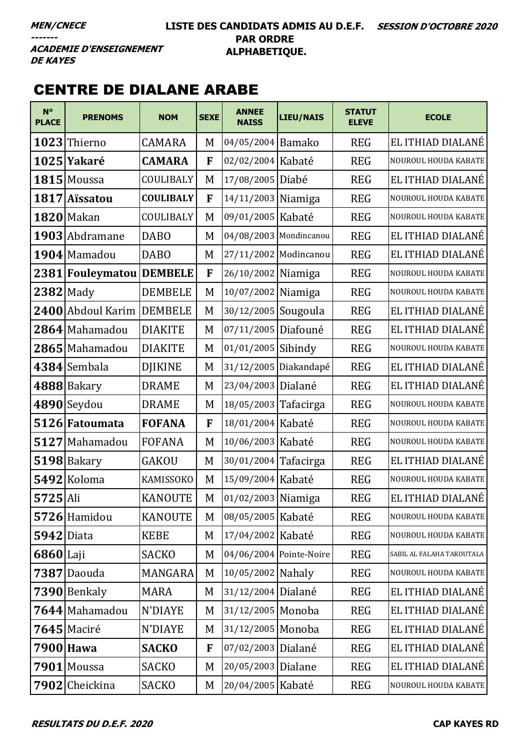MEN/CNECE
-------
ACADEMIE D'ENSEIGNEMENT DE KAYES

**LISTE DES CANDIDATS ADMIS AU D.E.F. PAR ORDRE ALPHABETIQUE.**

*SESSION D'OCTOBRE 2020*

## CENTRE DE DIALANE ARABE

| N° PLACE | PRENOMS | NOM | SEXE | ANNEE NAISS | LIEU/NAIS | STATUT ELEVE | ECOLE |
|---|---|---|---|---|---|---|---|
| **1023** | Thierno | CAMARA | M | 04/05/2004 | Bamako | REG | EL ITHIAD DIALANÉ |
| **1025** | **Yakaré** | **CAMARA** | **F** | 02/02/2004 | Kabaté | REG | NOUROUL HOUDA KABATE |
| **1815** | Moussa | COULIBALY | M | 17/08/2005 | Diabé | REG | EL ITHIAD DIALANÉ |
| **1817** | **Aïssatou** | **COULIBALY** | **F** | 14/11/2003 | Niamiga | REG | NOUROUL HOUDA KABATE |
| **1820** | Makan | COULIBALY | M | 09/01/2005 | Kabaté | REG | NOUROUL HOUDA KABATE |
| **1903** | Abdramane | DABO | M | 04/08/2003 | Mondincanou | REG | EL ITHIAD DIALANÉ |
| **1904** | Mamadou | DABO | M | 27/11/2002 | Modincanou | REG | EL ITHIAD DIALANÉ |
| **2381** | **Fouleymatou** | **DEMBELE** | **F** | 26/10/2002 | Niamiga | REG | NOUROUL HOUDA KABATE |
| **2382** | Mady | DEMBELE | M | 10/07/2002 | Niamiga | REG | NOUROUL HOUDA KABATE |
| **2400** | Abdoul Karim | DEMBELE | M | 30/12/2005 | Sougoula | REG | EL ITHIAD DIALANÉ |
| **2864** | Mahamadou | DIAKITE | M | 07/11/2005 | Diafouné | REG | EL ITHIAD DIALANÉ |
| **2865** | Mahamadou | DIAKITE | M | 01/01/2005 | Sibindy | REG | NOUROUL HOUDA KABATE |
| **4384** | Sembala | DJIKINE | M | 31/12/2005 | Diakandapé | REG | EL ITHIAD DIALANÉ |
| **4888** | Bakary | DRAME | M | 23/04/2003 | Dialané | REG | EL ITHIAD DIALANÉ |
| **4890** | Seydou | DRAME | M | 18/05/2003 | Tafacirga | REG | NOUROUL HOUDA KABATE |
| **5126** | **Fatoumata** | **FOFANA** | **F** | 18/01/2004 | Kabaté | REG | NOUROUL HOUDA KABATE |
| **5127** | Mahamadou | FOFANA | M | 10/06/2003 | Kabaté | REG | NOUROUL HOUDA KABATE |
| **5198** | Bakary | GAKOU | M | 30/01/2004 | Tafacirga | REG | EL ITHIAD DIALANÉ |
| **5492** | Koloma | KAMISSOKO | M | 15/09/2004 | Kabaté | REG | NOUROUL HOUDA KABATE |
| **5725** | Ali | KANOUTE | M | 01/02/2003 | Niamiga | REG | EL ITHIAD DIALANÉ |
| **5726** | Hamidou | KANOUTE | M | 08/05/2005 | Kabaté | REG | NOUROUL HOUDA KABATE |
| **5942** | Diata | KEBE | M | 17/04/2002 | Kabaté | REG | NOUROUL HOUDA KABATE |
| **6860** | Laji | SACKO | M | 04/06/2004 | Pointe-Noire | REG | SABIL AL FALAHA TAKOUTALA |
| **7387** | Daouda | MANGARA | M | 10/05/2002 | Nahaly | REG | NOUROUL HOUDA KABATE |
| **7390** | Benkaly | MARA | M | 31/12/2004 | Dialané | REG | EL ITHIAD DIALANÉ |
| **7644** | Mahamadou | N'DIAYE | M | 31/12/2005 | Monoba | REG | EL ITHIAD DIALANÉ |
| **7645** | Maciré | N'DIAYE | M | 31/12/2005 | Monoba | REG | EL ITHIAD DIALANÉ |
| **7900** | **Hawa** | **SACKO** | **F** | 07/02/2003 | Dialané | REG | EL ITHIAD DIALANÉ |
| **7901** | Moussa | SACKO | M | 20/05/2003 | Dialane | REG | EL ITHIAD DIALANÉ |
| **7902** | Cheickina | SACKO | M | 20/04/2005 | Kabaté | REG | NOUROUL HOUDA KABATE |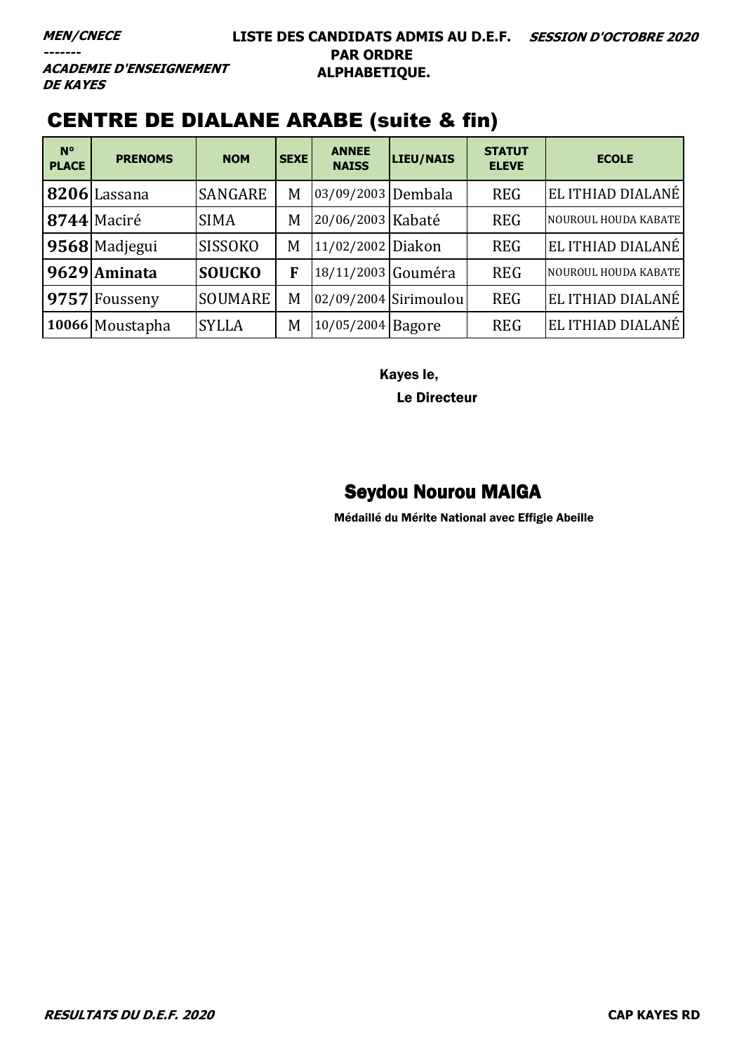***MEN/CNECE***
***-------***
***ACADEMIE D'ENSEIGNEMENT DE KAYES***

**LISTE DES CANDIDATS ADMIS AU D.E.F. PAR ORDRE ALPHABETIQUE.**

***SESSION D'OCTOBRE 2020***

## CENTRE DE DIALANE ARABE (suite & fin)

| N° PLACE | PRENOMS | NOM | SEXE | ANNEE NAISS | LIEU/NAIS | STATUT ELEVE | ECOLE |
|---|---|---|---|---|---|---|---|
| **8206** | Lassana | SANGARE | M | 03/09/2003 | Dembala | REG | EL ITHIAD DIALANÉ |
| **8744** | Maciré | SIMA | M | 20/06/2003 | Kabaté | REG | NOUROUL HOUDA KABATE |
| **9568** | Madjegui | SISSOKO | M | 11/02/2002 | Diakon | REG | EL ITHIAD DIALANÉ |
| **9629** | **Aminata** | **SOUCKO** | **F** | 18/11/2003 | Gouméra | REG | NOUROUL HOUDA KABATE |
| **9757** | Fousseny | SOUMARE | M | 02/09/2004 | Sirimoulou | REG | EL ITHIAD DIALANÉ |
| **10066** | Moustapha | SYLLA | M | 10/05/2004 | Bagore | REG | EL ITHIAD DIALANÉ |

Kayes le,

Le Directeur

**Seydou Nourou MAIGA**

Médaillé du Mérite National avec Effigie Abeille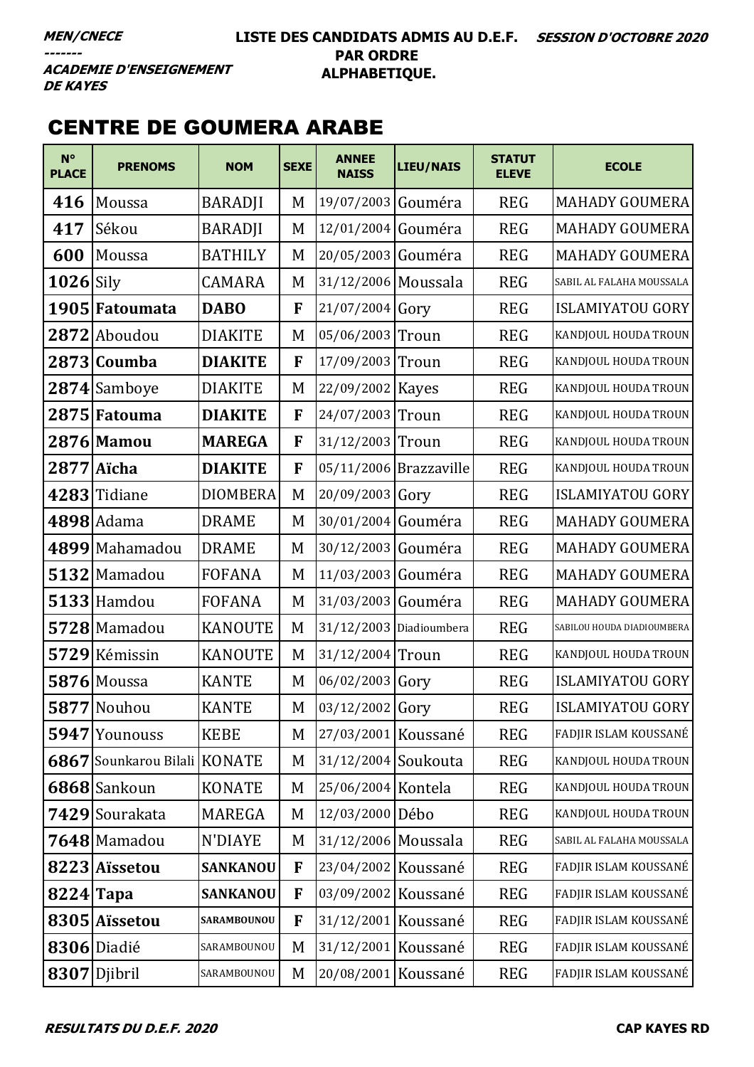**MEN/CNECE**
**-------**
**ACADEMIE D'ENSEIGNEMENT DE KAYES**

**LISTE DES CANDIDATS ADMIS AU D.E.F. PAR ORDRE ALPHABETIQUE.**

**SESSION D'OCTOBRE 2020**

# CENTRE DE GOUMERA ARABE

| N° PLACE | PRENOMS | NOM | SEXE | ANNEE NAISS | LIEU/NAIS | STATUT ELEVE | ECOLE |
|---|---|---|---|---|---|---|---|
| **416** | Moussa | BARADJI | M | 19/07/2003 | Gouméra | REG | MAHADY GOUMERA |
| **417** | Sékou | BARADJI | M | 12/01/2004 | Gouméra | REG | MAHADY GOUMERA |
| **600** | Moussa | BATHILY | M | 20/05/2003 | Gouméra | REG | MAHADY GOUMERA |
| **1026** | Sily | CAMARA | M | 31/12/2006 | Moussala | REG | SABIL AL FALAHA MOUSSALA |
| **1905** | **Fatoumata** | **DABO** | **F** | 21/07/2004 | Gory | REG | ISLAMIYATOU GORY |
| **2872** | Aboudou | DIAKITE | M | 05/06/2003 | Troun | REG | KANDJOUL HOUDA TROUN |
| **2873** | **Coumba** | **DIAKITE** | **F** | 17/09/2003 | Troun | REG | KANDJOUL HOUDA TROUN |
| **2874** | Samboye | DIAKITE | M | 22/09/2002 | Kayes | REG | KANDJOUL HOUDA TROUN |
| **2875** | **Fatouma** | **DIAKITE** | **F** | 24/07/2003 | Troun | REG | KANDJOUL HOUDA TROUN |
| **2876** | **Mamou** | **MAREGA** | **F** | 31/12/2003 | Troun | REG | KANDJOUL HOUDA TROUN |
| **2877** | **Aïcha** | **DIAKITE** | **F** | 05/11/2006 | Brazzaville | REG | KANDJOUL HOUDA TROUN |
| **4283** | Tidiane | DIOMBERA | M | 20/09/2003 | Gory | REG | ISLAMIYATOU GORY |
| **4898** | Adama | DRAME | M | 30/01/2004 | Gouméra | REG | MAHADY GOUMERA |
| **4899** | Mahamadou | DRAME | M | 30/12/2003 | Gouméra | REG | MAHADY GOUMERA |
| **5132** | Mamadou | FOFANA | M | 11/03/2003 | Gouméra | REG | MAHADY GOUMERA |
| **5133** | Hamdou | FOFANA | M | 31/03/2003 | Gouméra | REG | MAHADY GOUMERA |
| **5728** | Mamadou | KANOUTE | M | 31/12/2003 | Diadioumbera | REG | SABILOU HOUDA DIADIOUMBERA |
| **5729** | Kémissin | KANOUTE | M | 31/12/2004 | Troun | REG | KANDJOUL HOUDA TROUN |
| **5876** | Moussa | KANTE | M | 06/02/2003 | Gory | REG | ISLAMIYATOU GORY |
| **5877** | Nouhou | KANTE | M | 03/12/2002 | Gory | REG | ISLAMIYATOU GORY |
| **5947** | Younouss | KEBE | M | 27/03/2001 | Koussané | REG | FADJIR ISLAM KOUSSANÉ |
| **6867** | Sounkarou Bilali | KONATE | M | 31/12/2004 | Soukouta | REG | KANDJOUL HOUDA TROUN |
| **6868** | Sankoun | KONATE | M | 25/06/2004 | Kontela | REG | KANDJOUL HOUDA TROUN |
| **7429** | Sourakata | MAREGA | M | 12/03/2000 | Débo | REG | KANDJOUL HOUDA TROUN |
| **7648** | Mamadou | N'DIAYE | M | 31/12/2006 | Moussala | REG | SABIL AL FALAHA MOUSSALA |
| **8223** | **Aïssetou** | **SANKANOU** | **F** | 23/04/2002 | Koussané | REG | FADJIR ISLAM KOUSSANÉ |
| **8224** | **Tapa** | **SANKANOU** | **F** | 03/09/2002 | Koussané | REG | FADJIR ISLAM KOUSSANÉ |
| **8305** | **Aïssetou** | **SARAMBOUNOU** | **F** | 31/12/2001 | Koussané | REG | FADJIR ISLAM KOUSSANÉ |
| **8306** | Diadié | SARAMBOUNOU | M | 31/12/2001 | Koussané | REG | FADJIR ISLAM KOUSSANÉ |
| **8307** | Djibril | SARAMBOUNOU | M | 20/08/2001 | Koussané | REG | FADJIR ISLAM KOUSSANÉ |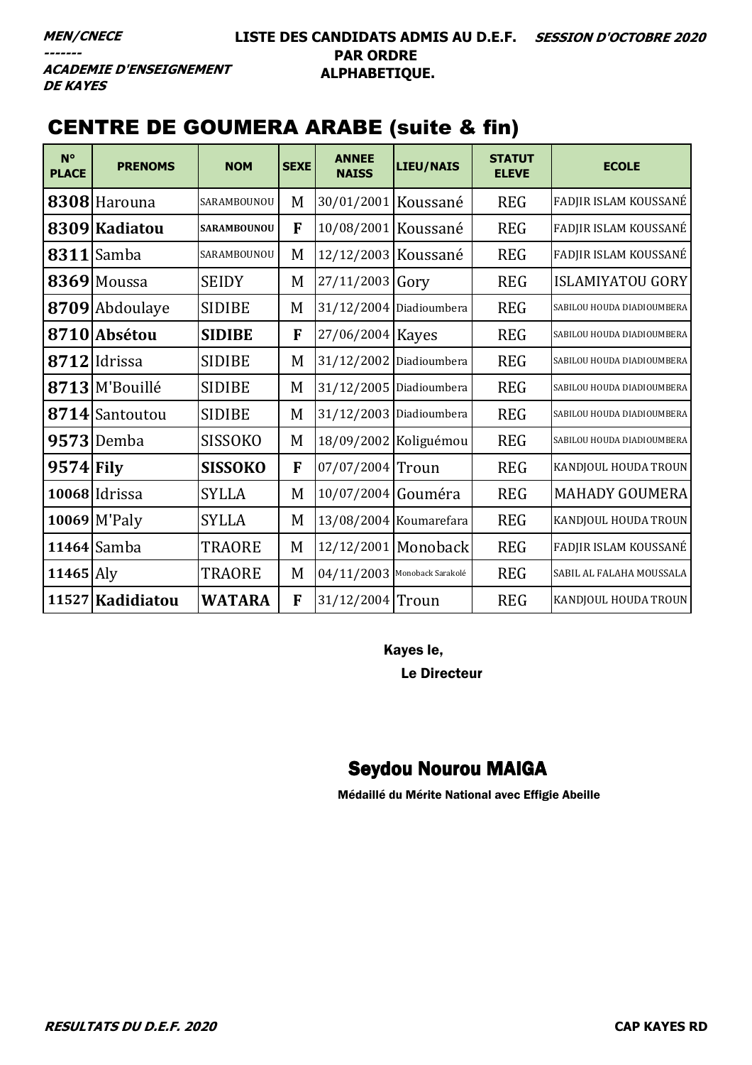**MEN/CNECE**
-------
**ACADEMIE D'ENSEIGNEMENT DE KAYES**

**LISTE DES CANDIDATS ADMIS AU D.E.F. PAR ORDRE ALPHABETIQUE.**

***SESSION D'OCTOBRE 2020***

## CENTRE DE GOUMERA ARABE (suite & fin)

| N° PLACE | PRENOMS | NOM | SEXE | ANNEE NAISS | LIEU/NAIS | STATUT ELEVE | ECOLE |
|---|---|---|---|---|---|---|---|
| **8308** | Harouna | SARAMBOUNOU | M | 30/01/2001 | Koussané | REG | FADJIR ISLAM KOUSSANÉ |
| **8309** | **Kadiatou** | **SARAMBOUNOU** | **F** | 10/08/2001 | Koussané | REG | FADJIR ISLAM KOUSSANÉ |
| **8311** | Samba | SARAMBOUNOU | M | 12/12/2003 | Koussané | REG | FADJIR ISLAM KOUSSANÉ |
| **8369** | Moussa | SEIDY | M | 27/11/2003 | Gory | REG | ISLAMIYATOU GORY |
| **8709** | Abdoulaye | SIDIBE | M | 31/12/2004 | Diadioumbera | REG | SABILOU HOUDA DIADIOUMBERA |
| **8710** | **Absétou** | **SIDIBE** | **F** | 27/06/2004 | Kayes | REG | SABILOU HOUDA DIADIOUMBERA |
| **8712** | Idrissa | SIDIBE | M | 31/12/2002 | Diadioumbera | REG | SABILOU HOUDA DIADIOUMBERA |
| **8713** | M'Bouillé | SIDIBE | M | 31/12/2005 | Diadioumbera | REG | SABILOU HOUDA DIADIOUMBERA |
| **8714** | Santoutou | SIDIBE | M | 31/12/2003 | Diadioumbera | REG | SABILOU HOUDA DIADIOUMBERA |
| **9573** | Demba | SISSOKO | M | 18/09/2002 | Koliguémou | REG | SABILOU HOUDA DIADIOUMBERA |
| **9574** | **Fily** | **SISSOKO** | **F** | 07/07/2004 | Troun | REG | KANDJOUL HOUDA TROUN |
| **10068** | Idrissa | SYLLA | M | 10/07/2004 | Gouméra | REG | MAHADY GOUMERA |
| **10069** | M'Paly | SYLLA | M | 13/08/2004 | Koumarefara | REG | KANDJOUL HOUDA TROUN |
| **11464** | Samba | TRAORE | M | 12/12/2001 | Monoback | REG | FADJIR ISLAM KOUSSANÉ |
| **11465** | Aly | TRAORE | M | 04/11/2003 | Monoback Sarakolé | REG | SABIL AL FALAHA MOUSSALA |
| **11527** | **Kadidiatou** | **WATARA** | **F** | 31/12/2004 | Troun | REG | KANDJOUL HOUDA TROUN |

Kayes le,

Le Directeur

**Seydou Nourou MAIGA**

Médaillé du Mérite National avec Effigie Abeille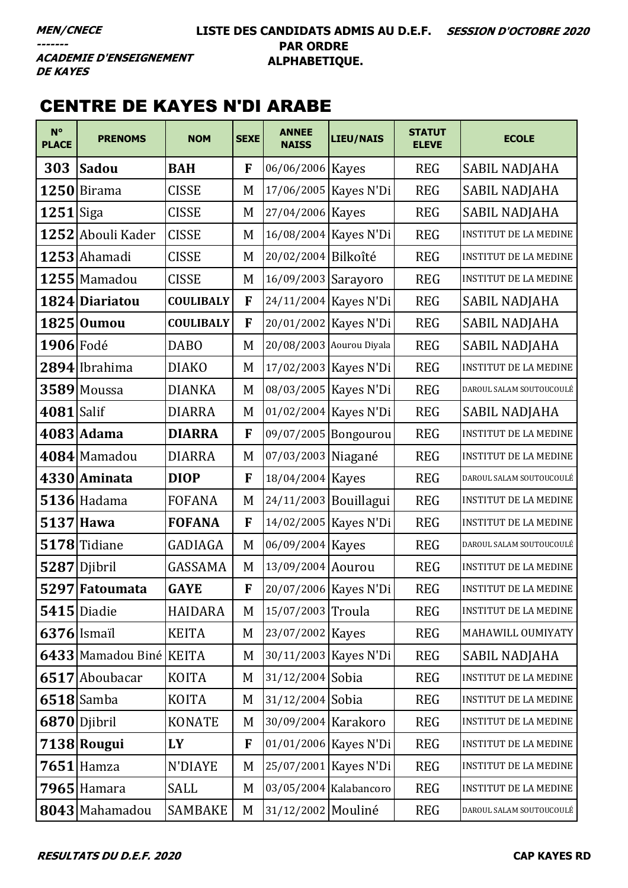***MEN/CNECE***
***-------***
***ACADEMIE D'ENSEIGNEMENT DE KAYES***

**LISTE DES CANDIDATS ADMIS AU D.E.F. PAR ORDRE ALPHABETIQUE.**

***SESSION D'OCTOBRE 2020***

## CENTRE DE KAYES N'DI ARABE

| N° PLACE | PRENOMS | NOM | SEXE | ANNEE NAISS | LIEU/NAIS | STATUT ELEVE | ECOLE |
|---|---|---|---|---|---|---|---|
| **303** | **Sadou** | **BAH** | **F** | 06/06/2006 | Kayes | REG | SABIL NADJAHA |
| **1250** | Birama | CISSE | M | 17/06/2005 | Kayes N'Di | REG | SABIL NADJAHA |
| **1251** | Siga | CISSE | M | 27/04/2006 | Kayes | REG | SABIL NADJAHA |
| **1252** | Abouli Kader | CISSE | M | 16/08/2004 | Kayes N'Di | REG | INSTITUT DE LA MEDINE |
| **1253** | Ahamadi | CISSE | M | 20/02/2004 | Bilkoîté | REG | INSTITUT DE LA MEDINE |
| **1255** | Mamadou | CISSE | M | 16/09/2003 | Sarayoro | REG | INSTITUT DE LA MEDINE |
| **1824** | **Diariatou** | **COULIBALY** | **F** | 24/11/2004 | Kayes N'Di | REG | SABIL NADJAHA |
| **1825** | **Oumou** | **COULIBALY** | **F** | 20/01/2002 | Kayes N'Di | REG | SABIL NADJAHA |
| **1906** | Fodé | DABO | M | 20/08/2003 | Aourou Diyala | REG | SABIL NADJAHA |
| **2894** | Ibrahima | DIAKO | M | 17/02/2003 | Kayes N'Di | REG | INSTITUT DE LA MEDINE |
| **3589** | Moussa | DIANKA | M | 08/03/2005 | Kayes N'Di | REG | DAROUL SALAM SOUTOUCOULÉ |
| **4081** | Salif | DIARRA | M | 01/02/2004 | Kayes N'Di | REG | SABIL NADJAHA |
| **4083** | **Adama** | **DIARRA** | **F** | 09/07/2005 | Bongourou | REG | INSTITUT DE LA MEDINE |
| **4084** | Mamadou | DIARRA | M | 07/03/2003 | Niagané | REG | INSTITUT DE LA MEDINE |
| **4330** | **Aminata** | **DIOP** | **F** | 18/04/2004 | Kayes | REG | DAROUL SALAM SOUTOUCOULÉ |
| **5136** | Hadama | FOFANA | M | 24/11/2003 | Bouillagui | REG | INSTITUT DE LA MEDINE |
| **5137** | **Hawa** | **FOFANA** | **F** | 14/02/2005 | Kayes N'Di | REG | INSTITUT DE LA MEDINE |
| **5178** | Tidiane | GADIAGA | M | 06/09/2004 | Kayes | REG | DAROUL SALAM SOUTOUCOULÉ |
| **5287** | Djibril | GASSAMA | M | 13/09/2004 | Aourou | REG | INSTITUT DE LA MEDINE |
| **5297** | **Fatoumata** | **GAYE** | **F** | 20/07/2006 | Kayes N'Di | REG | INSTITUT DE LA MEDINE |
| **5415** | Diadie | HAIDARA | M | 15/07/2003 | Troula | REG | INSTITUT DE LA MEDINE |
| **6376** | Ismaïl | KEITA | M | 23/07/2002 | Kayes | REG | MAHAWILL OUMIYATY |
| **6433** | Mamadou Biné | KEITA | M | 30/11/2003 | Kayes N'Di | REG | SABIL NADJAHA |
| **6517** | Aboubacar | KOITA | M | 31/12/2004 | Sobia | REG | INSTITUT DE LA MEDINE |
| **6518** | Samba | KOITA | M | 31/12/2004 | Sobia | REG | INSTITUT DE LA MEDINE |
| **6870** | Djibril | KONATE | M | 30/09/2004 | Karakoro | REG | INSTITUT DE LA MEDINE |
| **7138** | **Rougui** | **LY** | **F** | 01/01/2006 | Kayes N'Di | REG | INSTITUT DE LA MEDINE |
| **7651** | Hamza | N'DIAYE | M | 25/07/2001 | Kayes N'Di | REG | INSTITUT DE LA MEDINE |
| **7965** | Hamara | SALL | M | 03/05/2004 | Kalabancoro | REG | INSTITUT DE LA MEDINE |
| **8043** | Mahamadou | SAMBAKE | M | 31/12/2002 | Mouliné | REG | DAROUL SALAM SOUTOUCOULÉ |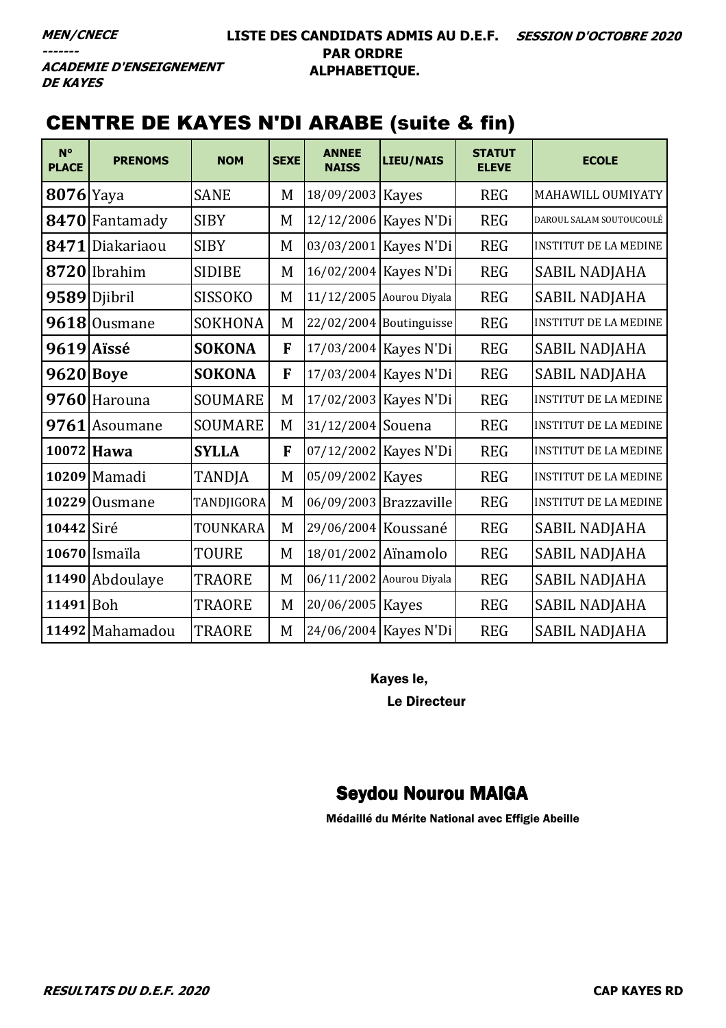***MEN/CNECE***
***-------***
***ACADEMIE D'ENSEIGNEMENT DE KAYES***

**LISTE DES CANDIDATS ADMIS AU D.E.F. PAR ORDRE ALPHABETIQUE.**

***SESSION D'OCTOBRE 2020***

## CENTRE DE KAYES N'DI ARABE (suite & fin)

| N° PLACE | PRENOMS | NOM | SEXE | ANNEE NAISS | LIEU/NAIS | STATUT ELEVE | ECOLE |
|---|---|---|---|---|---|---|---|
| **8076** | Yaya | SANE | M | 18/09/2003 | Kayes | REG | MAHAWILL OUMIYATY |
| **8470** | Fantamady | SIBY | M | 12/12/2006 | Kayes N'Di | REG | DAROUL SALAM SOUTOUCOULÉ |
| **8471** | Diakariaou | SIBY | M | 03/03/2001 | Kayes N'Di | REG | INSTITUT DE LA MEDINE |
| **8720** | Ibrahim | SIDIBE | M | 16/02/2004 | Kayes N'Di | REG | SABIL NADJAHA |
| **9589** | Djibril | SISSOKO | M | 11/12/2005 | Aourou Diyala | REG | SABIL NADJAHA |
| **9618** | Ousmane | SOKHONA | M | 22/02/2004 | Boutinguisse | REG | INSTITUT DE LA MEDINE |
| **9619** | **Aïssé** | **SOKONA** | **F** | 17/03/2004 | Kayes N'Di | REG | SABIL NADJAHA |
| **9620** | **Boye** | **SOKONA** | **F** | 17/03/2004 | Kayes N'Di | REG | SABIL NADJAHA |
| **9760** | Harouna | SOUMARE | M | 17/02/2003 | Kayes N'Di | REG | INSTITUT DE LA MEDINE |
| **9761** | Asoumane | SOUMARE | M | 31/12/2004 | Souena | REG | INSTITUT DE LA MEDINE |
| **10072** | **Hawa** | **SYLLA** | **F** | 07/12/2002 | Kayes N'Di | REG | INSTITUT DE LA MEDINE |
| **10209** | Mamadi | TANDJA | M | 05/09/2002 | Kayes | REG | INSTITUT DE LA MEDINE |
| **10229** | Ousmane | TANDJIGORA | M | 06/09/2003 | Brazzaville | REG | INSTITUT DE LA MEDINE |
| **10442** | Siré | TOUNKARA | M | 29/06/2004 | Koussané | REG | SABIL NADJAHA |
| **10670** | Ismaïla | TOURE | M | 18/01/2002 | Aïnamolo | REG | SABIL NADJAHA |
| **11490** | Abdoulaye | TRAORE | M | 06/11/2002 | Aourou Diyala | REG | SABIL NADJAHA |
| **11491** | Boh | TRAORE | M | 20/06/2005 | Kayes | REG | SABIL NADJAHA |
| **11492** | Mahamadou | TRAORE | M | 24/06/2004 | Kayes N'Di | REG | SABIL NADJAHA |

**Kayes le,**

**Le Directeur**

**Seydou Nourou MAIGA**

**Médaillé du Mérite National avec Effigie Abeille**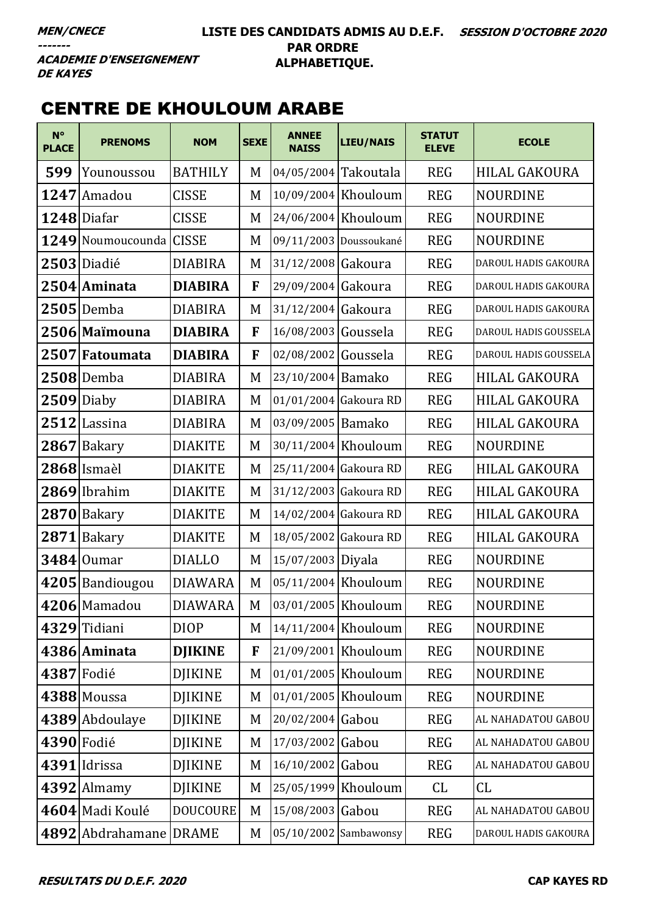*MEN/CNECE*
*-------*
*ACADEMIE D'ENSEIGNEMENT DE KAYES*

**LISTE DES CANDIDATS ADMIS AU D.E.F. PAR ORDRE ALPHABETIQUE.**

*SESSION D'OCTOBRE 2020*

## CENTRE DE KHOULOUM ARABE

| N° PLACE | PRENOMS | NOM | SEXE | ANNEE NAISS | LIEU/NAIS | STATUT ELEVE | ECOLE |
|---|---|---|---|---|---|---|---|
| 599 | Younoussou | BATHILY | M | 04/05/2004 | Takoutala | REG | HILAL GAKOURA |
| 1247 | Amadou | CISSE | M | 10/09/2004 | Khouloum | REG | NOURDINE |
| 1248 | Diafar | CISSE | M | 24/06/2004 | Khouloum | REG | NOURDINE |
| 1249 | Noumoucounda | CISSE | M | 09/11/2003 | Doussoukané | REG | NOURDINE |
| 2503 | Diadié | DIABIRA | M | 31/12/2008 | Gakoura | REG | DAROUL HADIS GAKOURA |
| 2504 | **Aminata** | **DIABIRA** | **F** | 29/09/2004 | Gakoura | REG | DAROUL HADIS GAKOURA |
| 2505 | Demba | DIABIRA | M | 31/12/2004 | Gakoura | REG | DAROUL HADIS GAKOURA |
| 2506 | **Maïmouna** | **DIABIRA** | **F** | 16/08/2003 | Goussela | REG | DAROUL HADIS GOUSSELA |
| 2507 | **Fatoumata** | **DIABIRA** | **F** | 02/08/2002 | Goussela | REG | DAROUL HADIS GOUSSELA |
| 2508 | Demba | DIABIRA | M | 23/10/2004 | Bamako | REG | HILAL GAKOURA |
| 2509 | Diaby | DIABIRA | M | 01/01/2004 | Gakoura RD | REG | HILAL GAKOURA |
| 2512 | Lassina | DIABIRA | M | 03/09/2005 | Bamako | REG | HILAL GAKOURA |
| 2867 | Bakary | DIAKITE | M | 30/11/2004 | Khouloum | REG | NOURDINE |
| 2868 | Ismaèl | DIAKITE | M | 25/11/2004 | Gakoura RD | REG | HILAL GAKOURA |
| 2869 | Ibrahim | DIAKITE | M | 31/12/2003 | Gakoura RD | REG | HILAL GAKOURA |
| 2870 | Bakary | DIAKITE | M | 14/02/2004 | Gakoura RD | REG | HILAL GAKOURA |
| 2871 | Bakary | DIAKITE | M | 18/05/2002 | Gakoura RD | REG | HILAL GAKOURA |
| 3484 | Oumar | DIALLO | M | 15/07/2003 | Diyala | REG | NOURDINE |
| 4205 | Bandiougou | DIAWARA | M | 05/11/2004 | Khouloum | REG | NOURDINE |
| 4206 | Mamadou | DIAWARA | M | 03/01/2005 | Khouloum | REG | NOURDINE |
| 4329 | Tidiani | DIOP | M | 14/11/2004 | Khouloum | REG | NOURDINE |
| 4386 | **Aminata** | **DJIKINE** | **F** | 21/09/2001 | Khouloum | REG | NOURDINE |
| 4387 | Fodié | DJIKINE | M | 01/01/2005 | Khouloum | REG | NOURDINE |
| 4388 | Moussa | DJIKINE | M | 01/01/2005 | Khouloum | REG | NOURDINE |
| 4389 | Abdoulaye | DJIKINE | M | 20/02/2004 | Gabou | REG | AL NAHADATOU GABOU |
| 4390 | Fodié | DJIKINE | M | 17/03/2002 | Gabou | REG | AL NAHADATOU GABOU |
| 4391 | Idrissa | DJIKINE | M | 16/10/2002 | Gabou | REG | AL NAHADATOU GABOU |
| 4392 | Almamy | DJIKINE | M | 25/05/1999 | Khouloum | CL | CL |
| 4604 | Madi Koulé | DOUCOURE | M | 15/08/2003 | Gabou | REG | AL NAHADATOU GABOU |
| 4892 | Abdrahamane | DRAME | M | 05/10/2002 | Sambawonsy | REG | DAROUL HADIS GAKOURA |

*RESULTATS DU D.E.F. 2020* — **CAP KAYES RD**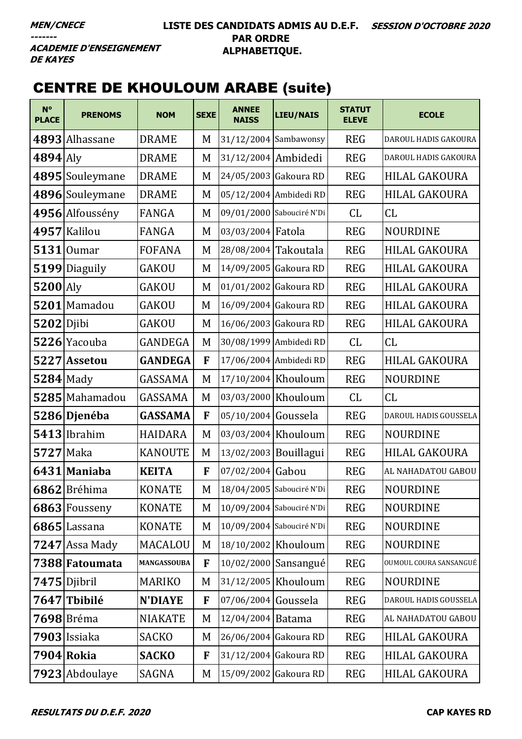**MEN/CNECE**
**-------**
**ACADEMIE D'ENSEIGNEMENT DE KAYES**

**LISTE DES CANDIDATS ADMIS AU D.E.F. PAR ORDRE ALPHABETIQUE.**

**SESSION D'OCTOBRE 2020**

# CENTRE DE KHOULOUM ARABE (suite)

| N° PLACE | PRENOMS | NOM | SEXE | ANNEE NAISS | LIEU/NAIS | STATUT ELEVE | ECOLE |
|---|---|---|---|---|---|---|---|
| **4893** | Alhassane | DRAME | M | 31/12/2004 | Sambawonsy | REG | DAROUL HADIS GAKOURA |
| **4894** | Aly | DRAME | M | 31/12/2004 | Ambidedi | REG | DAROUL HADIS GAKOURA |
| **4895** | Souleymane | DRAME | M | 24/05/2003 | Gakoura RD | REG | HILAL GAKOURA |
| **4896** | Souleymane | DRAME | M | 05/12/2004 | Ambidedi RD | REG | HILAL GAKOURA |
| **4956** | Alfousség | FANGA | M | 09/01/2000 | Sabouciré N'Di | CL | CL |
| **4957** | Kalilou | FANGA | M | 03/03/2004 | Fatola | REG | NOURDINE |
| **5131** | Oumar | FOFANA | M | 28/08/2004 | Takoutala | REG | HILAL GAKOURA |
| **5199** | Diaguily | GAKOU | M | 14/09/2005 | Gakoura RD | REG | HILAL GAKOURA |
| **5200** | Aly | GAKOU | M | 01/01/2002 | Gakoura RD | REG | HILAL GAKOURA |
| **5201** | Mamadou | GAKOU | M | 16/09/2004 | Gakoura RD | REG | HILAL GAKOURA |
| **5202** | Djibi | GAKOU | M | 16/06/2003 | Gakoura RD | REG | HILAL GAKOURA |
| **5226** | Yacouba | GANDEGA | M | 30/08/1999 | Ambidedi RD | CL | CL |
| **5227** | **Assetou** | **GANDEGA** | **F** | 17/06/2004 | Ambidedi RD | REG | HILAL GAKOURA |
| **5284** | Mady | GASSAMA | M | 17/10/2004 | Khouloum | REG | NOURDINE |
| **5285** | Mahamadou | GASSAMA | M | 03/03/2000 | Khouloum | CL | CL |
| **5286** | **Djenéba** | **GASSAMA** | **F** | 05/10/2004 | Goussela | REG | DAROUL HADIS GOUSSELA |
| **5413** | Ibrahim | HAIDARA | M | 03/03/2004 | Khouloum | REG | NOURDINE |
| **5727** | Maka | KANOUTE | M | 13/02/2003 | Bouillagui | REG | HILAL GAKOURA |
| **6431** | **Maniaba** | **KEITA** | **F** | 07/02/2004 | Gabou | REG | AL NAHADATOU GABOU |
| **6862** | Bréhima | KONATE | M | 18/04/2005 | Sabouciré N'Di | REG | NOURDINE |
| **6863** | Fousseny | KONATE | M | 10/09/2004 | Sabouciré N'Di | REG | NOURDINE |
| **6865** | Lassana | KONATE | M | 10/09/2004 | Sabouciré N'Di | REG | NOURDINE |
| **7247** | Assa Mady | MACALOU | M | 18/10/2002 | Khouloum | REG | NOURDINE |
| **7388** | **Fatoumata** | **MANGASSOUBA** | **F** | 10/02/2000 | Sansangué | REG | OUMOUL COURA SANSANGUÉ |
| **7475** | Djibril | MARIKO | M | 31/12/2005 | Khouloum | REG | NOURDINE |
| **7647** | **Tbibilé** | **N'DIAYE** | **F** | 07/06/2004 | Goussela | REG | DAROUL HADIS GOUSSELA |
| **7698** | Bréma | NIAKATE | M | 12/04/2004 | Batama | REG | AL NAHADATOU GABOU |
| **7903** | Issiaka | SACKO | M | 26/06/2004 | Gakoura RD | REG | HILAL GAKOURA |
| **7904** | **Rokia** | **SACKO** | **F** | 31/12/2004 | Gakoura RD | REG | HILAL GAKOURA |
| **7923** | Abdoulaye | SAGNA | M | 15/09/2002 | Gakoura RD | REG | HILAL GAKOURA |

**RESULTATS DU D.E.F. 2020** — **CAP KAYES RD**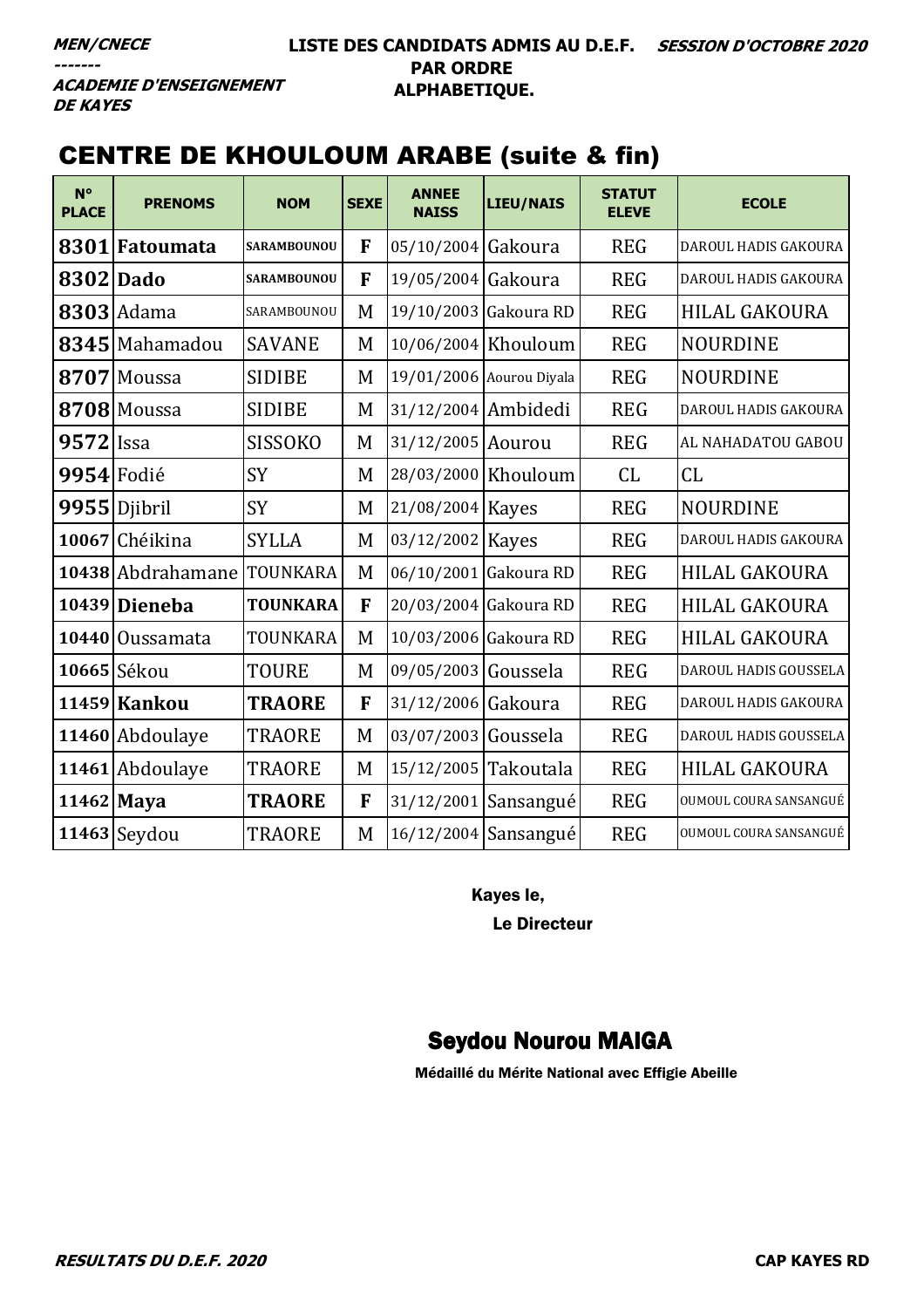***MEN/CNECE***
***-------***
***ACADEMIE D'ENSEIGNEMENT DE KAYES***

**LISTE DES CANDIDATS ADMIS AU D.E.F. PAR ORDRE ALPHABETIQUE.**

***SESSION D'OCTOBRE 2020***

## CENTRE DE KHOULOUM ARABE (suite & fin)

| N° PLACE | PRENOMS | NOM | SEXE | ANNEE NAISS | LIEU/NAIS | STATUT ELEVE | ECOLE |
|---|---|---|---|---|---|---|---|
| **8301** | **Fatoumata** | **SARAMBOUNOU** | **F** | 05/10/2004 | Gakoura | REG | DAROUL HADIS GAKOURA |
| **8302** | **Dado** | **SARAMBOUNOU** | **F** | 19/05/2004 | Gakoura | REG | DAROUL HADIS GAKOURA |
| **8303** | Adama | SARAMBOUNOU | M | 19/10/2003 | Gakoura RD | REG | HILAL GAKOURA |
| **8345** | Mahamadou | SAVANE | M | 10/06/2004 | Khouloum | REG | NOURDINE |
| **8707** | Moussa | SIDIBE | M | 19/01/2006 | Aourou Diyala | REG | NOURDINE |
| **8708** | Moussa | SIDIBE | M | 31/12/2004 | Ambidedi | REG | DAROUL HADIS GAKOURA |
| **9572** | Issa | SISSOKO | M | 31/12/2005 | Aourou | REG | AL NAHADATOU GABOU |
| **9954** | Fodié | SY | M | 28/03/2000 | Khouloum | CL | CL |
| **9955** | Djibril | SY | M | 21/08/2004 | Kayes | REG | NOURDINE |
| **10067** | Chéikina | SYLLA | M | 03/12/2002 | Kayes | REG | DAROUL HADIS GAKOURA |
| **10438** | Abdrahamane | TOUNKARA | M | 06/10/2001 | Gakoura RD | REG | HILAL GAKOURA |
| **10439** | **Dieneba** | **TOUNKARA** | **F** | 20/03/2004 | Gakoura RD | REG | HILAL GAKOURA |
| **10440** | Oussamata | TOUNKARA | M | 10/03/2006 | Gakoura RD | REG | HILAL GAKOURA |
| **10665** | Sékou | TOURE | M | 09/05/2003 | Goussela | REG | DAROUL HADIS GOUSSELA |
| **11459** | **Kankou** | **TRAORE** | **F** | 31/12/2006 | Gakoura | REG | DAROUL HADIS GAKOURA |
| **11460** | Abdoulaye | TRAORE | M | 03/07/2003 | Goussela | REG | DAROUL HADIS GOUSSELA |
| **11461** | Abdoulaye | TRAORE | M | 15/12/2005 | Takoutala | REG | HILAL GAKOURA |
| **11462** | **Maya** | **TRAORE** | **F** | 31/12/2001 | Sansangué | REG | OUMOUL COURA SANSANGUÉ |
| **11463** | Seydou | TRAORE | M | 16/12/2004 | Sansangué | REG | OUMOUL COURA SANSANGUÉ |

Kayes le,

Le Directeur

**Seydou Nourou MAIGA**

**Médaillé du Mérite National avec Effigie Abeille**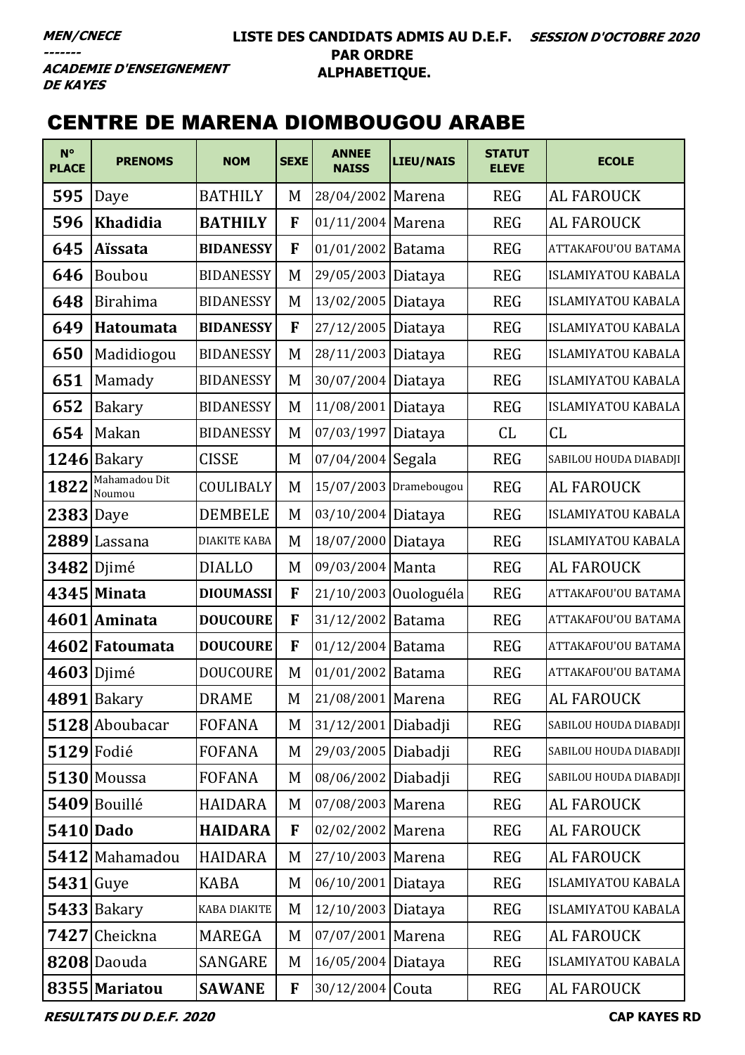MEN/CNECE
-------
ACADEMIE D'ENSEIGNEMENT DE KAYES

LISTE DES CANDIDATS ADMIS AU D.E.F. PAR ORDRE ALPHABETIQUE.

SESSION D'OCTOBRE 2020

## CENTRE DE MARENA DIOMBOUGOU ARABE

| N° PLACE | PRENOMS | NOM | SEXE | ANNEE NAISS | LIEU/NAIS | STATUT ELEVE | ECOLE |
|---|---|---|---|---|---|---|---|
| 595 | Daye | BATHILY | M | 28/04/2002 | Marena | REG | AL FAROUCK |
| 596 | **Khadidia** | **BATHILY** | **F** | 01/11/2004 | Marena | REG | AL FAROUCK |
| 645 | **Aïssata** | **BIDANESSY** | **F** | 01/01/2002 | Batama | REG | ATTAKAFOU'OU BATAMA |
| 646 | Boubou | BIDANESSY | M | 29/05/2003 | Diataya | REG | ISLAMIYATOU KABALA |
| 648 | Birahima | BIDANESSY | M | 13/02/2005 | Diataya | REG | ISLAMIYATOU KABALA |
| 649 | **Hatoumata** | **BIDANESSY** | **F** | 27/12/2005 | Diataya | REG | ISLAMIYATOU KABALA |
| 650 | Madidiogou | BIDANESSY | M | 28/11/2003 | Diataya | REG | ISLAMIYATOU KABALA |
| 651 | Mamady | BIDANESSY | M | 30/07/2004 | Diataya | REG | ISLAMIYATOU KABALA |
| 652 | Bakary | BIDANESSY | M | 11/08/2001 | Diataya | REG | ISLAMIYATOU KABALA |
| 654 | Makan | BIDANESSY | M | 07/03/1997 | Diataya | CL | CL |
| 1246 | Bakary | CISSE | M | 07/04/2004 | Segala | REG | SABILOU HOUDA DIABADJI |
| 1822 | Mahamadou Dit Noumou | COULIBALY | M | 15/07/2003 | Dramebougou | REG | AL FAROUCK |
| 2383 | Daye | DEMBELE | M | 03/10/2004 | Diataya | REG | ISLAMIYATOU KABALA |
| 2889 | Lassana | DIAKITE KABA | M | 18/07/2000 | Diataya | REG | ISLAMIYATOU KABALA |
| 3482 | Djimé | DIALLO | M | 09/03/2004 | Manta | REG | AL FAROUCK |
| 4345 | **Minata** | **DIOUMASSI** | **F** | 21/10/2003 | Ouologuéla | REG | ATTAKAFOU'OU BATAMA |
| 4601 | **Aminata** | **DOUCOURE** | **F** | 31/12/2002 | Batama | REG | ATTAKAFOU'OU BATAMA |
| 4602 | **Fatoumata** | **DOUCOURE** | **F** | 01/12/2004 | Batama | REG | ATTAKAFOU'OU BATAMA |
| 4603 | Djimé | DOUCOURE | M | 01/01/2002 | Batama | REG | ATTAKAFOU'OU BATAMA |
| 4891 | Bakary | DRAME | M | 21/08/2001 | Marena | REG | AL FAROUCK |
| 5128 | Aboubacar | FOFANA | M | 31/12/2001 | Diabadji | REG | SABILOU HOUDA DIABADJI |
| 5129 | Fodié | FOFANA | M | 29/03/2005 | Diabadji | REG | SABILOU HOUDA DIABADJI |
| 5130 | Moussa | FOFANA | M | 08/06/2002 | Diabadji | REG | SABILOU HOUDA DIABADJI |
| 5409 | Bouillé | HAIDARA | M | 07/08/2003 | Marena | REG | AL FAROUCK |
| 5410 | **Dado** | **HAIDARA** | **F** | 02/02/2002 | Marena | REG | AL FAROUCK |
| 5412 | Mahamadou | HAIDARA | M | 27/10/2003 | Marena | REG | AL FAROUCK |
| 5431 | Guye | KABA | M | 06/10/2001 | Diataya | REG | ISLAMIYATOU KABALA |
| 5433 | Bakary | KABA DIAKITE | M | 12/10/2003 | Diataya | REG | ISLAMIYATOU KABALA |
| 7427 | Cheickna | MAREGA | M | 07/07/2001 | Marena | REG | AL FAROUCK |
| 8208 | Daouda | SANGARE | M | 16/05/2004 | Diataya | REG | ISLAMIYATOU KABALA |
| 8355 | **Mariatou** | **SAWANE** | **F** | 30/12/2004 | Couta | REG | AL FAROUCK |

RESULTATS DU D.E.F. 2020 — CAP KAYES RD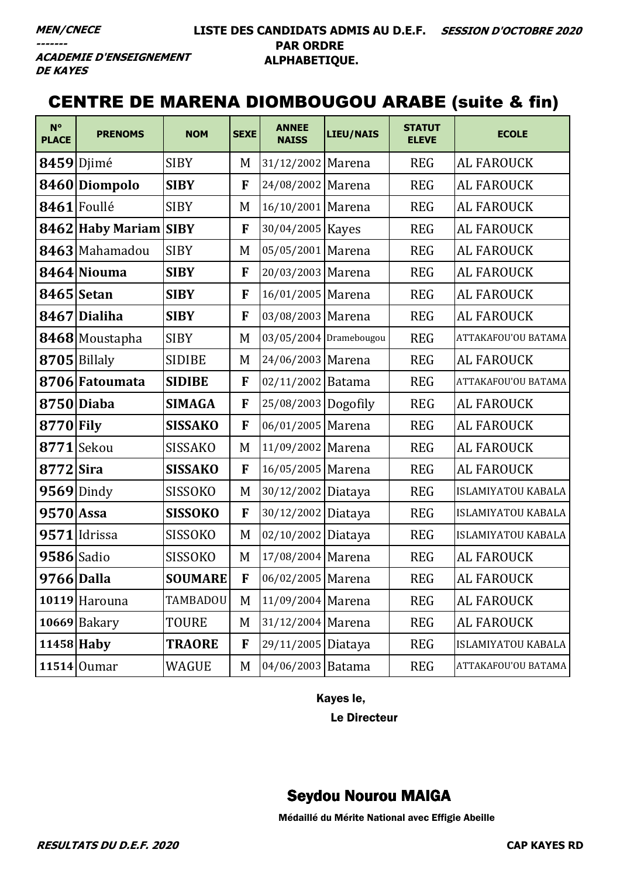MEN/CNECE
-------
ACADEMIE D'ENSEIGNEMENT DE KAYES

LISTE DES CANDIDATS ADMIS AU D.E.F. PAR ORDRE ALPHABETIQUE.

SESSION D'OCTOBRE 2020

# CENTRE DE MARENA DIOMBOUGOU ARABE (suite & fin)

| N° PLACE | PRENOMS | NOM | SEXE | ANNEE NAISS | LIEU/NAIS | STATUT ELEVE | ECOLE |
|---|---|---|---|---|---|---|---|
| 8459 | Djimé | SIBY | M | 31/12/2002 | Marena | REG | AL FAROUCK |
| 8460 | **Diompolo** | **SIBY** | **F** | 24/08/2002 | Marena | REG | AL FAROUCK |
| 8461 | Foullé | SIBY | M | 16/10/2001 | Marena | REG | AL FAROUCK |
| 8462 | **Haby Mariam** | **SIBY** | **F** | 30/04/2005 | Kayes | REG | AL FAROUCK |
| 8463 | Mahamadou | SIBY | M | 05/05/2001 | Marena | REG | AL FAROUCK |
| 8464 | **Niouma** | **SIBY** | **F** | 20/03/2003 | Marena | REG | AL FAROUCK |
| 8465 | **Setan** | **SIBY** | **F** | 16/01/2005 | Marena | REG | AL FAROUCK |
| 8467 | **Dialiha** | **SIBY** | **F** | 03/08/2003 | Marena | REG | AL FAROUCK |
| 8468 | Moustapha | SIBY | M | 03/05/2004 | Dramebougou | REG | ATTAKAFOU'OU BATAMA |
| 8705 | Billaly | SIDIBE | M | 24/06/2003 | Marena | REG | AL FAROUCK |
| 8706 | **Fatoumata** | **SIDIBE** | **F** | 02/11/2002 | Batama | REG | ATTAKAFOU'OU BATAMA |
| 8750 | **Diaba** | **SIMAGA** | **F** | 25/08/2003 | Dogofily | REG | AL FAROUCK |
| 8770 | **Fily** | **SISSAKO** | **F** | 06/01/2005 | Marena | REG | AL FAROUCK |
| 8771 | Sekou | SISSAKO | M | 11/09/2002 | Marena | REG | AL FAROUCK |
| 8772 | **Sira** | **SISSAKO** | **F** | 16/05/2005 | Marena | REG | AL FAROUCK |
| 9569 | Dindy | SISSOKO | M | 30/12/2002 | Diataya | REG | ISLAMIYATOU KABALA |
| 9570 | **Assa** | **SISSOKO** | **F** | 30/12/2002 | Diataya | REG | ISLAMIYATOU KABALA |
| 9571 | Idrissa | SISSOKO | M | 02/10/2002 | Diataya | REG | ISLAMIYATOU KABALA |
| 9586 | Sadio | SISSOKO | M | 17/08/2004 | Marena | REG | AL FAROUCK |
| 9766 | **Dalla** | **SOUMARE** | **F** | 06/02/2005 | Marena | REG | AL FAROUCK |
| 10119 | Harouna | TAMBADOU | M | 11/09/2004 | Marena | REG | AL FAROUCK |
| 10669 | Bakary | TOURE | M | 31/12/2004 | Marena | REG | AL FAROUCK |
| 11458 | **Haby** | **TRAORE** | **F** | 29/11/2005 | Diataya | REG | ISLAMIYATOU KABALA |
| 11514 | Oumar | WAGUE | M | 04/06/2003 | Batama | REG | ATTAKAFOU'OU BATAMA |

Kayes le,

Le Directeur

**Seydou Nourou MAIGA**

Médaillé du Mérite National avec Effigie Abeille

RESULTATS DU D.E.F. 2020 — CAP KAYES RD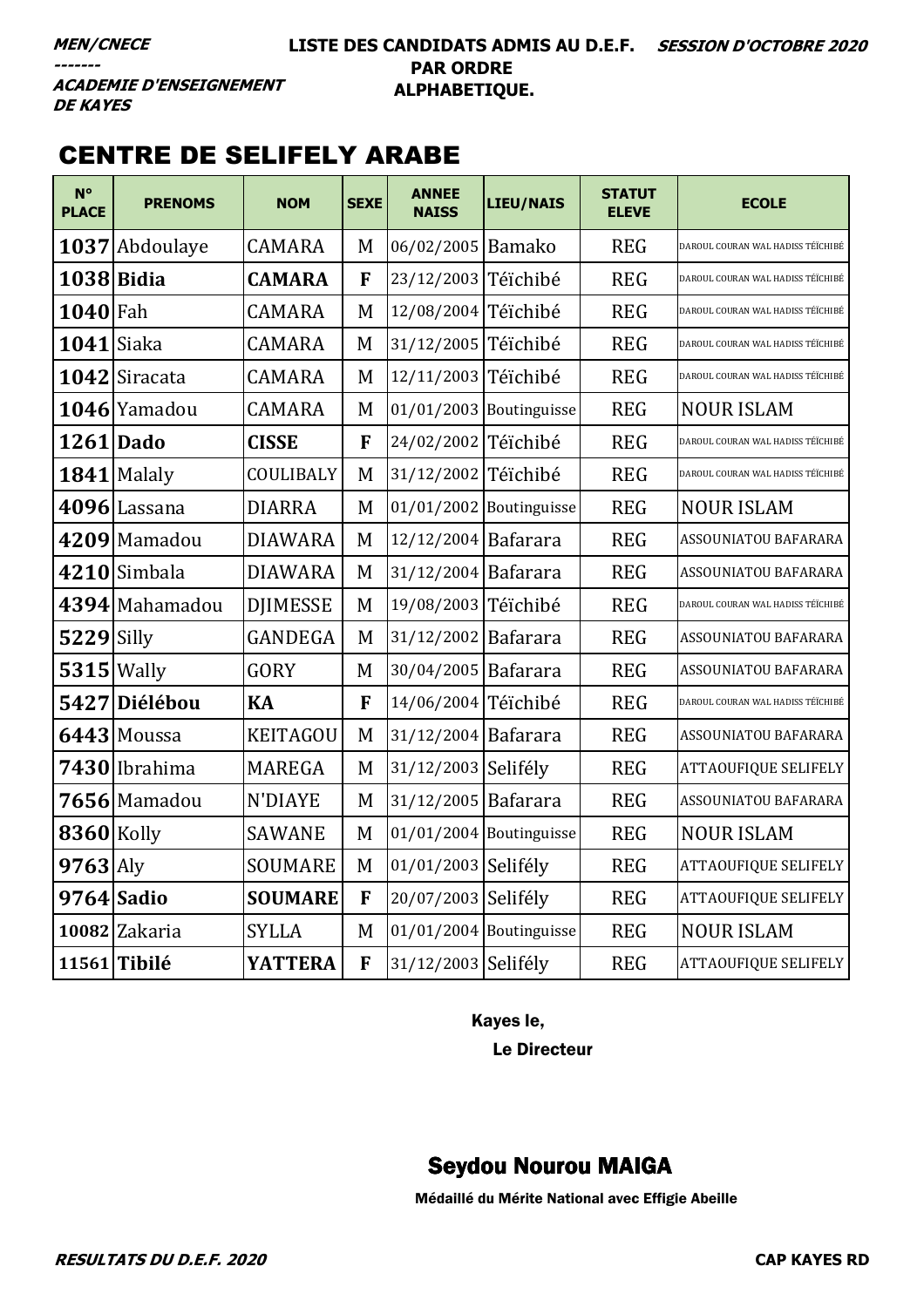***MEN/CNECE***
***-------***
***ACADEMIE D'ENSEIGNEMENT DE KAYES***

**LISTE DES CANDIDATS ADMIS AU D.E.F. PAR ORDRE ALPHABETIQUE.**

***SESSION D'OCTOBRE 2020***

# CENTRE DE SELIFELY ARABE

| N° PLACE | PRENOMS | NOM | SEXE | ANNEE NAISS | LIEU/NAIS | STATUT ELEVE | ECOLE |
|---|---|---|---|---|---|---|---|
| **1037** | Abdoulaye | CAMARA | M | 06/02/2005 | Bamako | REG | DAROUL COURAN WAL HADISS TÉÏCHIBÉ |
| **1038** | **Bidia** | **CAMARA** | **F** | 23/12/2003 | Téïchibé | REG | DAROUL COURAN WAL HADISS TÉÏCHIBÉ |
| **1040** | Fah | CAMARA | M | 12/08/2004 | Téïchibé | REG | DAROUL COURAN WAL HADISS TÉÏCHIBÉ |
| **1041** | Siaka | CAMARA | M | 31/12/2005 | Téïchibé | REG | DAROUL COURAN WAL HADISS TÉÏCHIBÉ |
| **1042** | Siracata | CAMARA | M | 12/11/2003 | Téïchibé | REG | DAROUL COURAN WAL HADISS TÉÏCHIBÉ |
| **1046** | Yamadou | CAMARA | M | 01/01/2003 | Boutinguisse | REG | NOUR ISLAM |
| **1261** | **Dado** | **CISSE** | **F** | 24/02/2002 | Téïchibé | REG | DAROUL COURAN WAL HADISS TÉÏCHIBÉ |
| **1841** | Malaly | COULIBALY | M | 31/12/2002 | Téïchibé | REG | DAROUL COURAN WAL HADISS TÉÏCHIBÉ |
| **4096** | Lassana | DIARRA | M | 01/01/2002 | Boutinguisse | REG | NOUR ISLAM |
| **4209** | Mamadou | DIAWARA | M | 12/12/2004 | Bafarara | REG | ASSOUNIATOU BAFARARA |
| **4210** | Simbala | DIAWARA | M | 31/12/2004 | Bafarara | REG | ASSOUNIATOU BAFARARA |
| **4394** | Mahamadou | DJIMESSE | M | 19/08/2003 | Téïchibé | REG | DAROUL COURAN WAL HADISS TÉÏCHIBÉ |
| **5229** | Silly | GANDEGA | M | 31/12/2002 | Bafarara | REG | ASSOUNIATOU BAFARARA |
| **5315** | Wally | GORY | M | 30/04/2005 | Bafarara | REG | ASSOUNIATOU BAFARARA |
| **5427** | **Diélébou** | **KA** | **F** | 14/06/2004 | Téïchibé | REG | DAROUL COURAN WAL HADISS TÉÏCHIBÉ |
| **6443** | Moussa | KEITAGOU | M | 31/12/2004 | Bafarara | REG | ASSOUNIATOU BAFARARA |
| **7430** | Ibrahima | MAREGA | M | 31/12/2003 | Selifély | REG | ATTAOUFIQUE SELIFELY |
| **7656** | Mamadou | N'DIAYE | M | 31/12/2005 | Bafarara | REG | ASSOUNIATOU BAFARARA |
| **8360** | Kolly | SAWANE | M | 01/01/2004 | Boutinguisse | REG | NOUR ISLAM |
| **9763** | Aly | SOUMARE | M | 01/01/2003 | Selifély | REG | ATTAOUFIQUE SELIFELY |
| **9764** | **Sadio** | **SOUMARE** | **F** | 20/07/2003 | Selifély | REG | ATTAOUFIQUE SELIFELY |
| **10082** | Zakaria | SYLLA | M | 01/01/2004 | Boutinguisse | REG | NOUR ISLAM |
| **11561** | **Tibilé** | **YATTERA** | **F** | 31/12/2003 | Selifély | REG | ATTAOUFIQUE SELIFELY |

Kayes le,

Le Directeur

**Seydou Nourou MAIGA**

**Médaillé du Mérite National avec Effigie Abeille**